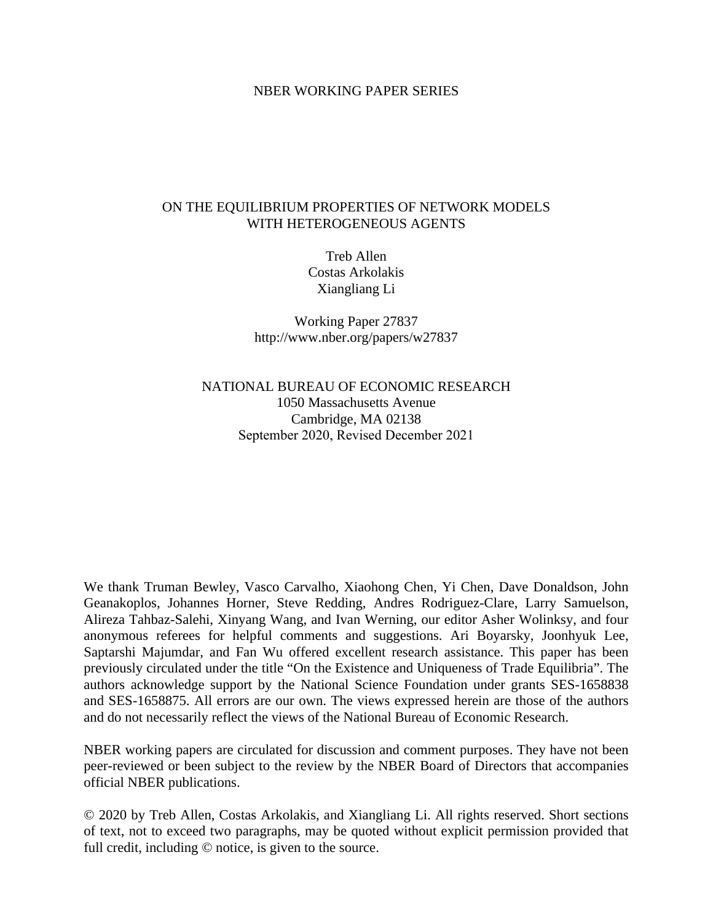NBER WORKING PAPER SERIES

# ON THE EQUILIBRIUM PROPERTIES OF NETWORK MODELS WITH HETEROGENEOUS AGENTS

Treb Allen
Costas Arkolakis
Xiangliang Li

Working Paper 27837
http://www.nber.org/papers/w27837

NATIONAL BUREAU OF ECONOMIC RESEARCH
1050 Massachusetts Avenue
Cambridge, MA 02138
September 2020, Revised December 2021

We thank Truman Bewley, Vasco Carvalho, Xiaohong Chen, Yi Chen, Dave Donaldson, John Geanakoplos, Johannes Horner, Steve Redding, Andres Rodriguez-Clare, Larry Samuelson, Alireza Tahbaz-Salehi, Xinyang Wang, and Ivan Werning, our editor Asher Wolinksy, and four anonymous referees for helpful comments and suggestions. Ari Boyarsky, Joonhyuk Lee, Saptarshi Majumdar, and Fan Wu offered excellent research assistance. This paper has been previously circulated under the title "On the Existence and Uniqueness of Trade Equilibria". The authors acknowledge support by the National Science Foundation under grants SES-1658838 and SES-1658875. All errors are our own. The views expressed herein are those of the authors and do not necessarily reflect the views of the National Bureau of Economic Research.

NBER working papers are circulated for discussion and comment purposes. They have not been peer-reviewed or been subject to the review by the NBER Board of Directors that accompanies official NBER publications.

© 2020 by Treb Allen, Costas Arkolakis, and Xiangliang Li. All rights reserved. Short sections of text, not to exceed two paragraphs, may be quoted without explicit permission provided that full credit, including © notice, is given to the source.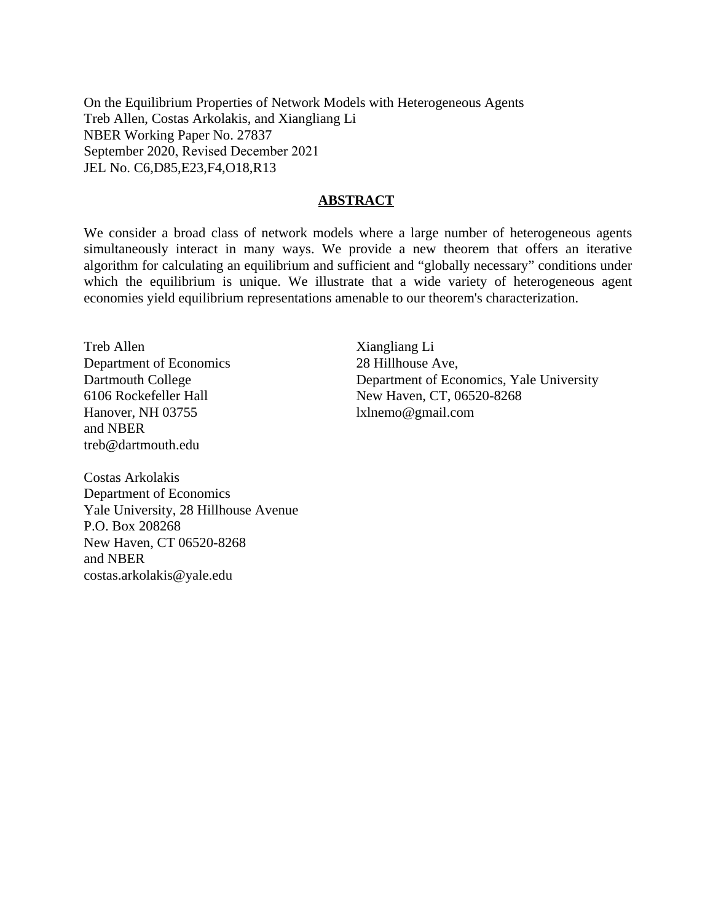On the Equilibrium Properties of Network Models with Heterogeneous Agents
Treb Allen, Costas Arkolakis, and Xiangliang Li
NBER Working Paper No. 27837
September 2020, Revised December 2021
JEL No. C6,D85,E23,F4,O18,R13

## ABSTRACT

We consider a broad class of network models where a large number of heterogeneous agents simultaneously interact in many ways. We provide a new theorem that offers an iterative algorithm for calculating an equilibrium and sufficient and "globally necessary" conditions under which the equilibrium is unique. We illustrate that a wide variety of heterogeneous agent economies yield equilibrium representations amenable to our theorem's characterization.

Treb Allen
Department of Economics
Dartmouth College
6106 Rockefeller Hall
Hanover, NH 03755
and NBER
treb@dartmouth.edu

Costas Arkolakis
Department of Economics
Yale University, 28 Hillhouse Avenue
P.O. Box 208268
New Haven, CT 06520-8268
and NBER
costas.arkolakis@yale.edu

Xiangliang Li
28 Hillhouse Ave,
Department of Economics, Yale University
New Haven, CT, 06520-8268
lxlnemo@gmail.com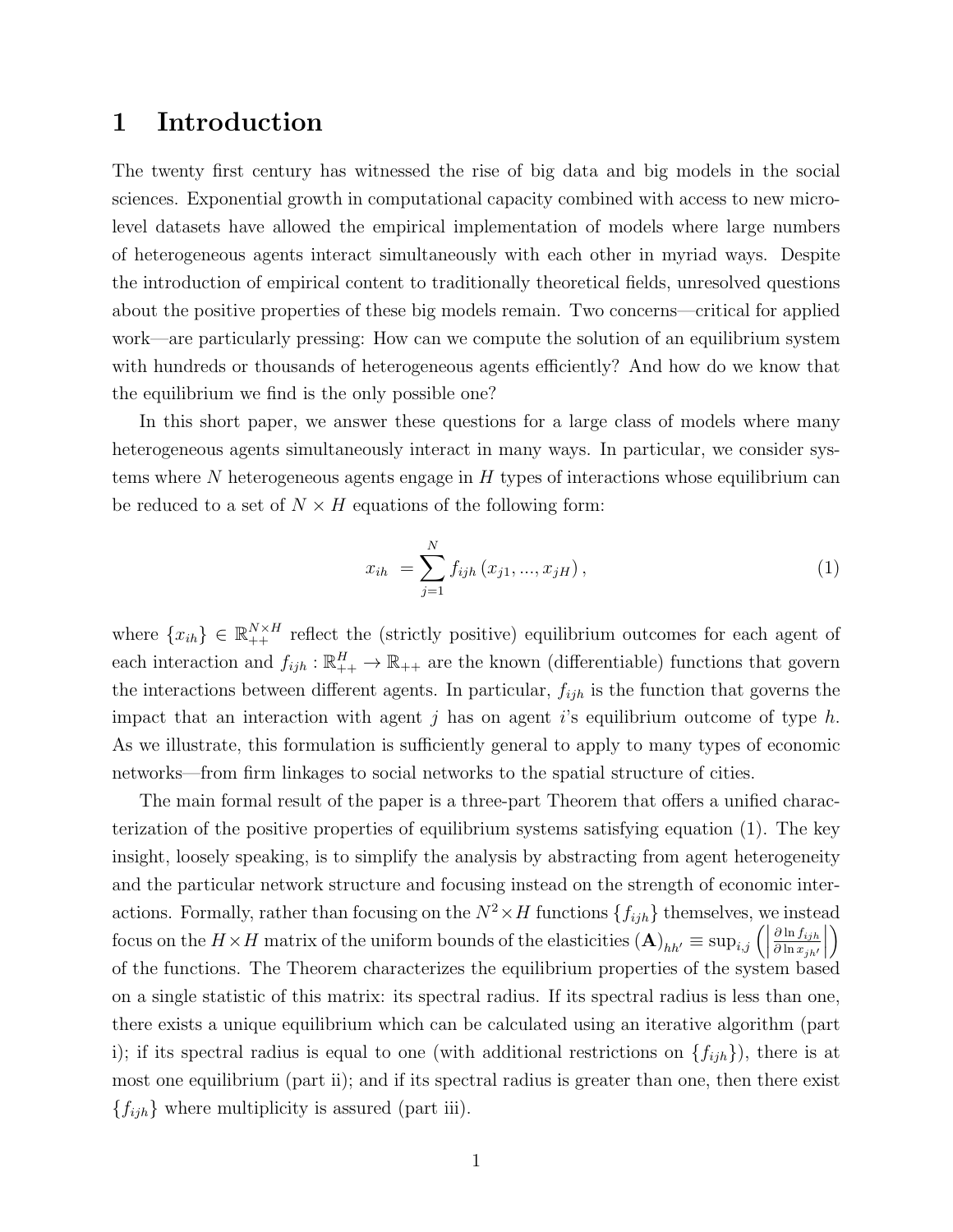# 1 Introduction

The twenty first century has witnessed the rise of big data and big models in the social sciences. Exponential growth in computational capacity combined with access to new micro-level datasets have allowed the empirical implementation of models where large numbers of heterogeneous agents interact simultaneously with each other in myriad ways. Despite the introduction of empirical content to traditionally theoretical fields, unresolved questions about the positive properties of these big models remain. Two concerns—critical for applied work—are particularly pressing: How can we compute the solution of an equilibrium system with hundreds or thousands of heterogeneous agents efficiently? And how do we know that the equilibrium we find is the only possible one?

In this short paper, we answer these questions for a large class of models where many heterogeneous agents simultaneously interact in many ways. In particular, we consider systems where $N$ heterogeneous agents engage in $H$ types of interactions whose equilibrium can be reduced to a set of $N \times H$ equations of the following form:

$$x_{ih} = \sum_{j=1}^{N} f_{ijh}\left(x_{j1}, ..., x_{jH}\right), \tag{1}$$

where $\{x_{ih}\} \in \mathbb{R}_{++}^{N \times H}$ reflect the (strictly positive) equilibrium outcomes for each agent of each interaction and $f_{ijh} : \mathbb{R}_{++}^{H} \rightarrow \mathbb{R}_{++}$ are the known (differentiable) functions that govern the interactions between different agents. In particular, $f_{ijh}$ is the function that governs the impact that an interaction with agent $j$ has on agent $i$'s equilibrium outcome of type $h$. As we illustrate, this formulation is sufficiently general to apply to many types of economic networks—from firm linkages to social networks to the spatial structure of cities.

The main formal result of the paper is a three-part Theorem that offers a unified characterization of the positive properties of equilibrium systems satisfying equation (1). The key insight, loosely speaking, is to simplify the analysis by abstracting from agent heterogeneity and the particular network structure and focusing instead on the strength of economic interactions. Formally, rather than focusing on the $N^2 \times H$ functions $\{f_{ijh}\}$ themselves, we instead focus on the $H \times H$ matrix of the uniform bounds of the elasticities $(\mathbf{A})_{hh'} \equiv \sup_{i,j}\left(\left|\frac{\partial \ln f_{ijh}}{\partial \ln x_{jh'}}\right|\right)$ of the functions. The Theorem characterizes the equilibrium properties of the system based on a single statistic of this matrix: its spectral radius. If its spectral radius is less than one, there exists a unique equilibrium which can be calculated using an iterative algorithm (part i); if its spectral radius is equal to one (with additional restrictions on $\{f_{ijh}\}$), there is at most one equilibrium (part ii); and if its spectral radius is greater than one, then there exist $\{f_{ijh}\}$ where multiplicity is assured (part iii).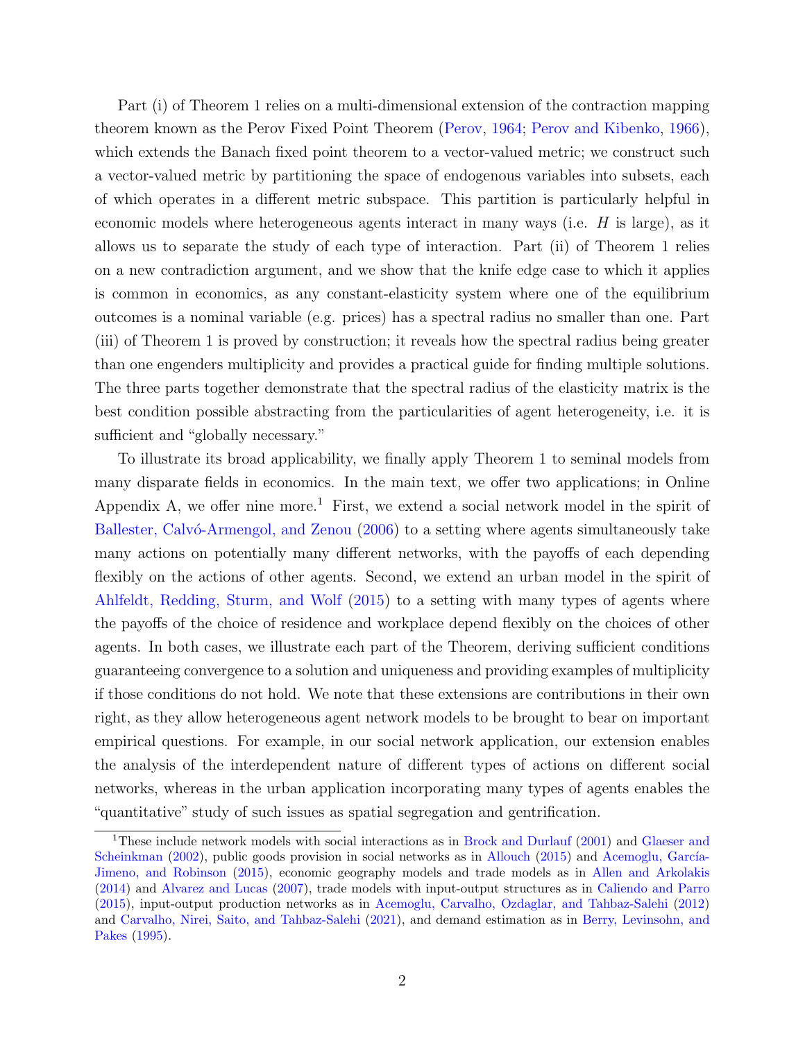Part (i) of Theorem 1 relies on a multi-dimensional extension of the contraction mapping theorem known as the Perov Fixed Point Theorem (Perov, 1964; Perov and Kibenko, 1966), which extends the Banach fixed point theorem to a vector-valued metric; we construct such a vector-valued metric by partitioning the space of endogenous variables into subsets, each of which operates in a different metric subspace. This partition is particularly helpful in economic models where heterogeneous agents interact in many ways (i.e. $H$ is large), as it allows us to separate the study of each type of interaction. Part (ii) of Theorem 1 relies on a new contradiction argument, and we show that the knife edge case to which it applies is common in economics, as any constant-elasticity system where one of the equilibrium outcomes is a nominal variable (e.g. prices) has a spectral radius no smaller than one. Part (iii) of Theorem 1 is proved by construction; it reveals how the spectral radius being greater than one engenders multiplicity and provides a practical guide for finding multiple solutions. The three parts together demonstrate that the spectral radius of the elasticity matrix is the best condition possible abstracting from the particularities of agent heterogeneity, i.e. it is sufficient and "globally necessary."

To illustrate its broad applicability, we finally apply Theorem 1 to seminal models from many disparate fields in economics. In the main text, we offer two applications; in Online Appendix A, we offer nine more.[1] First, we extend a social network model in the spirit of Ballester, Calvó-Armengol, and Zenou (2006) to a setting where agents simultaneously take many actions on potentially many different networks, with the payoffs of each depending flexibly on the actions of other agents. Second, we extend an urban model in the spirit of Ahlfeldt, Redding, Sturm, and Wolf (2015) to a setting with many types of agents where the payoffs of the choice of residence and workplace depend flexibly on the choices of other agents. In both cases, we illustrate each part of the Theorem, deriving sufficient conditions guaranteeing convergence to a solution and uniqueness and providing examples of multiplicity if those conditions do not hold. We note that these extensions are contributions in their own right, as they allow heterogeneous agent network models to be brought to bear on important empirical questions. For example, in our social network application, our extension enables the analysis of the interdependent nature of different types of actions on different social networks, whereas in the urban application incorporating many types of agents enables the "quantitative" study of such issues as spatial segregation and gentrification.

[1] These include network models with social interactions as in Brock and Durlauf (2001) and Glaeser and Scheinkman (2002), public goods provision in social networks as in Allouch (2015) and Acemoglu, García-Jimeno, and Robinson (2015), economic geography models and trade models as in Allen and Arkolakis (2014) and Alvarez and Lucas (2007), trade models with input-output structures as in Caliendo and Parro (2015), input-output production networks as in Acemoglu, Carvalho, Ozdaglar, and Tahbaz-Salehi (2012) and Carvalho, Nirei, Saito, and Tahbaz-Salehi (2021), and demand estimation as in Berry, Levinsohn, and Pakes (1995).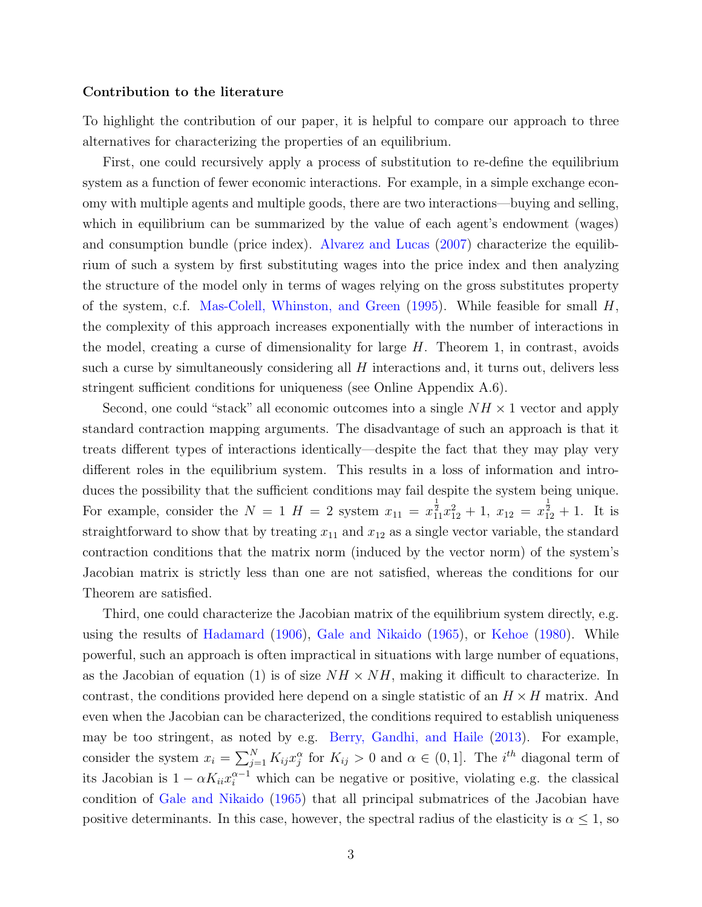**Contribution to the literature**

To highlight the contribution of our paper, it is helpful to compare our approach to three alternatives for characterizing the properties of an equilibrium.

First, one could recursively apply a process of substitution to re-define the equilibrium system as a function of fewer economic interactions. For example, in a simple exchange economy with multiple agents and multiple goods, there are two interactions—buying and selling, which in equilibrium can be summarized by the value of each agent's endowment (wages) and consumption bundle (price index). Alvarez and Lucas (2007) characterize the equilibrium of such a system by first substituting wages into the price index and then analyzing the structure of the model only in terms of wages relying on the gross substitutes property of the system, c.f. Mas-Colell, Whinston, and Green (1995). While feasible for small $H$, the complexity of this approach increases exponentially with the number of interactions in the model, creating a curse of dimensionality for large $H$. Theorem 1, in contrast, avoids such a curse by simultaneously considering all $H$ interactions and, it turns out, delivers less stringent sufficient conditions for uniqueness (see Online Appendix A.6).

Second, one could "stack" all economic outcomes into a single $NH \times 1$ vector and apply standard contraction mapping arguments. The disadvantage of such an approach is that it treats different types of interactions identically—despite the fact that they may play very different roles in the equilibrium system. This results in a loss of information and introduces the possibility that the sufficient conditions may fail despite the system being unique. For example, consider the $N = 1$ $H = 2$ system $x_{11} = x_{11}^{\frac{1}{2}} x_{12}^{2} + 1$, $x_{12} = x_{12}^{\frac{1}{2}} + 1$. It is straightforward to show that by treating $x_{11}$ and $x_{12}$ as a single vector variable, the standard contraction conditions that the matrix norm (induced by the vector norm) of the system's Jacobian matrix is strictly less than one are not satisfied, whereas the conditions for our Theorem are satisfied.

Third, one could characterize the Jacobian matrix of the equilibrium system directly, e.g. using the results of Hadamard (1906), Gale and Nikaido (1965), or Kehoe (1980). While powerful, such an approach is often impractical in situations with large number of equations, as the Jacobian of equation (1) is of size $NH \times NH$, making it difficult to characterize. In contrast, the conditions provided here depend on a single statistic of an $H \times H$ matrix. And even when the Jacobian can be characterized, the conditions required to establish uniqueness may be too stringent, as noted by e.g. Berry, Gandhi, and Haile (2013). For example, consider the system $x_i = \sum_{j=1}^{N} K_{ij} x_j^{\alpha}$ for $K_{ij} > 0$ and $\alpha \in (0, 1]$. The $i^{th}$ diagonal term of its Jacobian is $1 - \alpha K_{ii} x_i^{\alpha - 1}$ which can be negative or positive, violating e.g. the classical condition of Gale and Nikaido (1965) that all principal submatrices of the Jacobian have positive determinants. In this case, however, the spectral radius of the elasticity is $\alpha \leq 1$, so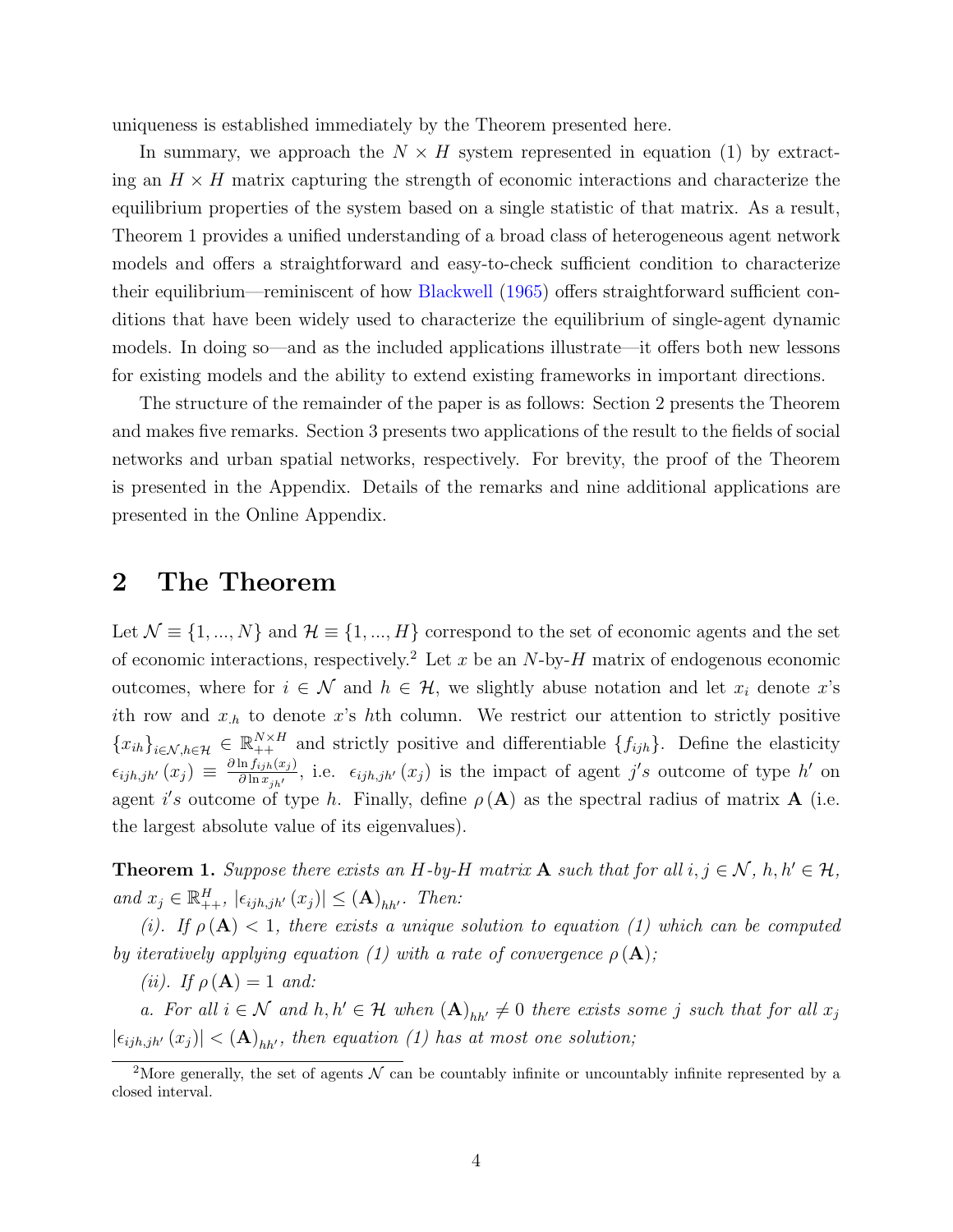uniqueness is established immediately by the Theorem presented here.

In summary, we approach the $N \times H$ system represented in equation (1) by extracting an $H \times H$ matrix capturing the strength of economic interactions and characterize the equilibrium properties of the system based on a single statistic of that matrix. As a result, Theorem 1 provides a unified understanding of a broad class of heterogeneous agent network models and offers a straightforward and easy-to-check sufficient condition to characterize their equilibrium—reminiscent of how Blackwell (1965) offers straightforward sufficient conditions that have been widely used to characterize the equilibrium of single-agent dynamic models. In doing so—and as the included applications illustrate—it offers both new lessons for existing models and the ability to extend existing frameworks in important directions.

The structure of the remainder of the paper is as follows: Section 2 presents the Theorem and makes five remarks. Section 3 presents two applications of the result to the fields of social networks and urban spatial networks, respectively. For brevity, the proof of the Theorem is presented in the Appendix. Details of the remarks and nine additional applications are presented in the Online Appendix.

## 2 The Theorem

Let $\mathcal{N} \equiv \{1, ..., N\}$ and $\mathcal{H} \equiv \{1, ..., H\}$ correspond to the set of economic agents and the set of economic interactions, respectively.[2] Let $x$ be an $N$-by-$H$ matrix of endogenous economic outcomes, where for $i \in \mathcal{N}$ and $h \in \mathcal{H}$, we slightly abuse notation and let $x_i$ denote $x$'s $i$th row and $x_{\cdot h}$ to denote $x$'s $h$th column. We restrict our attention to strictly positive $\{x_{ih}\}_{i \in \mathcal{N}, h \in \mathcal{H}} \in \mathbb{R}^{N \times H}_{++}$ and strictly positive and differentiable $\{f_{ijh}\}$. Define the elasticity $\epsilon_{ijh,jh'}(x_j) \equiv \frac{\partial \ln f_{ijh}(x_j)}{\partial \ln x_{jh'}}$, i.e. $\epsilon_{ijh,jh'}(x_j)$ is the impact of agent $j's$ outcome of type $h'$ on agent $i's$ outcome of type $h$. Finally, define $\rho(\mathbf{A})$ as the spectral radius of matrix $\mathbf{A}$ (i.e. the largest absolute value of its eigenvalues).

**Theorem 1.** *Suppose there exists an $H$-by-$H$ matrix $\mathbf{A}$ such that for all $i, j \in \mathcal{N}$, $h, h' \in \mathcal{H}$, and $x_j \in \mathbb{R}^H_{++}$, $|\epsilon_{ijh,jh'}(x_j)| \leq (\mathbf{A})_{hh'}$. Then:*

*(i). If $\rho(\mathbf{A}) < 1$, there exists a unique solution to equation (1) which can be computed by iteratively applying equation (1) with a rate of convergence $\rho(\mathbf{A})$;*

*(ii). If $\rho(\mathbf{A}) = 1$ and:*

*a. For all $i \in \mathcal{N}$ and $h, h' \in \mathcal{H}$ when $(\mathbf{A})_{hh'} \neq 0$ there exists some $j$ such that for all $x_j$ $|\epsilon_{ijh,jh'}(x_j)| < (\mathbf{A})_{hh'}$, then equation (1) has at most one solution;*

[2] More generally, the set of agents $\mathcal{N}$ can be countably infinite or uncountably infinite represented by a closed interval.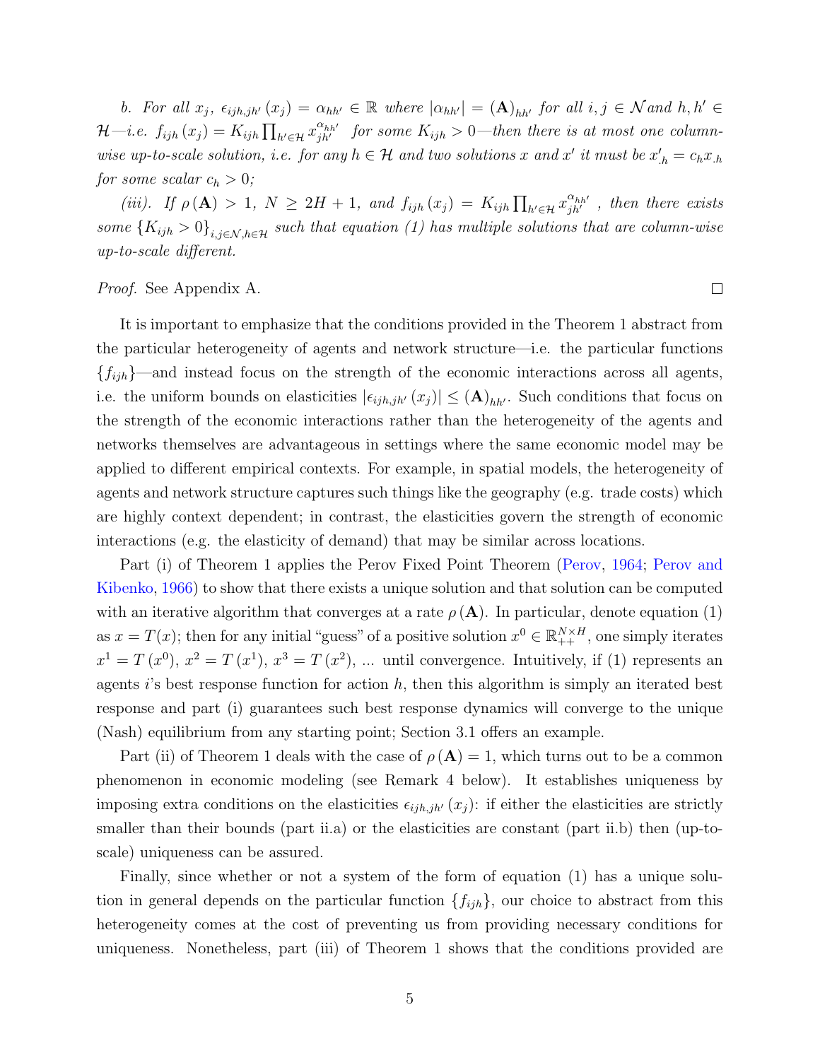*b. For all $x_j$, $\epsilon_{ijh,jh'}(x_j) = \alpha_{hh'} \in \mathbb{R}$ where $|\alpha_{hh'}| = (\mathbf{A})_{hh'}$ for all $i, j \in \mathcal{N}$ and $h, h' \in \mathcal{H}$—i.e. $f_{ijh}(x_j) = K_{ijh} \prod_{h' \in \mathcal{H}} x_{jh'}^{\alpha_{hh'}}$ for some $K_{ijh} > 0$—then there is at most one column-wise up-to-scale solution, i.e. for any $h \in \mathcal{H}$ and two solutions $x$ and $x'$ it must be $x'_{.h} = c_h x_{.h}$ for some scalar $c_h > 0$;*

*(iii). If $\rho(\mathbf{A}) > 1$, $N \geq 2H + 1$, and $f_{ijh}(x_j) = K_{ijh} \prod_{h' \in \mathcal{H}} x_{jh'}^{\alpha_{hh'}}$, then there exists some $\{K_{ijh} > 0\}_{i,j \in \mathcal{N}, h \in \mathcal{H}}$ such that equation (1) has multiple solutions that are column-wise up-to-scale different.*

*Proof.* See Appendix A. □

It is important to emphasize that the conditions provided in the Theorem 1 abstract from the particular heterogeneity of agents and network structure—i.e. the particular functions $\{f_{ijh}\}$—and instead focus on the strength of the economic interactions across all agents, i.e. the uniform bounds on elasticities $|\epsilon_{ijh,jh'}(x_j)| \leq (\mathbf{A})_{hh'}$. Such conditions that focus on the strength of the economic interactions rather than the heterogeneity of the agents and networks themselves are advantageous in settings where the same economic model may be applied to different empirical contexts. For example, in spatial models, the heterogeneity of agents and network structure captures such things like the geography (e.g. trade costs) which are highly context dependent; in contrast, the elasticities govern the strength of economic interactions (e.g. the elasticity of demand) that may be similar across locations.

Part (i) of Theorem 1 applies the Perov Fixed Point Theorem (Perov, 1964; Perov and Kibenko, 1966) to show that there exists a unique solution and that solution can be computed with an iterative algorithm that converges at a rate $\rho(\mathbf{A})$. In particular, denote equation (1) as $x = T(x)$; then for any initial "guess" of a positive solution $x^0 \in \mathbb{R}_{++}^{N \times H}$, one simply iterates $x^1 = T(x^0)$, $x^2 = T(x^1)$, $x^3 = T(x^2)$, ... until convergence. Intuitively, if (1) represents an agents $i$'s best response function for action $h$, then this algorithm is simply an iterated best response and part (i) guarantees such best response dynamics will converge to the unique (Nash) equilibrium from any starting point; Section 3.1 offers an example.

Part (ii) of Theorem 1 deals with the case of $\rho(\mathbf{A}) = 1$, which turns out to be a common phenomenon in economic modeling (see Remark 4 below). It establishes uniqueness by imposing extra conditions on the elasticities $\epsilon_{ijh,jh'}(x_j)$: if either the elasticities are strictly smaller than their bounds (part ii.a) or the elasticities are constant (part ii.b) then (up-to-scale) uniqueness can be assured.

Finally, since whether or not a system of the form of equation (1) has a unique solution in general depends on the particular function $\{f_{ijh}\}$, our choice to abstract from this heterogeneity comes at the cost of preventing us from providing necessary conditions for uniqueness. Nonetheless, part (iii) of Theorem 1 shows that the conditions provided are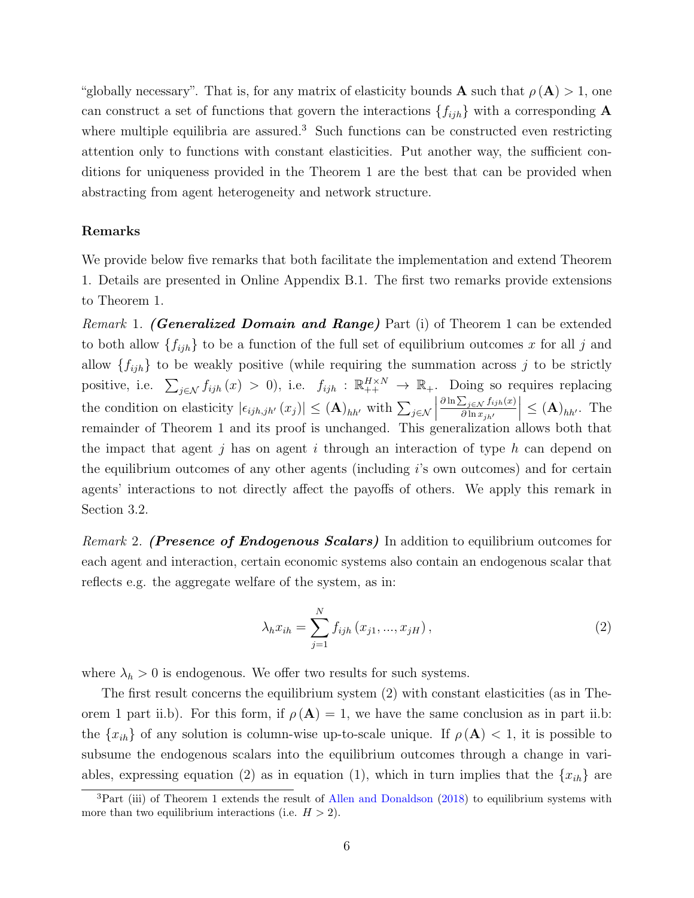"globally necessary". That is, for any matrix of elasticity bounds $\mathbf{A}$ such that $\rho(\mathbf{A}) > 1$, one can construct a set of functions that govern the interactions $\{f_{ijh}\}$ with a corresponding $\mathbf{A}$ where multiple equilibria are assured.[3] Such functions can be constructed even restricting attention only to functions with constant elasticities. Put another way, the sufficient conditions for uniqueness provided in the Theorem 1 are the best that can be provided when abstracting from agent heterogeneity and network structure.

### Remarks

We provide below five remarks that both facilitate the implementation and extend Theorem 1. Details are presented in Online Appendix B.1. The first two remarks provide extensions to Theorem 1.

*Remark* 1. ***(Generalized Domain and Range)*** Part (i) of Theorem 1 can be extended to both allow $\{f_{ijh}\}$ to be a function of the full set of equilibrium outcomes $x$ for all $j$ and allow $\{f_{ijh}\}$ to be weakly positive (while requiring the summation across $j$ to be strictly positive, i.e. $\sum_{j\in\mathcal{N}} f_{ijh}(x) > 0$), i.e. $f_{ijh} : \mathbb{R}^{H\times N}_{++} \to \mathbb{R}_{+}$. Doing so requires replacing the condition on elasticity $|\epsilon_{ijh,jh'}(x_j)| \leq (\mathbf{A})_{hh'}$ with $\sum_{j\in\mathcal{N}} \left|\frac{\partial \ln \sum_{j\in\mathcal{N}} f_{ijh}(x)}{\partial \ln x_{jh'}}\right| \leq (\mathbf{A})_{hh'}$. The remainder of Theorem 1 and its proof is unchanged. This generalization allows both that the impact that agent $j$ has on agent $i$ through an interaction of type $h$ can depend on the equilibrium outcomes of any other agents (including $i$'s own outcomes) and for certain agents' interactions to not directly affect the payoffs of others. We apply this remark in Section 3.2.

*Remark* 2. ***(Presence of Endogenous Scalars)*** In addition to equilibrium outcomes for each agent and interaction, certain economic systems also contain an endogenous scalar that reflects e.g. the aggregate welfare of the system, as in:

$$\lambda_h x_{ih} = \sum_{j=1}^{N} f_{ijh}(x_{j1}, ..., x_{jH}), \tag{2}$$

where $\lambda_h > 0$ is endogenous. We offer two results for such systems.

The first result concerns the equilibrium system (2) with constant elasticities (as in Theorem 1 part ii.b). For this form, if $\rho(\mathbf{A}) = 1$, we have the same conclusion as in part ii.b: the $\{x_{ih}\}$ of any solution is column-wise up-to-scale unique. If $\rho(\mathbf{A}) < 1$, it is possible to subsume the endogenous scalars into the equilibrium outcomes through a change in variables, expressing equation (2) as in equation (1), which in turn implies that the $\{x_{ih}\}$ are

[3] Part (iii) of Theorem 1 extends the result of Allen and Donaldson (2018) to equilibrium systems with more than two equilibrium interactions (i.e. $H > 2$).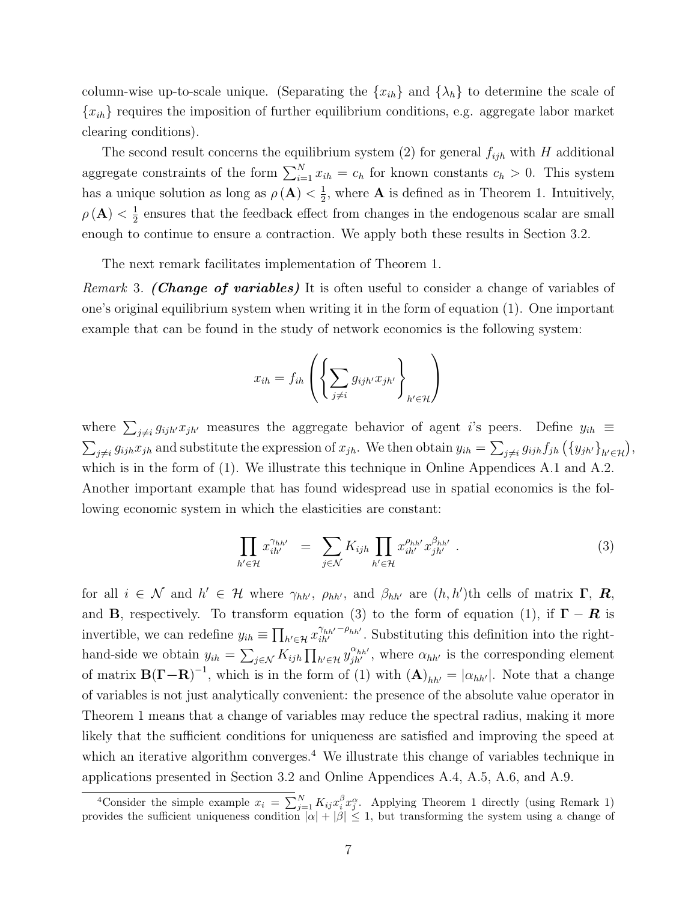column-wise up-to-scale unique. (Separating the $\{x_{ih}\}$ and $\{\lambda_h\}$ to determine the scale of $\{x_{ih}\}$ requires the imposition of further equilibrium conditions, e.g. aggregate labor market clearing conditions).

The second result concerns the equilibrium system (2) for general $f_{ijh}$ with $H$ additional aggregate constraints of the form $\sum_{i=1}^{N} x_{ih} = c_h$ for known constants $c_h > 0$. This system has a unique solution as long as $\rho(\mathbf{A}) < \frac{1}{2}$, where $\mathbf{A}$ is defined as in Theorem 1. Intuitively, $\rho(\mathbf{A}) < \frac{1}{2}$ ensures that the feedback effect from changes in the endogenous scalar are small enough to continue to ensure a contraction. We apply both these results in Section 3.2.

The next remark facilitates implementation of Theorem 1.

*Remark* 3. ***(Change of variables)*** It is often useful to consider a change of variables of one's original equilibrium system when writing it in the form of equation (1). One important example that can be found in the study of network economics is the following system:

$$x_{ih} = f_{ih}\left(\left\{\sum_{j\neq i} g_{ijh'}x_{jh'}\right\}_{h'\in\mathcal{H}}\right)$$

where $\sum_{j\neq i} g_{ijh'}x_{jh'}$ measures the aggregate behavior of agent $i$'s peers. Define $y_{ih} \equiv \sum_{j\neq i} g_{ijh}x_{jh}$ and substitute the expression of $x_{jh}$. We then obtain $y_{ih} = \sum_{j\neq i} g_{ijh} f_{jh}\left(\{y_{jh'}\}_{h'\in\mathcal{H}}\right)$, which is in the form of (1). We illustrate this technique in Online Appendices A.1 and A.2. Another important example that has found widespread use in spatial economics is the following economic system in which the elasticities are constant:

$$\prod_{h'\in\mathcal{H}} x_{ih'}^{\gamma_{hh'}} \;\; = \;\; \sum_{j\in\mathcal{N}} K_{ijh} \prod_{h'\in\mathcal{H}} x_{ih'}^{\rho_{hh'}} x_{jh'}^{\beta_{hh'}} \;. \tag{3}$$

for all $i \in \mathcal{N}$ and $h' \in \mathcal{H}$ where $\gamma_{hh'}$, $\rho_{hh'}$, and $\beta_{hh'}$ are $(h,h')$th cells of matrix $\mathbf{\Gamma}$, $\boldsymbol{R}$, and $\mathbf{B}$, respectively. To transform equation (3) to the form of equation (1), if $\mathbf{\Gamma} - \boldsymbol{R}$ is invertible, we can redefine $y_{ih} \equiv \prod_{h'\in\mathcal{H}} x_{ih'}^{\gamma_{hh'}-\rho_{hh'}}$. Substituting this definition into the right-hand-side we obtain $y_{ih} = \sum_{j\in\mathcal{N}} K_{ijh} \prod_{h'\in\mathcal{H}} y_{jh'}^{\alpha_{hh'}}$, where $\alpha_{hh'}$ is the corresponding element of matrix $\mathbf{B}(\mathbf{\Gamma}-\mathbf{R})^{-1}$, which is in the form of (1) with $(\mathbf{A})_{hh'} = |\alpha_{hh'}|$. Note that a change of variables is not just analytically convenient: the presence of the absolute value operator in Theorem 1 means that a change of variables may reduce the spectral radius, making it more likely that the sufficient conditions for uniqueness are satisfied and improving the speed at which an iterative algorithm converges.[4] We illustrate this change of variables technique in applications presented in Section 3.2 and Online Appendices A.4, A.5, A.6, and A.9.

[4]Consider the simple example $x_i = \sum_{j=1}^{N} K_{ij} x_i^{\beta} x_j^{\alpha}$. Applying Theorem 1 directly (using Remark 1) provides the sufficient uniqueness condition $|\alpha| + |\beta| \leq 1$, but transforming the system using a change of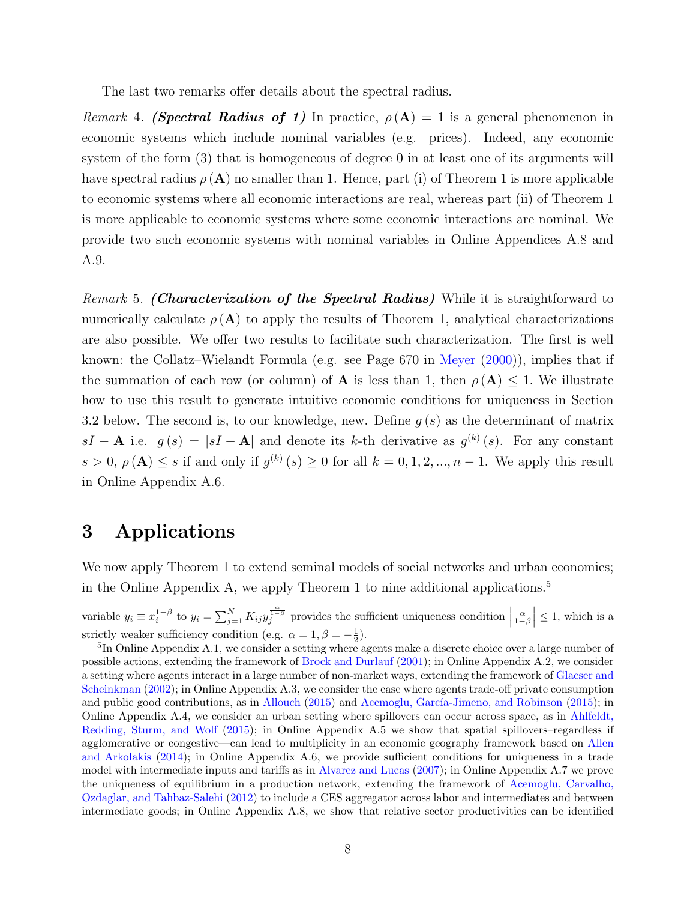The last two remarks offer details about the spectral radius.

*Remark* 4. ***(Spectral Radius of 1)*** In practice, $\rho(\mathbf{A}) = 1$ is a general phenomenon in economic systems which include nominal variables (e.g. prices). Indeed, any economic system of the form (3) that is homogeneous of degree 0 in at least one of its arguments will have spectral radius $\rho(\mathbf{A})$ no smaller than 1. Hence, part (i) of Theorem 1 is more applicable to economic systems where all economic interactions are real, whereas part (ii) of Theorem 1 is more applicable to economic systems where some economic interactions are nominal. We provide two such economic systems with nominal variables in Online Appendices A.8 and A.9.

*Remark* 5. ***(Characterization of the Spectral Radius)*** While it is straightforward to numerically calculate $\rho(\mathbf{A})$ to apply the results of Theorem 1, analytical characterizations are also possible. We offer two results to facilitate such characterization. The first is well known: the Collatz–Wielandt Formula (e.g. see Page 670 in Meyer (2000)), implies that if the summation of each row (or column) of $\mathbf{A}$ is less than 1, then $\rho(\mathbf{A}) \leq 1$. We illustrate how to use this result to generate intuitive economic conditions for uniqueness in Section 3.2 below. The second is, to our knowledge, new. Define $g(s)$ as the determinant of matrix $sI - \mathbf{A}$ i.e. $g(s) = |sI - \mathbf{A}|$ and denote its $k$-th derivative as $g^{(k)}(s)$. For any constant $s > 0$, $\rho(\mathbf{A}) \leq s$ if and only if $g^{(k)}(s) \geq 0$ for all $k = 0, 1, 2, ..., n-1$. We apply this result in Online Appendix A.6.

# 3 Applications

We now apply Theorem 1 to extend seminal models of social networks and urban economics; in the Online Appendix A, we apply Theorem 1 to nine additional applications.[5]

---

variable $y_i \equiv x_i^{1-\beta}$ to $y_i = \sum_{j=1}^{N} K_{ij} y_j^{\frac{\alpha}{1-\beta}}$ provides the sufficient uniqueness condition $\left|\frac{\alpha}{1-\beta}\right| \leq 1$, which is a strictly weaker sufficiency condition (e.g. $\alpha = 1, \beta = -\frac{1}{2}$).

[5] In Online Appendix A.1, we consider a setting where agents make a discrete choice over a large number of possible actions, extending the framework of Brock and Durlauf (2001); in Online Appendix A.2, we consider a setting where agents interact in a large number of non-market ways, extending the framework of Glaeser and Scheinkman (2002); in Online Appendix A.3, we consider the case where agents trade-off private consumption and public good contributions, as in Allouch (2015) and Acemoglu, García-Jimeno, and Robinson (2015); in Online Appendix A.4, we consider an urban setting where spillovers can occur across space, as in Ahlfeldt, Redding, Sturm, and Wolf (2015); in Online Appendix A.5 we show that spatial spillovers–regardless if agglomerative or congestive—can lead to multiplicity in an economic geography framework based on Allen and Arkolakis (2014); in Online Appendix A.6, we provide sufficient conditions for uniqueness in a trade model with intermediate inputs and tariffs as in Alvarez and Lucas (2007); in Online Appendix A.7 we prove the uniqueness of equilibrium in a production network, extending the framework of Acemoglu, Carvalho, Ozdaglar, and Tahbaz-Salehi (2012) to include a CES aggregator across labor and intermediates and between intermediate goods; in Online Appendix A.8, we show that relative sector productivities can be identified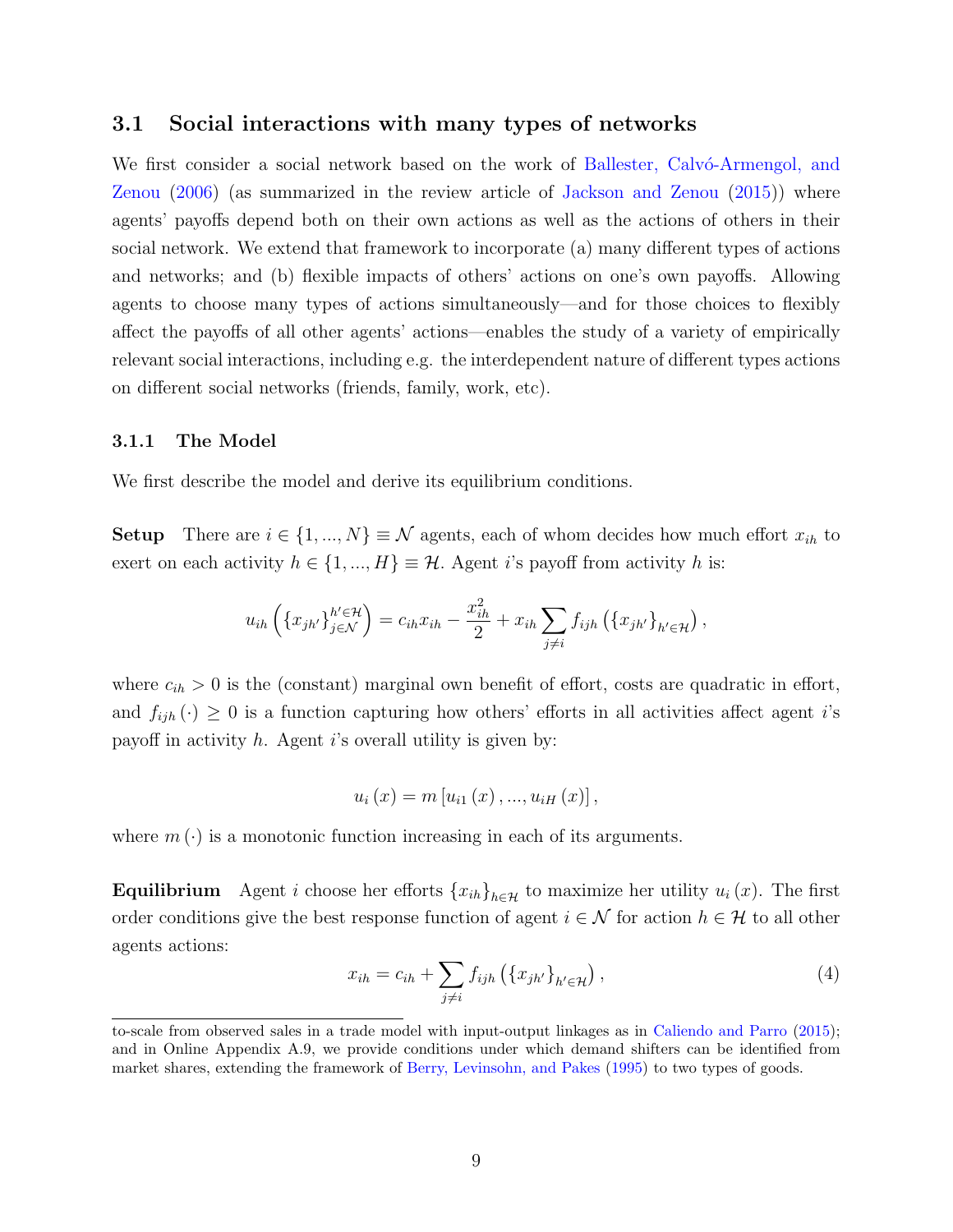### 3.1 Social interactions with many types of networks

We first consider a social network based on the work of Ballester, Calvó-Armengol, and Zenou (2006) (as summarized in the review article of Jackson and Zenou (2015)) where agents' payoffs depend both on their own actions as well as the actions of others in their social network. We extend that framework to incorporate (a) many different types of actions and networks; and (b) flexible impacts of others' actions on one's own payoffs. Allowing agents to choose many types of actions simultaneously—and for those choices to flexibly affect the payoffs of all other agents' actions—enables the study of a variety of empirically relevant social interactions, including e.g. the interdependent nature of different types actions on different social networks (friends, family, work, etc).

#### 3.1.1 The Model

We first describe the model and derive its equilibrium conditions.

**Setup** There are $i \in \{1, ..., N\} \equiv \mathcal{N}$ agents, each of whom decides how much effort $x_{ih}$ to exert on each activity $h \in \{1, ..., H\} \equiv \mathcal{H}$. Agent $i$'s payoff from activity $h$ is:

$$u_{ih}\left(\{x_{jh'}\}_{j\in\mathcal{N}}^{h'\in\mathcal{H}}\right) = c_{ih}x_{ih} - \frac{x_{ih}^2}{2} + x_{ih}\sum_{j\neq i} f_{ijh}\left(\{x_{jh'}\}_{h'\in\mathcal{H}}\right),$$

where $c_{ih} > 0$ is the (constant) marginal own benefit of effort, costs are quadratic in effort, and $f_{ijh}(\cdot) \geq 0$ is a function capturing how others' efforts in all activities affect agent $i$'s payoff in activity $h$. Agent $i$'s overall utility is given by:

$$u_i(x) = m\left[u_{i1}(x), ..., u_{iH}(x)\right],$$

where $m(\cdot)$ is a monotonic function increasing in each of its arguments.

**Equilibrium** Agent $i$ choose her efforts $\{x_{ih}\}_{h\in\mathcal{H}}$ to maximize her utility $u_i(x)$. The first order conditions give the best response function of agent $i \in \mathcal{N}$ for action $h \in \mathcal{H}$ to all other agents actions:

$$x_{ih} = c_{ih} + \sum_{j\neq i} f_{ijh}\left(\{x_{jh'}\}_{h'\in\mathcal{H}}\right), \tag{4}$$

to-scale from observed sales in a trade model with input-output linkages as in Caliendo and Parro (2015); and in Online Appendix A.9, we provide conditions under which demand shifters can be identified from market shares, extending the framework of Berry, Levinsohn, and Pakes (1995) to two types of goods.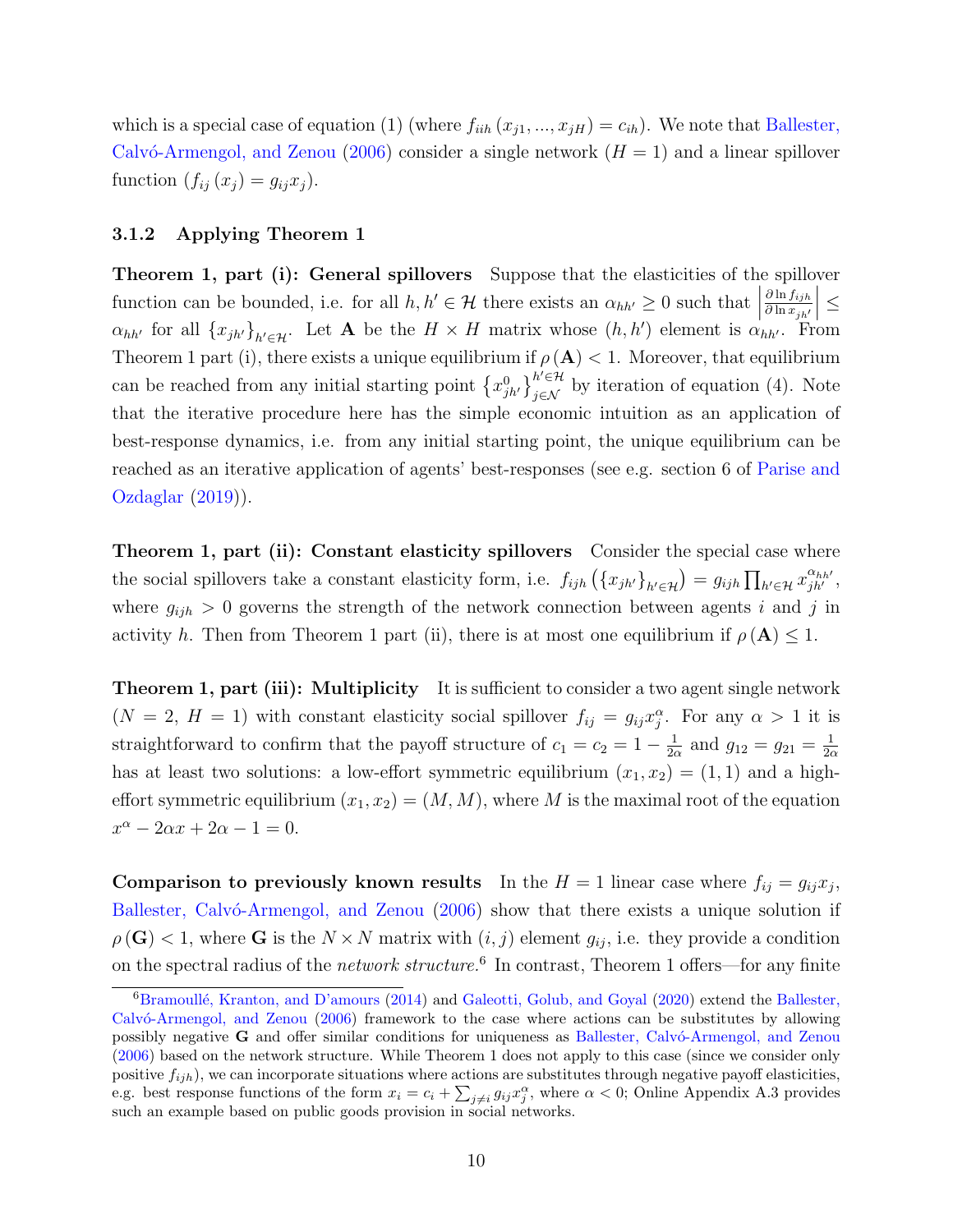which is a special case of equation (1) (where $f_{iih}(x_{j1},...,x_{jH}) = c_{ih}$). We note that Ballester, Calvó-Armengol, and Zenou (2006) consider a single network ($H = 1$) and a linear spillover function ($f_{ij}(x_j) = g_{ij}x_j$).

### 3.1.2 Applying Theorem 1

**Theorem 1, part (i): General spillovers** Suppose that the elasticities of the spillover function can be bounded, i.e. for all $h, h' \in \mathcal{H}$ there exists an $\alpha_{hh'} \geq 0$ such that $\left|\frac{\partial \ln f_{ijh}}{\partial \ln x_{jh'}}\right| \leq \alpha_{hh'}$ for all $\{x_{jh'}\}_{h' \in \mathcal{H}}$. Let $\mathbf{A}$ be the $H \times H$ matrix whose $(h, h')$ element is $\alpha_{hh'}$. From Theorem 1 part (i), there exists a unique equilibrium if $\rho(\mathbf{A}) < 1$. Moreover, that equilibrium can be reached from any initial starting point $\{x^0_{jh'}\}^{h' \in \mathcal{H}}_{j \in \mathcal{N}}$ by iteration of equation (4). Note that the iterative procedure here has the simple economic intuition as an application of best-response dynamics, i.e. from any initial starting point, the unique equilibrium can be reached as an iterative application of agents' best-responses (see e.g. section 6 of Parise and Ozdaglar (2019)).

**Theorem 1, part (ii): Constant elasticity spillovers** Consider the special case where the social spillovers take a constant elasticity form, i.e. $f_{ijh}\left(\{x_{jh'}\}_{h' \in \mathcal{H}}\right) = g_{ijh} \prod_{h' \in \mathcal{H}} x_{jh'}^{\alpha_{hh'}}$, where $g_{ijh} > 0$ governs the strength of the network connection between agents $i$ and $j$ in activity $h$. Then from Theorem 1 part (ii), there is at most one equilibrium if $\rho(\mathbf{A}) \leq 1$.

**Theorem 1, part (iii): Multiplicity** It is sufficient to consider a two agent single network ($N = 2$, $H = 1$) with constant elasticity social spillover $f_{ij} = g_{ij}x_j^\alpha$. For any $\alpha > 1$ it is straightforward to confirm that the payoff structure of $c_1 = c_2 = 1 - \frac{1}{2\alpha}$ and $g_{12} = g_{21} = \frac{1}{2\alpha}$ has at least two solutions: a low-effort symmetric equilibrium $(x_1, x_2) = (1, 1)$ and a high-effort symmetric equilibrium $(x_1, x_2) = (M, M)$, where $M$ is the maximal root of the equation $x^\alpha - 2\alpha x + 2\alpha - 1 = 0$.

**Comparison to previously known results** In the $H = 1$ linear case where $f_{ij} = g_{ij}x_j$, Ballester, Calvó-Armengol, and Zenou (2006) show that there exists a unique solution if $\rho(\mathbf{G}) < 1$, where $\mathbf{G}$ is the $N \times N$ matrix with $(i, j)$ element $g_{ij}$, i.e. they provide a condition on the spectral radius of the *network structure*.[6] In contrast, Theorem 1 offers—for any finite

[6] Bramoullé, Kranton, and D'amours (2014) and Galeotti, Golub, and Goyal (2020) extend the Ballester, Calvó-Armengol, and Zenou (2006) framework to the case where actions can be substitutes by allowing possibly negative $\mathbf{G}$ and offer similar conditions for uniqueness as Ballester, Calvó-Armengol, and Zenou (2006) based on the network structure. While Theorem 1 does not apply to this case (since we consider only positive $f_{ijh}$), we can incorporate situations where actions are substitutes through negative payoff elasticities, e.g. best response functions of the form $x_i = c_i + \sum_{j \neq i} g_{ij} x_j^\alpha$, where $\alpha < 0$; Online Appendix A.3 provides such an example based on public goods provision in social networks.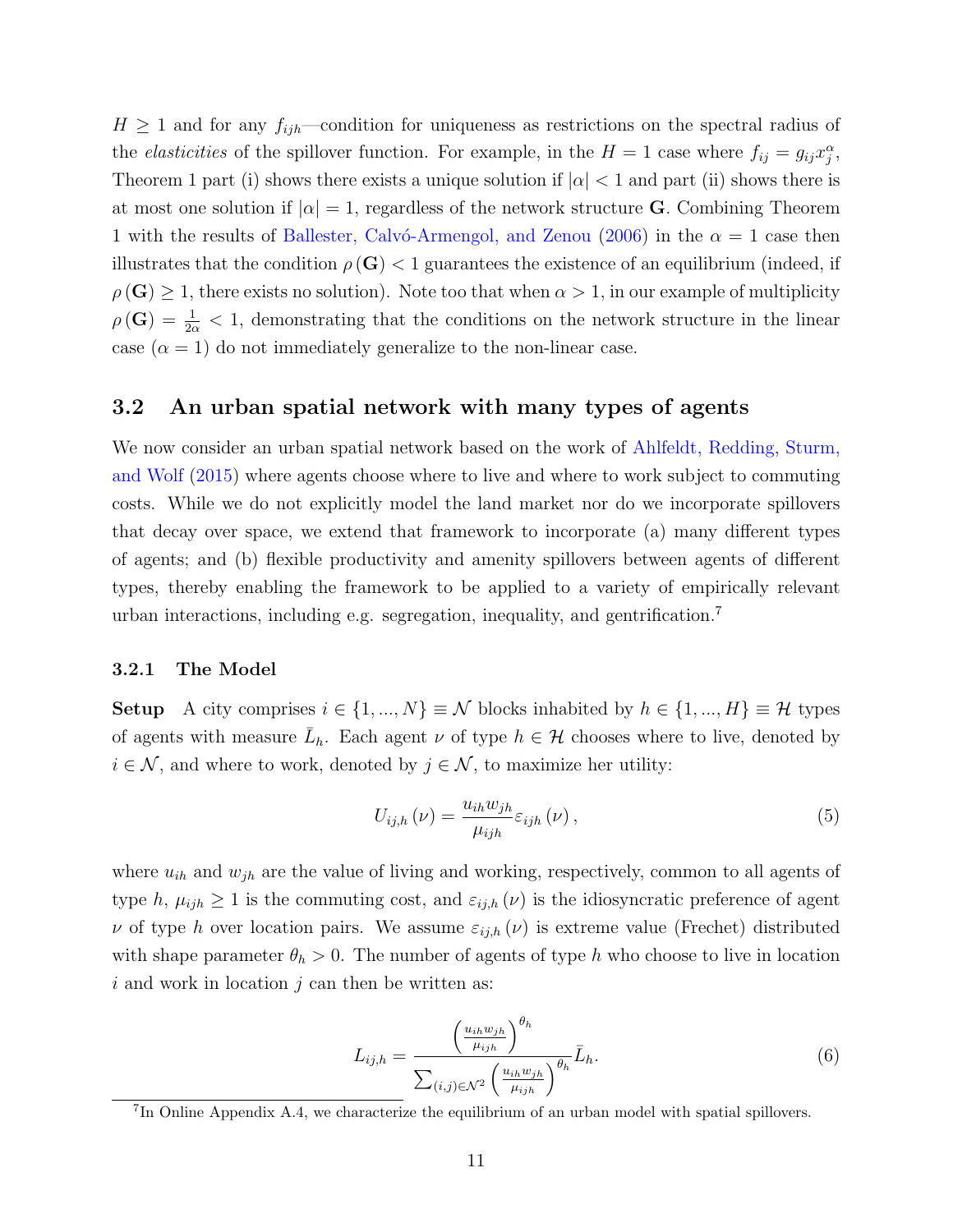$H \geq 1$ and for any $f_{ijh}$—condition for uniqueness as restrictions on the spectral radius of the *elasticities* of the spillover function. For example, in the $H = 1$ case where $f_{ij} = g_{ij} x_j^{\alpha}$, Theorem 1 part (i) shows there exists a unique solution if $|\alpha| < 1$ and part (ii) shows there is at most one solution if $|\alpha| = 1$, regardless of the network structure $\mathbf{G}$. Combining Theorem 1 with the results of Ballester, Calvó-Armengol, and Zenou (2006) in the $\alpha = 1$ case then illustrates that the condition $\rho(\mathbf{G}) < 1$ guarantees the existence of an equilibrium (indeed, if $\rho(\mathbf{G}) \geq 1$, there exists no solution). Note too that when $\alpha > 1$, in our example of multiplicity $\rho(\mathbf{G}) = \frac{1}{2\alpha} < 1$, demonstrating that the conditions on the network structure in the linear case ($\alpha = 1$) do not immediately generalize to the non-linear case.

## 3.2 An urban spatial network with many types of agents

We now consider an urban spatial network based on the work of Ahlfeldt, Redding, Sturm, and Wolf (2015) where agents choose where to live and where to work subject to commuting costs. While we do not explicitly model the land market nor do we incorporate spillovers that decay over space, we extend that framework to incorporate (a) many different types of agents; and (b) flexible productivity and amenity spillovers between agents of different types, thereby enabling the framework to be applied to a variety of empirically relevant urban interactions, including e.g. segregation, inequality, and gentrification.[7]

### 3.2.1 The Model

**Setup** A city comprises $i \in \{1, ..., N\} \equiv \mathcal{N}$ blocks inhabited by $h \in \{1, ..., H\} \equiv \mathcal{H}$ types of agents with measure $\bar{L}_h$. Each agent $\nu$ of type $h \in \mathcal{H}$ chooses where to live, denoted by $i \in \mathcal{N}$, and where to work, denoted by $j \in \mathcal{N}$, to maximize her utility:

$$U_{ij,h}(\nu) = \frac{u_{ih} w_{jh}}{\mu_{ijh}} \varepsilon_{ijh}(\nu), \tag{5}$$

where $u_{ih}$ and $w_{jh}$ are the value of living and working, respectively, common to all agents of type $h$, $\mu_{ijh} \geq 1$ is the commuting cost, and $\varepsilon_{ij,h}(\nu)$ is the idiosyncratic preference of agent $\nu$ of type $h$ over location pairs. We assume $\varepsilon_{ij,h}(\nu)$ is extreme value (Frechet) distributed with shape parameter $\theta_h > 0$. The number of agents of type $h$ who choose to live in location $i$ and work in location $j$ can then be written as:

$$L_{ij,h} = \frac{\left(\frac{u_{ih} w_{jh}}{\mu_{ijh}}\right)^{\theta_h}}{\sum_{(i,j) \in \mathcal{N}^2} \left(\frac{u_{ih} w_{jh}}{\mu_{ijh}}\right)^{\theta_h}} \bar{L}_h. \tag{6}$$

[7] In Online Appendix A.4, we characterize the equilibrium of an urban model with spatial spillovers.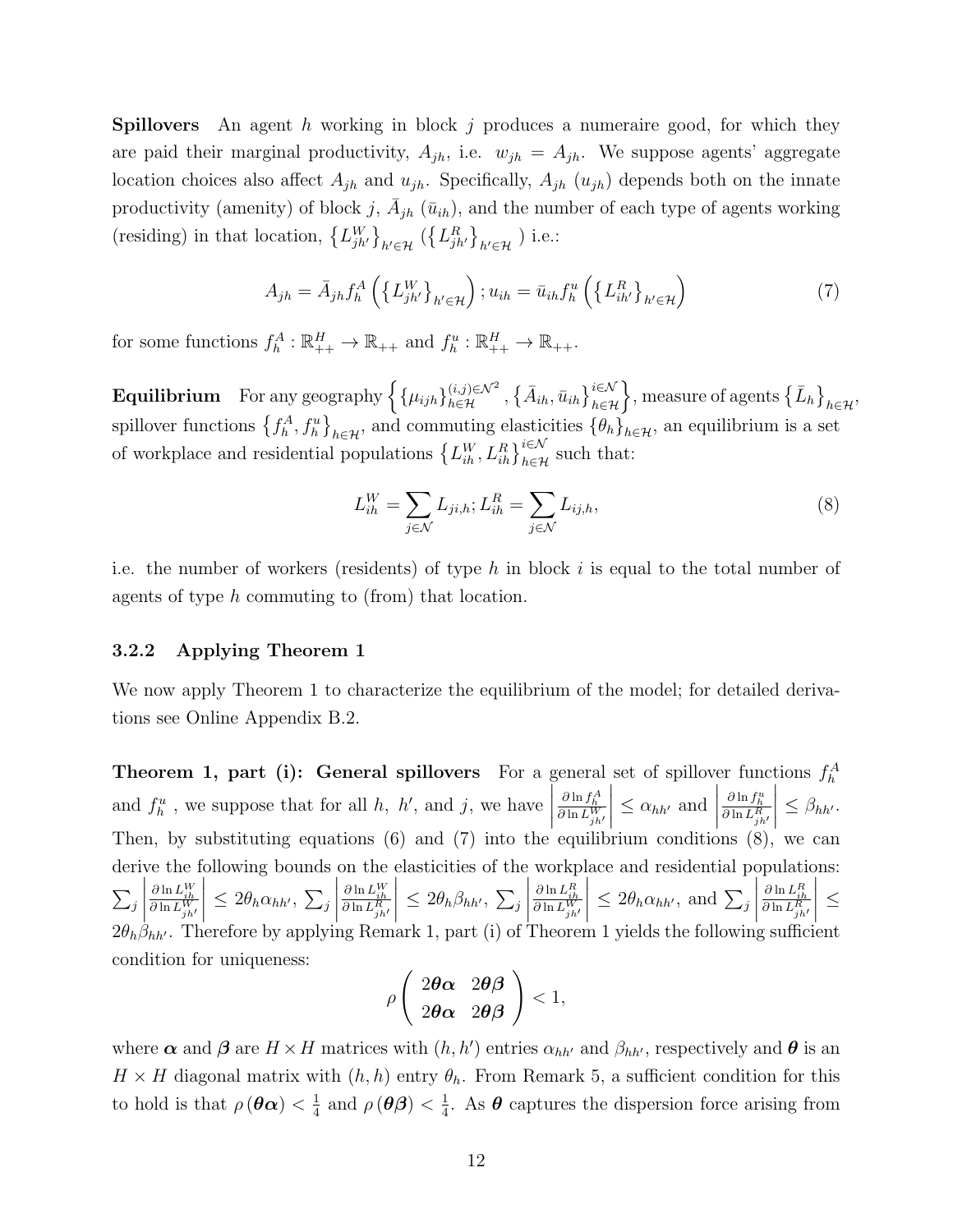**Spillovers** An agent $h$ working in block $j$ produces a numeraire good, for which they are paid their marginal productivity, $A_{jh}$, i.e. $w_{jh} = A_{jh}$. We suppose agents' aggregate location choices also affect $A_{jh}$ and $u_{jh}$. Specifically, $A_{jh}$ ($u_{jh}$) depends both on the innate productivity (amenity) of block $j$, $\bar{A}_{jh}$ ($\bar{u}_{ih}$), and the number of each type of agents working (residing) in that location, $\left\{L_{jh'}^{W}\right\}_{h'\in\mathcal{H}}$ ($\left\{L_{jh'}^{R}\right\}_{h'\in\mathcal{H}}$ ) i.e.:

$$A_{jh} = \bar{A}_{jh} f_h^A \left(\left\{L_{jh'}^{W}\right\}_{h'\in\mathcal{H}}\right); u_{ih} = \bar{u}_{ih} f_h^u \left(\left\{L_{ih'}^{R}\right\}_{h'\in\mathcal{H}}\right) \tag{7}$$

for some functions $f_h^A : \mathbb{R}_{++}^H \to \mathbb{R}_{++}$ and $f_h^u : \mathbb{R}_{++}^H \to \mathbb{R}_{++}$.

**Equilibrium** For any geography $\left\{\left\{\mu_{ijh}\right\}_{h\in\mathcal{H}}^{(i,j)\in\mathcal{N}^2}, \left\{\bar{A}_{ih}, \bar{u}_{ih}\right\}_{h\in\mathcal{H}}^{i\in\mathcal{N}}\right\}$, measure of agents $\left\{\bar{L}_h\right\}_{h\in\mathcal{H}}$, spillover functions $\left\{f_h^A, f_h^u\right\}_{h\in\mathcal{H}}$, and commuting elasticities $\left\{\theta_h\right\}_{h\in\mathcal{H}}$, an equilibrium is a set of workplace and residential populations $\left\{L_{ih}^W, L_{ih}^R\right\}_{h\in\mathcal{H}}^{i\in\mathcal{N}}$ such that:

$$L_{ih}^W = \sum_{j\in\mathcal{N}} L_{ji,h}; L_{ih}^R = \sum_{j\in\mathcal{N}} L_{ij,h}, \tag{8}$$

i.e. the number of workers (residents) of type $h$ in block $i$ is equal to the total number of agents of type $h$ commuting to (from) that location.

### 3.2.2 Applying Theorem 1

We now apply Theorem 1 to characterize the equilibrium of the model; for detailed derivations see Online Appendix B.2.

**Theorem 1, part (i): General spillovers** For a general set of spillover functions $f_h^A$ and $f_h^u$ , we suppose that for all $h$, $h'$, and $j$, we have $\left|\frac{\partial \ln f_h^A}{\partial \ln L_{jh'}^W}\right| \leq \alpha_{hh'}$ and $\left|\frac{\partial \ln f_h^u}{\partial \ln L_{jh'}^R}\right| \leq \beta_{hh'}$. Then, by substituting equations (6) and (7) into the equilibrium conditions (8), we can derive the following bounds on the elasticities of the workplace and residential populations: $\sum_j \left|\frac{\partial \ln L_{ih}^W}{\partial \ln L_{jh'}^W}\right| \leq 2\theta_h \alpha_{hh'}$, $\sum_j \left|\frac{\partial \ln L_{ih}^W}{\partial \ln L_{jh'}^R}\right| \leq 2\theta_h \beta_{hh'}$, $\sum_j \left|\frac{\partial \ln L_{ih}^R}{\partial \ln L_{jh'}^W}\right| \leq 2\theta_h \alpha_{hh'}$, and $\sum_j \left|\frac{\partial \ln L_{ih}^R}{\partial \ln L_{jh'}^R}\right| \leq 2\theta_h \beta_{hh'}$. Therefore by applying Remark 1, part (i) of Theorem 1 yields the following sufficient condition for uniqueness:

$$\rho\begin{pmatrix} 2\boldsymbol{\theta}\boldsymbol{\alpha} & 2\boldsymbol{\theta}\boldsymbol{\beta} \\ 2\boldsymbol{\theta}\boldsymbol{\alpha} & 2\boldsymbol{\theta}\boldsymbol{\beta} \end{pmatrix} < 1,$$

where $\boldsymbol{\alpha}$ and $\boldsymbol{\beta}$ are $H \times H$ matrices with $(h, h')$ entries $\alpha_{hh'}$ and $\beta_{hh'}$, respectively and $\boldsymbol{\theta}$ is an $H \times H$ diagonal matrix with $(h, h)$ entry $\theta_h$. From Remark 5, a sufficient condition for this to hold is that $\rho(\boldsymbol{\theta}\boldsymbol{\alpha}) < \frac{1}{4}$ and $\rho(\boldsymbol{\theta}\boldsymbol{\beta}) < \frac{1}{4}$. As $\boldsymbol{\theta}$ captures the dispersion force arising from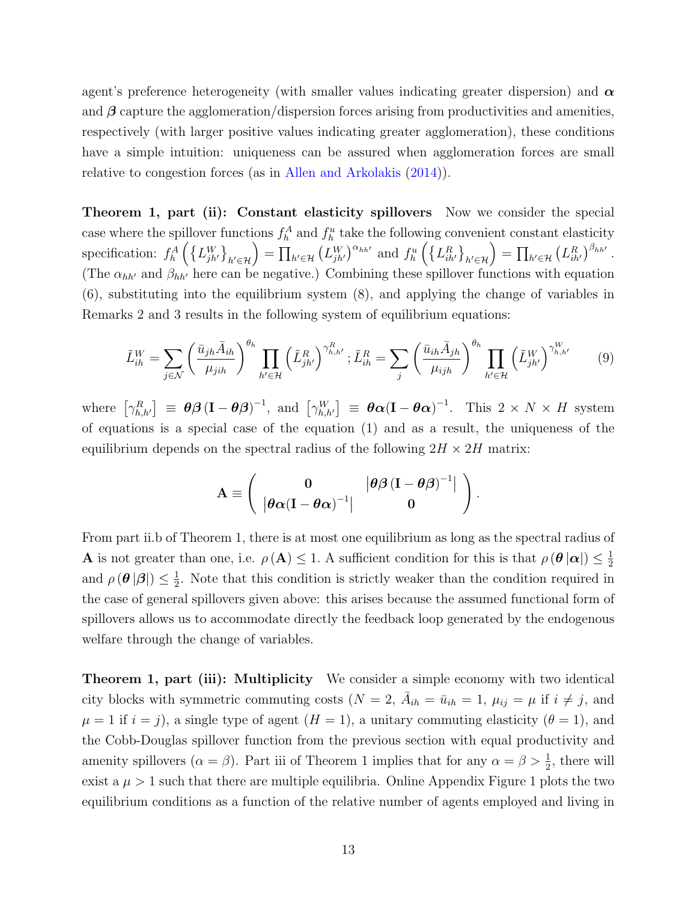agent's preference heterogeneity (with smaller values indicating greater dispersion) and $\boldsymbol{\alpha}$ and $\boldsymbol{\beta}$ capture the agglomeration/dispersion forces arising from productivities and amenities, respectively (with larger positive values indicating greater agglomeration), these conditions have a simple intuition: uniqueness can be assured when agglomeration forces are small relative to congestion forces (as in Allen and Arkolakis (2014)).

**Theorem 1, part (ii): Constant elasticity spillovers** Now we consider the special case where the spillover functions $f_h^A$ and $f_h^u$ take the following convenient constant elasticity specification: $f_h^A\left(\left\{L_{jh'}^W\right\}_{h'\in\mathcal{H}}\right) = \prod_{h'\in\mathcal{H}}\left(L_{jh'}^W\right)^{\alpha_{hh'}}$ and $f_h^u\left(\left\{L_{ih'}^R\right\}_{h'\in\mathcal{H}}\right) = \prod_{h'\in\mathcal{H}}\left(L_{ih'}^R\right)^{\beta_{hh'}}$. (The $\alpha_{hh'}$ and $\beta_{hh'}$ here can be negative.) Combining these spillover functions with equation (6), substituting into the equilibrium system (8), and applying the change of variables in Remarks 2 and 3 results in the following system of equilibrium equations:

$$\tilde{L}_{ih}^W = \sum_{j\in\mathcal{N}}\left(\frac{\bar{u}_{jh}\bar{A}_{ih}}{\mu_{jih}}\right)^{\theta_h}\prod_{h'\in\mathcal{H}}\left(\tilde{L}_{jh'}^R\right)^{\gamma_{h,h'}^R}; \tilde{L}_{ih}^R = \sum_{j}\left(\frac{\bar{u}_{ih}\bar{A}_{jh}}{\mu_{ijh}}\right)^{\theta_h}\prod_{h'\in\mathcal{H}}\left(\tilde{L}_{jh'}^W\right)^{\gamma_{h,h'}^W} \tag{9}$$

where $\left[\gamma_{h,h'}^R\right] \equiv \boldsymbol{\theta\beta}\left(\mathbf{I}-\boldsymbol{\theta\beta}\right)^{-1}$, and $\left[\gamma_{h,h'}^W\right] \equiv \boldsymbol{\theta\alpha}(\mathbf{I}-\boldsymbol{\theta\alpha})^{-1}$. This $2\times N\times H$ system of equations is a special case of the equation (1) and as a result, the uniqueness of the equilibrium depends on the spectral radius of the following $2H\times 2H$ matrix:

$$\mathbf{A} \equiv \begin{pmatrix} \mathbf{0} & \left|\boldsymbol{\theta\beta}\left(\mathbf{I}-\boldsymbol{\theta\beta}\right)^{-1}\right| \\ \left|\boldsymbol{\theta\alpha}(\mathbf{I}-\boldsymbol{\theta\alpha})^{-1}\right| & \mathbf{0}\end{pmatrix}.$$

From part ii.b of Theorem 1, there is at most one equilibrium as long as the spectral radius of $\mathbf{A}$ is not greater than one, i.e. $\rho\left(\mathbf{A}\right)\leq 1$. A sufficient condition for this is that $\rho\left(\boldsymbol{\theta}\left|\boldsymbol{\alpha}\right|\right)\leq\frac{1}{2}$ and $\rho\left(\boldsymbol{\theta}\left|\boldsymbol{\beta}\right|\right)\leq\frac{1}{2}$. Note that this condition is strictly weaker than the condition required in the case of general spillovers given above: this arises because the assumed functional form of spillovers allows us to accommodate directly the feedback loop generated by the endogenous welfare through the change of variables.

**Theorem 1, part (iii): Multiplicity** We consider a simple economy with two identical city blocks with symmetric commuting costs ($N=2$, $\bar{A}_{ih}=\bar{u}_{ih}=1$, $\mu_{ij}=\mu$ if $i\neq j$, and $\mu=1$ if $i=j$), a single type of agent ($H=1$), a unitary commuting elasticity ($\theta=1$), and the Cobb-Douglas spillover function from the previous section with equal productivity and amenity spillovers ($\alpha=\beta$). Part iii of Theorem 1 implies that for any $\alpha=\beta>\frac{1}{2}$, there will exist a $\mu>1$ such that there are multiple equilibria. Online Appendix Figure 1 plots the two equilibrium conditions as a function of the relative number of agents employed and living in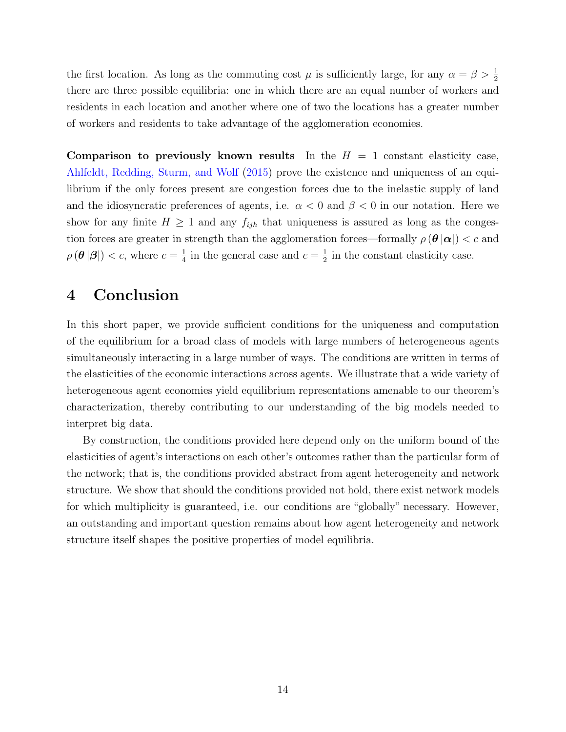the first location. As long as the commuting cost $\mu$ is sufficiently large, for any $\alpha = \beta > \frac{1}{2}$ there are three possible equilibria: one in which there are an equal number of workers and residents in each location and another where one of two the locations has a greater number of workers and residents to take advantage of the agglomeration economies.

**Comparison to previously known results** In the $H = 1$ constant elasticity case, Ahlfeldt, Redding, Sturm, and Wolf (2015) prove the existence and uniqueness of an equilibrium if the only forces present are congestion forces due to the inelastic supply of land and the idiosyncratic preferences of agents, i.e. $\alpha < 0$ and $\beta < 0$ in our notation. Here we show for any finite $H \geq 1$ and any $f_{ijh}$ that uniqueness is assured as long as the congestion forces are greater in strength than the agglomeration forces—formally $\rho\left(\boldsymbol{\theta}\left|\boldsymbol{\alpha}\right|\right) < c$ and $\rho\left(\boldsymbol{\theta}\left|\boldsymbol{\beta}\right|\right) < c$, where $c = \frac{1}{4}$ in the general case and $c = \frac{1}{2}$ in the constant elasticity case.

# 4 Conclusion

In this short paper, we provide sufficient conditions for the uniqueness and computation of the equilibrium for a broad class of models with large numbers of heterogeneous agents simultaneously interacting in a large number of ways. The conditions are written in terms of the elasticities of the economic interactions across agents. We illustrate that a wide variety of heterogeneous agent economies yield equilibrium representations amenable to our theorem's characterization, thereby contributing to our understanding of the big models needed to interpret big data.

By construction, the conditions provided here depend only on the uniform bound of the elasticities of agent's interactions on each other's outcomes rather than the particular form of the network; that is, the conditions provided abstract from agent heterogeneity and network structure. We show that should the conditions provided not hold, there exist network models for which multiplicity is guaranteed, i.e. our conditions are "globally" necessary. However, an outstanding and important question remains about how agent heterogeneity and network structure itself shapes the positive properties of model equilibria.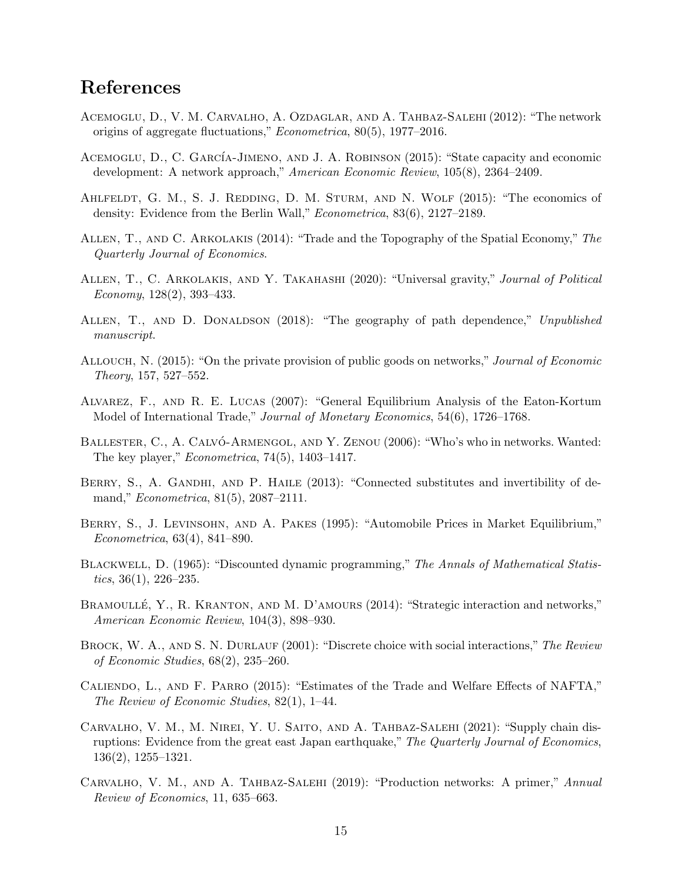## References

Acemoglu, D., V. M. Carvalho, A. Ozdaglar, and A. Tahbaz-Salehi (2012): "The network origins of aggregate fluctuations," *Econometrica*, 80(5), 1977–2016.

Acemoglu, D., C. García-Jimeno, and J. A. Robinson (2015): "State capacity and economic development: A network approach," *American Economic Review*, 105(8), 2364–2409.

Ahlfeldt, G. M., S. J. Redding, D. M. Sturm, and N. Wolf (2015): "The economics of density: Evidence from the Berlin Wall," *Econometrica*, 83(6), 2127–2189.

Allen, T., and C. Arkolakis (2014): "Trade and the Topography of the Spatial Economy," *The Quarterly Journal of Economics*.

Allen, T., C. Arkolakis, and Y. Takahashi (2020): "Universal gravity," *Journal of Political Economy*, 128(2), 393–433.

Allen, T., and D. Donaldson (2018): "The geography of path dependence," *Unpublished manuscript*.

Allouch, N. (2015): "On the private provision of public goods on networks," *Journal of Economic Theory*, 157, 527–552.

Alvarez, F., and R. E. Lucas (2007): "General Equilibrium Analysis of the Eaton-Kortum Model of International Trade," *Journal of Monetary Economics*, 54(6), 1726–1768.

Ballester, C., A. Calvó-Armengol, and Y. Zenou (2006): "Who's who in networks. Wanted: The key player," *Econometrica*, 74(5), 1403–1417.

Berry, S., A. Gandhi, and P. Haile (2013): "Connected substitutes and invertibility of demand," *Econometrica*, 81(5), 2087–2111.

Berry, S., J. Levinsohn, and A. Pakes (1995): "Automobile Prices in Market Equilibrium," *Econometrica*, 63(4), 841–890.

Blackwell, D. (1965): "Discounted dynamic programming," *The Annals of Mathematical Statistics*, 36(1), 226–235.

Bramoullé, Y., R. Kranton, and M. D'amours (2014): "Strategic interaction and networks," *American Economic Review*, 104(3), 898–930.

Brock, W. A., and S. N. Durlauf (2001): "Discrete choice with social interactions," *The Review of Economic Studies*, 68(2), 235–260.

Caliendo, L., and F. Parro (2015): "Estimates of the Trade and Welfare Effects of NAFTA," *The Review of Economic Studies*, 82(1), 1–44.

Carvalho, V. M., M. Nirei, Y. U. Saito, and A. Tahbaz-Salehi (2021): "Supply chain disruptions: Evidence from the great east Japan earthquake," *The Quarterly Journal of Economics*, 136(2), 1255–1321.

Carvalho, V. M., and A. Tahbaz-Salehi (2019): "Production networks: A primer," *Annual Review of Economics*, 11, 635–663.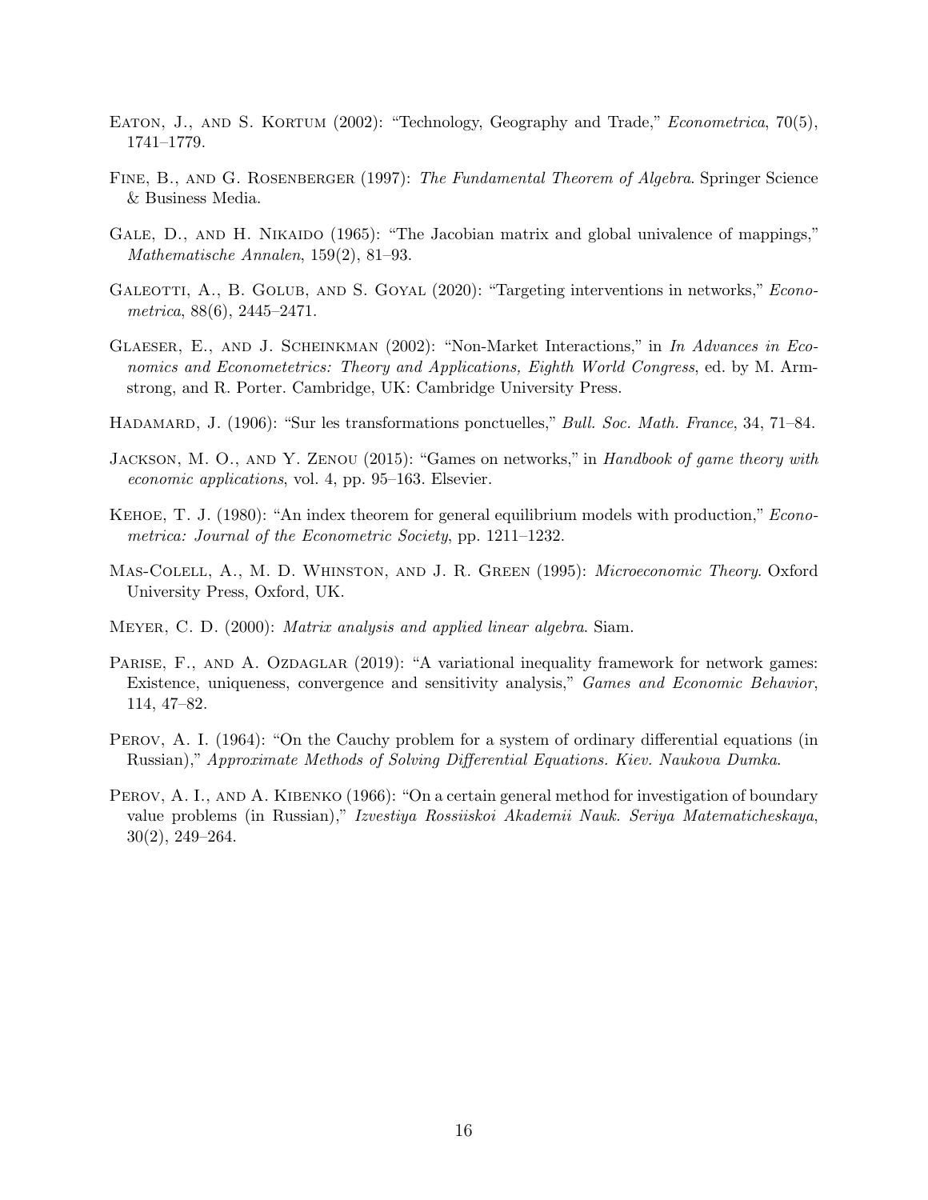Eaton, J., and S. Kortum (2002): "Technology, Geography and Trade," *Econometrica*, 70(5), 1741–1779.

Fine, B., and G. Rosenberger (1997): *The Fundamental Theorem of Algebra*. Springer Science & Business Media.

Gale, D., and H. Nikaido (1965): "The Jacobian matrix and global univalence of mappings," *Mathematische Annalen*, 159(2), 81–93.

Galeotti, A., B. Golub, and S. Goyal (2020): "Targeting interventions in networks," *Econometrica*, 88(6), 2445–2471.

Glaeser, E., and J. Scheinkman (2002): "Non-Market Interactions," in *In Advances in Economics and Econometetrics: Theory and Applications, Eighth World Congress*, ed. by M. Armstrong, and R. Porter. Cambridge, UK: Cambridge University Press.

Hadamard, J. (1906): "Sur les transformations ponctuelles," *Bull. Soc. Math. France*, 34, 71–84.

Jackson, M. O., and Y. Zenou (2015): "Games on networks," in *Handbook of game theory with economic applications*, vol. 4, pp. 95–163. Elsevier.

Kehoe, T. J. (1980): "An index theorem for general equilibrium models with production," *Econometrica: Journal of the Econometric Society*, pp. 1211–1232.

Mas-Colell, A., M. D. Whinston, and J. R. Green (1995): *Microeconomic Theory*. Oxford University Press, Oxford, UK.

Meyer, C. D. (2000): *Matrix analysis and applied linear algebra*. Siam.

Parise, F., and A. Ozdaglar (2019): "A variational inequality framework for network games: Existence, uniqueness, convergence and sensitivity analysis," *Games and Economic Behavior*, 114, 47–82.

Perov, A. I. (1964): "On the Cauchy problem for a system of ordinary differential equations (in Russian)," *Approximate Methods of Solving Differential Equations. Kiev. Naukova Dumka*.

Perov, A. I., and A. Kibenko (1966): "On a certain general method for investigation of boundary value problems (in Russian)," *Izvestiya Rossiiskoi Akademii Nauk. Seriya Matematicheskaya*, 30(2), 249–264.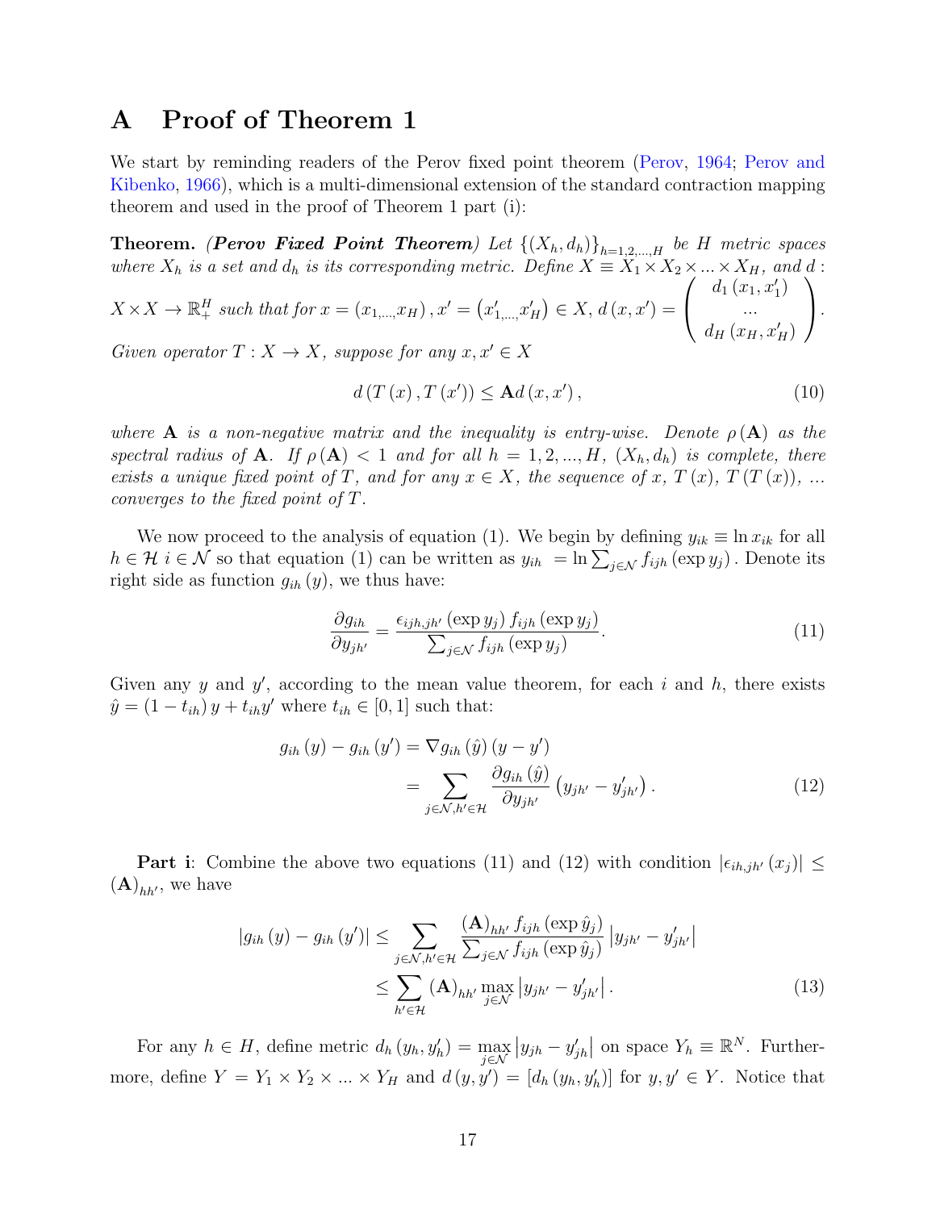# A Proof of Theorem 1

We start by reminding readers of the Perov fixed point theorem (Perov, 1964; Perov and Kibenko, 1966), which is a multi-dimensional extension of the standard contraction mapping theorem and used in the proof of Theorem 1 part (i):

**Theorem.** ***(Perov Fixed Point Theorem)*** *Let $\{(X_h, d_h)\}_{h=1,2,...,H}$ be $H$ metric spaces where $X_h$ is a set and $d_h$ is its corresponding metric. Define $X \equiv X_1 \times X_2 \times ... \times X_H$, and $d : X \times X \to \mathbb{R}^H_+$ such that for $x = (x_{1,...,}x_H), x' = (x'_{1,...,}x'_H) \in X$, $d(x, x') = \begin{pmatrix} d_1(x_1, x'_1) \\ ... \\ d_H(x_H, x'_H) \end{pmatrix}$. Given operator $T : X \to X$, suppose for any $x, x' \in X$*

$$d(T(x), T(x')) \leq \mathbf{A} d(x, x'), \tag{10}$$

*where $\mathbf{A}$ is a non-negative matrix and the inequality is entry-wise. Denote $\rho(\mathbf{A})$ as the spectral radius of $\mathbf{A}$. If $\rho(\mathbf{A}) < 1$ and for all $h = 1, 2, ..., H$, $(X_h, d_h)$ is complete, there exists a unique fixed point of $T$, and for any $x \in X$, the sequence of $x$, $T(x)$, $T(T(x))$, ... converges to the fixed point of $T$.*

We now proceed to the analysis of equation (1). We begin by defining $y_{ik} \equiv \ln x_{ik}$ for all $h \in \mathcal{H}$ $i \in \mathcal{N}$ so that equation (1) can be written as $y_{ih} = \ln \sum_{j \in \mathcal{N}} f_{ijh}(\exp y_j)$. Denote its right side as function $g_{ih}(y)$, we thus have:

$$\frac{\partial g_{ih}}{\partial y_{jh'}} = \frac{\epsilon_{ijh,jh'}(\exp y_j) f_{ijh}(\exp y_j)}{\sum_{j \in \mathcal{N}} f_{ijh}(\exp y_j)}. \tag{11}$$

Given any $y$ and $y'$, according to the mean value theorem, for each $i$ and $h$, there exists $\hat{y} = (1 - t_{ih}) y + t_{ih} y'$ where $t_{ih} \in [0, 1]$ such that:

$$\begin{aligned} g_{ih}(y) - g_{ih}(y') &= \nabla g_{ih}(\hat{y})(y - y') \\ &= \sum_{j \in \mathcal{N}, h' \in \mathcal{H}} \frac{\partial g_{ih}(\hat{y})}{\partial y_{jh'}} \left(y_{jh'} - y'_{jh'}\right). \end{aligned} \tag{12}$$

**Part i**: Combine the above two equations (11) and (12) with condition $|\epsilon_{ih,jh'}(x_j)| \leq (\mathbf{A})_{hh'}$, we have

$$\begin{aligned} |g_{ih}(y) - g_{ih}(y')| &\leq \sum_{j \in \mathcal{N}, h' \in \mathcal{H}} \frac{(\mathbf{A})_{hh'} f_{ijh}(\exp \hat{y}_j)}{\sum_{j \in \mathcal{N}} f_{ijh}(\exp \hat{y}_j)} \left|y_{jh'} - y'_{jh'}\right| \\ &\leq \sum_{h' \in \mathcal{H}} (\mathbf{A})_{hh'} \max_{j \in \mathcal{N}} \left|y_{jh'} - y'_{jh'}\right|. \end{aligned} \tag{13}$$

For any $h \in H$, define metric $d_h(y_h, y'_h) = \max_{j \in \mathcal{N}} \left|y_{jh} - y'_{jh}\right|$ on space $Y_h \equiv \mathbb{R}^N$. Furthermore, define $Y = Y_1 \times Y_2 \times ... \times Y_H$ and $d(y, y') = [d_h(y_h, y'_h)]$ for $y, y' \in Y$. Notice that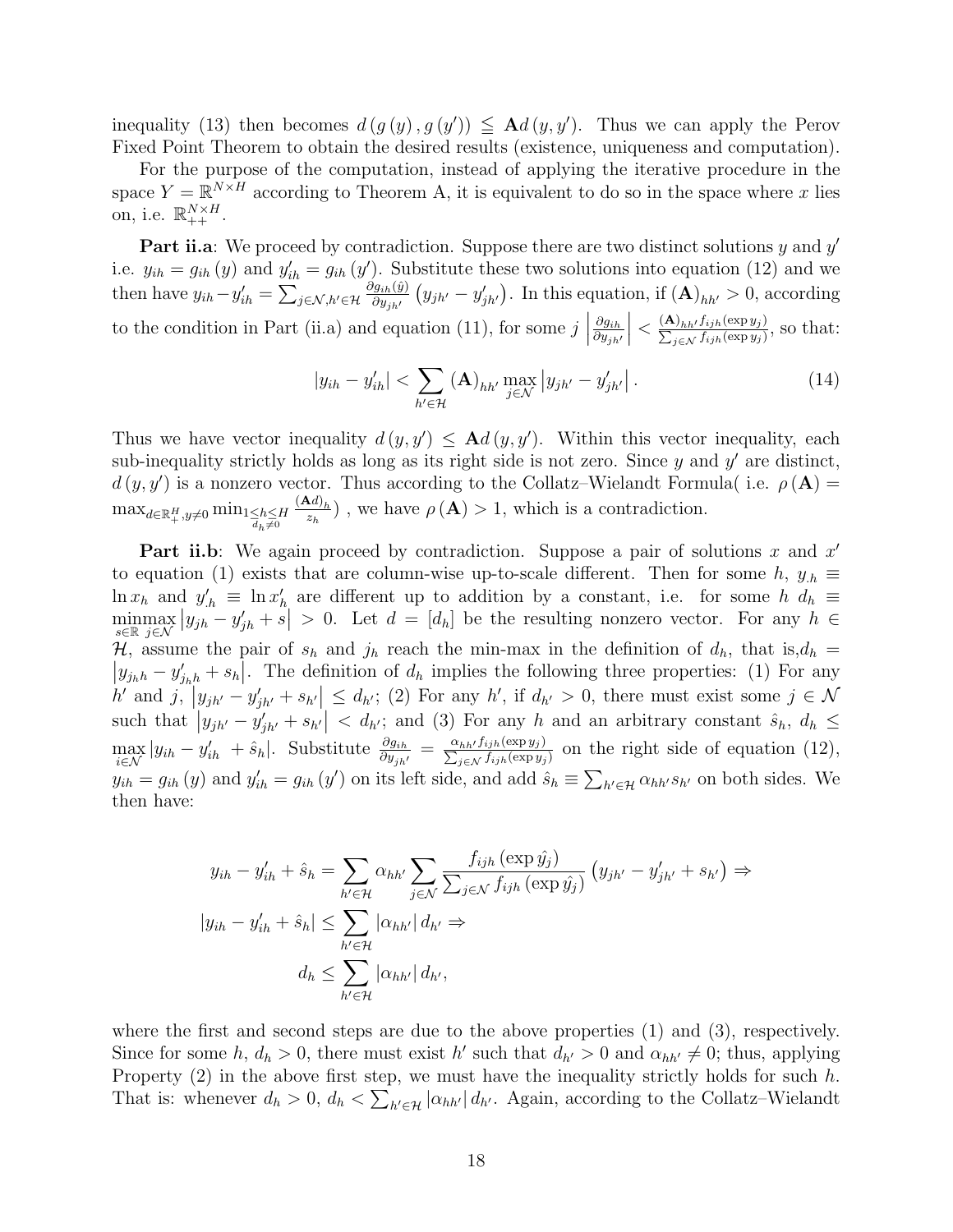inequality (13) then becomes $d\left(g\left(y\right), g\left(y'\right)\right) \leqq \mathbf{A}d\left(y, y'\right)$. Thus we can apply the Perov Fixed Point Theorem to obtain the desired results (existence, uniqueness and computation).

For the purpose of the computation, instead of applying the iterative procedure in the space $Y = \mathbb{R}^{N\times H}$ according to Theorem A, it is equivalent to do so in the space where $x$ lies on, i.e. $\mathbb{R}^{N\times H}_{++}$.

**Part ii.a**: We proceed by contradiction. Suppose there are two distinct solutions $y$ and $y'$ i.e. $y_{ih} = g_{ih}\left(y\right)$ and $y'_{ih} = g_{ih}\left(y'\right)$. Substitute these two solutions into equation (12) and we then have $y_{ih} - y'_{ih} = \sum_{j\in\mathcal{N},h'\in\mathcal{H}} \frac{\partial g_{ih}(\hat{y})}{\partial y_{jh'}}\left(y_{jh'} - y'_{jh'}\right)$. In this equation, if $(\mathbf{A})_{hh'} > 0$, according to the condition in Part (ii.a) and equation (11), for some $j$ $\left|\frac{\partial g_{ih}}{\partial y_{jh'}}\right| < \frac{(\mathbf{A})_{hh'} f_{ijh}(\exp y_j)}{\sum_{j\in\mathcal{N}} f_{ijh}(\exp y_j)}$, so that:

$$\left|y_{ih} - y'_{ih}\right| < \sum_{h'\in\mathcal{H}} (\mathbf{A})_{hh'} \max_{j\in\mathcal{N}} \left|y_{jh'} - y'_{jh'}\right|. \tag{14}$$

Thus we have vector inequality $d\left(y, y'\right) \leq \mathbf{A}d\left(y, y'\right)$. Within this vector inequality, each sub-inequality strictly holds as long as its right side is not zero. Since $y$ and $y'$ are distinct, $d\left(y, y'\right)$ is a nonzero vector. Thus according to the Collatz–Wielandt Formula( i.e. $\rho\left(\mathbf{A}\right) = \max_{d\in\mathbb{R}^H_+, y\neq 0} \min_{\substack{1\leq h\leq H \\ d_h\neq 0}} \frac{(\mathbf{A}d)_h}{z_h}$) , we have $\rho\left(\mathbf{A}\right) > 1$, which is a contradiction.

**Part ii.b**: We again proceed by contradiction. Suppose a pair of solutions $x$ and $x'$ to equation (1) exists that are column-wise up-to-scale different. Then for some $h$, $y_{.h} \equiv \ln x_h$ and $y'_{.h} \equiv \ln x'_h$ are different up to addition by a constant, i.e. for some $h$ $d_h \equiv \min_{s\in\mathbb{R}}\max_{j\in\mathcal{N}} \left|y_{jh} - y'_{jh} + s\right| > 0$. Let $d = [d_h]$ be the resulting nonzero vector. For any $h \in \mathcal{H}$, assume the pair of $s_h$ and $j_h$ reach the min-max in the definition of $d_h$, that is,$d_h = \left|y_{j_h h} - y'_{j_h h} + s_h\right|$. The definition of $d_h$ implies the following three properties: (1) For any $h'$ and $j$, $\left|y_{jh'} - y'_{jh'} + s_{h'}\right| \leq d_{h'}$; (2) For any $h'$, if $d_{h'} > 0$, there must exist some $j \in \mathcal{N}$ such that $\left|y_{jh'} - y'_{jh'} + s_{h'}\right| < d_{h'}$; and (3) For any $h$ and an arbitrary constant $\hat{s}_h$, $d_h \leq \max_{i\in\mathcal{N}} \left|y_{ih} - y'_{ih} + \hat{s}_h\right|$. Substitute $\frac{\partial g_{ih}}{\partial y_{jh'}} = \frac{\alpha_{hh'} f_{ijh}(\exp y_j)}{\sum_{j\in\mathcal{N}} f_{ijh}(\exp y_j)}$ on the right side of equation (12), $y_{ih} = g_{ih}\left(y\right)$ and $y'_{ih} = g_{ih}\left(y'\right)$ on its left side, and add $\hat{s}_h \equiv \sum_{h'\in\mathcal{H}} \alpha_{hh'} s_{h'}$ on both sides. We then have:

$$\begin{aligned}
y_{ih} - y'_{ih} + \hat{s}_h &= \sum_{h'\in\mathcal{H}} \alpha_{hh'} \sum_{j\in\mathcal{N}} \frac{f_{ijh}\left(\exp \hat{y}_j\right)}{\sum_{j\in\mathcal{N}} f_{ijh}\left(\exp \hat{y}_j\right)} \left(y_{jh'} - y'_{jh'} + s_{h'}\right) \Rightarrow \\
\left|y_{ih} - y'_{ih} + \hat{s}_h\right| &\leq \sum_{h'\in\mathcal{H}} \left|\alpha_{hh'}\right| d_{h'} \Rightarrow \\
d_h &\leq \sum_{h'\in\mathcal{H}} \left|\alpha_{hh'}\right| d_{h'},
\end{aligned}$$

where the first and second steps are due to the above properties (1) and (3), respectively. Since for some $h$, $d_h > 0$, there must exist $h'$ such that $d_{h'} > 0$ and $\alpha_{hh'} \neq 0$; thus, applying Property (2) in the above first step, we must have the inequality strictly holds for such $h$. That is: whenever $d_h > 0$, $d_h < \sum_{h'\in\mathcal{H}} \left|\alpha_{hh'}\right| d_{h'}$. Again, according to the Collatz–Wielandt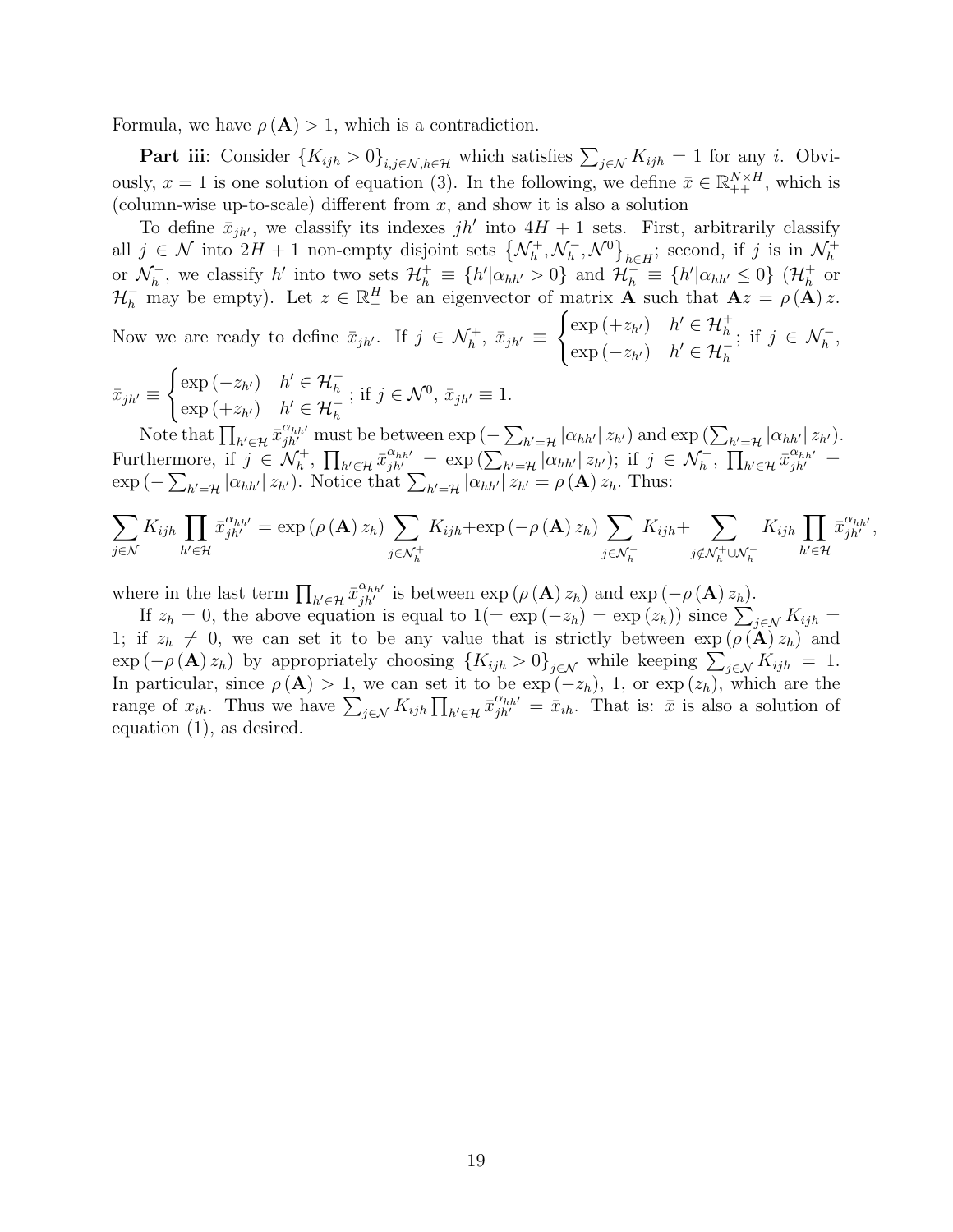Formula, we have $\rho(\mathbf{A}) > 1$, which is a contradiction.

**Part iii**: Consider $\{K_{ijh} > 0\}_{i,j\in\mathcal{N},h\in\mathcal{H}}$ which satisfies $\sum_{j\in\mathcal{N}} K_{ijh} = 1$ for any $i$. Obviously, $x = 1$ is one solution of equation (3). In the following, we define $\bar{x} \in \mathbb{R}_{++}^{N\times H}$, which is (column-wise up-to-scale) different from $x$, and show it is also a solution

To define $\bar{x}_{jh'}$, we classify its indexes $jh'$ into $4H+1$ sets. First, arbitrarily classify all $j \in \mathcal{N}$ into $2H+1$ non-empty disjoint sets $\left\{\mathcal{N}_h^+, \mathcal{N}_h^-, \mathcal{N}^0\right\}_{h\in H}$; second, if $j$ is in $\mathcal{N}_h^+$ or $\mathcal{N}_h^-$, we classify $h'$ into two sets $\mathcal{H}_h^+ \equiv \{h'|\alpha_{hh'} > 0\}$ and $\mathcal{H}_h^- \equiv \{h'|\alpha_{hh'} \leq 0\}$ ($\mathcal{H}_h^+$ or $\mathcal{H}_h^-$ may be empty). Let $z \in \mathbb{R}_+^H$ be an eigenvector of matrix $\mathbf{A}$ such that $\mathbf{A}z = \rho(\mathbf{A})z$. Now we are ready to define $\bar{x}_{jh'}$. If $j \in \mathcal{N}_h^+$, $\bar{x}_{jh'} \equiv \begin{cases} \exp(+z_{h'}) & h' \in \mathcal{H}_h^+ \\ \exp(-z_{h'}) & h' \in \mathcal{H}_h^- \end{cases}$; if $j \in \mathcal{N}_h^-$, $\bar{x}_{jh'} \equiv \begin{cases} \exp(-z_{h'}) & h' \in \mathcal{H}_h^+ \\ \exp(+z_{h'}) & h' \in \mathcal{H}_h^- \end{cases}$; if $j \in \mathcal{N}^0$, $\bar{x}_{jh'} \equiv 1$.

Note that $\prod_{h'\in\mathcal{H}} \bar{x}_{jh'}^{\alpha_{hh'}}$ must be between $\exp\left(-\sum_{h'=\mathcal{H}} |\alpha_{hh'}| z_{h'}\right)$ and $\exp\left(\sum_{h'=\mathcal{H}} |\alpha_{hh'}| z_{h'}\right)$. Furthermore, if $j \in \mathcal{N}_h^+$, $\prod_{h'\in\mathcal{H}} \bar{x}_{jh'}^{\alpha_{hh'}} = \exp\left(\sum_{h'=\mathcal{H}} |\alpha_{hh'}| z_{h'}\right)$; if $j \in \mathcal{N}_h^-$, $\prod_{h'\in\mathcal{H}} \bar{x}_{jh'}^{\alpha_{hh'}} = \exp\left(-\sum_{h'=\mathcal{H}} |\alpha_{hh'}| z_{h'}\right)$. Notice that $\sum_{h'=\mathcal{H}} |\alpha_{hh'}| z_{h'} = \rho(\mathbf{A}) z_h$. Thus:

$$\sum_{j\in\mathcal{N}} K_{ijh} \prod_{h'\in\mathcal{H}} \bar{x}_{jh'}^{\alpha_{hh'}} = \exp(\rho(\mathbf{A}) z_h) \sum_{j\in\mathcal{N}_h^+} K_{ijh} + \exp(-\rho(\mathbf{A}) z_h) \sum_{j\in\mathcal{N}_h^-} K_{ijh} + \sum_{j\notin\mathcal{N}_h^+\cup\mathcal{N}_h^-} K_{ijh} \prod_{h'\in\mathcal{H}} \bar{x}_{jh'}^{\alpha_{hh'}},$$

where in the last term $\prod_{h'\in\mathcal{H}} \bar{x}_{jh'}^{\alpha_{hh'}}$ is between $\exp(\rho(\mathbf{A}) z_h)$ and $\exp(-\rho(\mathbf{A}) z_h)$.

If $z_h = 0$, the above equation is equal to $1 (= \exp(-z_h) = \exp(z_h))$ since $\sum_{j\in\mathcal{N}} K_{ijh} = 1$; if $z_h \neq 0$, we can set it to be any value that is strictly between $\exp(\rho(\mathbf{A}) z_h)$ and $\exp(-\rho(\mathbf{A}) z_h)$ by appropriately choosing $\{K_{ijh} > 0\}_{j\in\mathcal{N}}$ while keeping $\sum_{j\in\mathcal{N}} K_{ijh} = 1$. In particular, since $\rho(\mathbf{A}) > 1$, we can set it to be $\exp(-z_h)$, 1, or $\exp(z_h)$, which are the range of $x_{ih}$. Thus we have $\sum_{j\in\mathcal{N}} K_{ijh} \prod_{h'\in\mathcal{H}} \bar{x}_{jh'}^{\alpha_{hh'}} = \bar{x}_{ih}$. That is: $\bar{x}$ is also a solution of equation (1), as desired.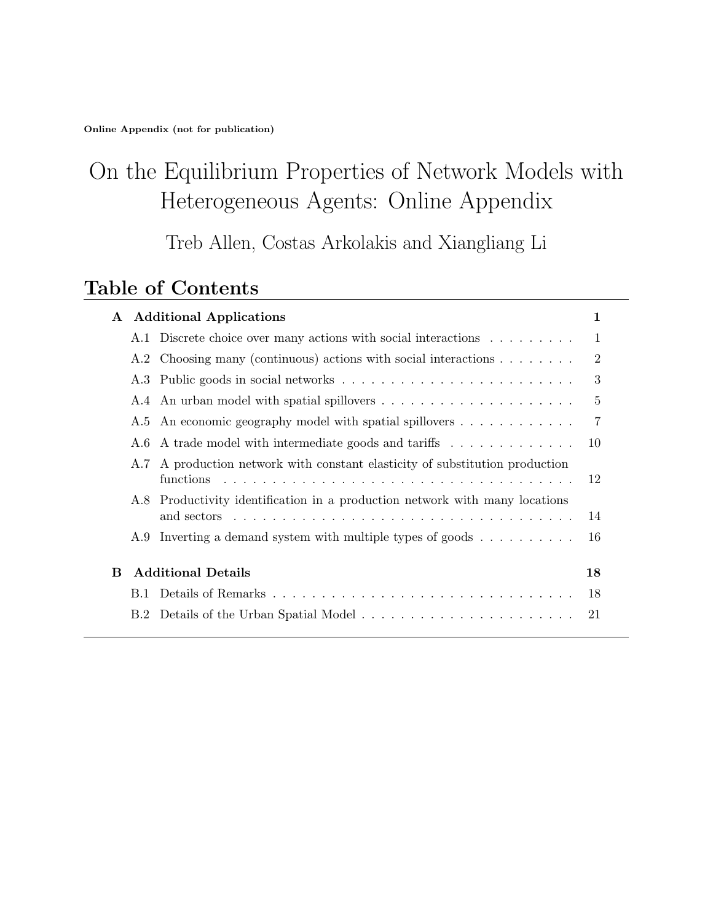**Online Appendix (not for publication)**

# On the Equilibrium Properties of Network Models with Heterogeneous Agents: Online Appendix

Treb Allen, Costas Arkolakis and Xiangliang Li

## Table of Contents

- **A Additional Applications** — **1**
  - A.1 Discrete choice over many actions with social interactions — 1
  - A.2 Choosing many (continuous) actions with social interactions — 2
  - A.3 Public goods in social networks — 3
  - A.4 An urban model with spatial spillovers — 5
  - A.5 An economic geography model with spatial spillovers — 7
  - A.6 A trade model with intermediate goods and tariffs — 10
  - A.7 A production network with constant elasticity of substitution production functions — 12
  - A.8 Productivity identification in a production network with many locations and sectors — 14
  - A.9 Inverting a demand system with multiple types of goods — 16
- **B Additional Details** — **18**
  - B.1 Details of Remarks — 18
  - B.2 Details of the Urban Spatial Model — 21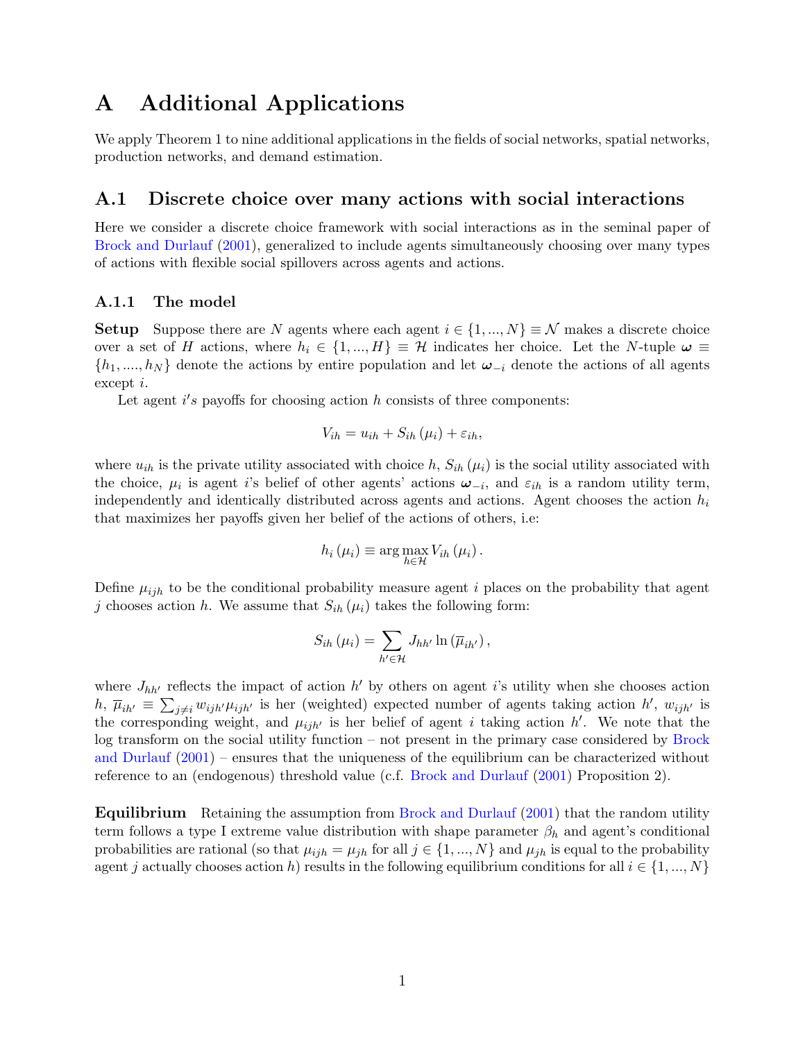# A Additional Applications

We apply Theorem 1 to nine additional applications in the fields of social networks, spatial networks, production networks, and demand estimation.

## A.1 Discrete choice over many actions with social interactions

Here we consider a discrete choice framework with social interactions as in the seminal paper of Brock and Durlauf (2001), generalized to include agents simultaneously choosing over many types of actions with flexible social spillovers across agents and actions.

### A.1.1 The model

**Setup** Suppose there are $N$ agents where each agent $i \in \{1, ..., N\} \equiv \mathcal{N}$ makes a discrete choice over a set of $H$ actions, where $h_i \in \{1, ..., H\} \equiv \mathcal{H}$ indicates her choice. Let the $N$-tuple $\boldsymbol{\omega} \equiv \{h_1, ...., h_N\}$ denote the actions by entire population and let $\boldsymbol{\omega}_{-i}$ denote the actions of all agents except $i$.

Let agent $i'$s payoffs for choosing action $h$ consists of three components:

$$V_{ih} = u_{ih} + S_{ih}(\mu_i) + \varepsilon_{ih},$$

where $u_{ih}$ is the private utility associated with choice $h$, $S_{ih}(\mu_i)$ is the social utility associated with the choice, $\mu_i$ is agent $i$'s belief of other agents' actions $\boldsymbol{\omega}_{-i}$, and $\varepsilon_{ih}$ is a random utility term, independently and identically distributed across agents and actions. Agent chooses the action $h_i$ that maximizes her payoffs given her belief of the actions of others, i.e:

$$h_i(\mu_i) \equiv \arg\max_{h \in \mathcal{H}} V_{ih}(\mu_i).$$

Define $\mu_{ijh}$ to be the conditional probability measure agent $i$ places on the probability that agent $j$ chooses action $h$. We assume that $S_{ih}(\mu_i)$ takes the following form:

$$S_{ih}(\mu_i) = \sum_{h' \in \mathcal{H}} J_{hh'} \ln(\overline{\mu}_{ih'}),$$

where $J_{hh'}$ reflects the impact of action $h'$ by others on agent $i$'s utility when she chooses action $h$, $\overline{\mu}_{ih'} \equiv \sum_{j \neq i} w_{ijh'} \mu_{ijh'}$ is her (weighted) expected number of agents taking action $h'$, $w_{ijh'}$ is the corresponding weight, and $\mu_{ijh'}$ is her belief of agent $i$ taking action $h'$. We note that the log transform on the social utility function – not present in the primary case considered by Brock and Durlauf (2001) – ensures that the uniqueness of the equilibrium can be characterized without reference to an (endogenous) threshold value (c.f. Brock and Durlauf (2001) Proposition 2).

**Equilibrium** Retaining the assumption from Brock and Durlauf (2001) that the random utility term follows a type I extreme value distribution with shape parameter $\beta_h$ and agent's conditional probabilities are rational (so that $\mu_{ijh} = \mu_{jh}$ for all $j \in \{1, ..., N\}$ and $\mu_{jh}$ is equal to the probability agent $j$ actually chooses action $h$) results in the following equilibrium conditions for all $i \in \{1, ..., N\}$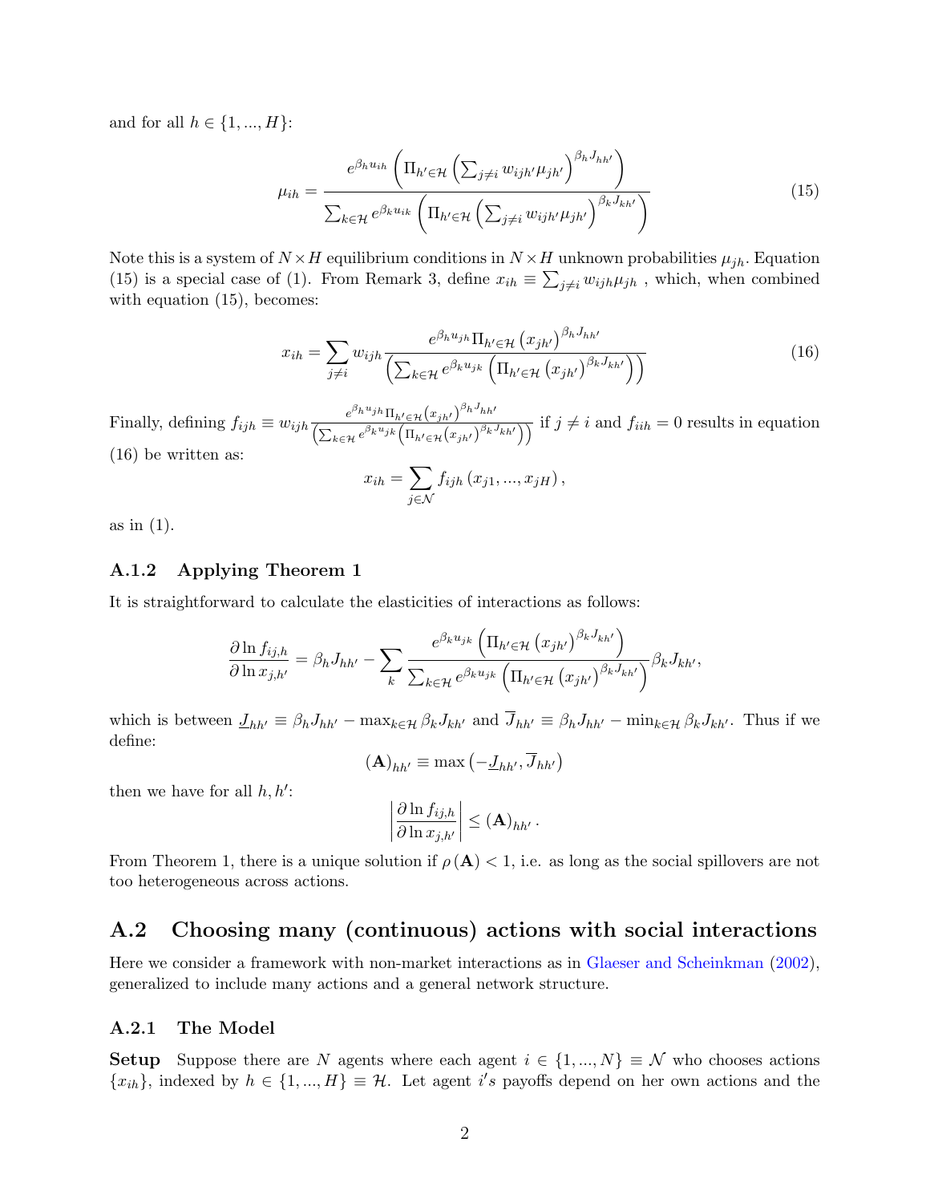and for all $h \in \{1, ..., H\}$:

$$\mu_{ih} = \frac{e^{\beta_h u_{ih}} \left( \Pi_{h' \in \mathcal{H}} \left( \sum_{j \neq i} w_{ijh'} \mu_{jh'} \right)^{\beta_h J_{hh'}} \right)}{\sum_{k \in \mathcal{H}} e^{\beta_k u_{ik}} \left( \Pi_{h' \in \mathcal{H}} \left( \sum_{j \neq i} w_{ijh'} \mu_{jh'} \right)^{\beta_k J_{kh'}} \right)} \tag{15}$$

Note this is a system of $N \times H$ equilibrium conditions in $N \times H$ unknown probabilities $\mu_{jh}$. Equation (15) is a special case of (1). From Remark 3, define $x_{ih} \equiv \sum_{j \neq i} w_{ijh} \mu_{jh}$ , which, when combined with equation (15), becomes:

$$x_{ih} = \sum_{j \neq i} w_{ijh} \frac{e^{\beta_h u_{jh}} \Pi_{h' \in \mathcal{H}} \left( x_{jh'} \right)^{\beta_h J_{hh'}}}{\left( \sum_{k \in \mathcal{H}} e^{\beta_k u_{jk}} \left( \Pi_{h' \in \mathcal{H}} \left( x_{jh'} \right)^{\beta_k J_{kh'}} \right) \right)} \tag{16}$$

Finally, defining $f_{ijh} \equiv w_{ijh} \frac{e^{\beta_h u_{jh}} \Pi_{h' \in \mathcal{H}} \left( x_{jh'} \right)^{\beta_h J_{hh'}}}{\left( \sum_{k \in \mathcal{H}} e^{\beta_k u_{jk}} \left( \Pi_{h' \in \mathcal{H}} \left( x_{jh'} \right)^{\beta_k J_{kh'}} \right) \right)}$ if $j \neq i$ and $f_{iih} = 0$ results in equation (16) be written as:

$$x_{ih} = \sum_{j \in \mathcal{N}} f_{ijh} \left( x_{j1}, ..., x_{jH} \right),$$

as in (1).

### A.1.2 Applying Theorem 1

It is straightforward to calculate the elasticities of interactions as follows:

$$\frac{\partial \ln f_{ij,h}}{\partial \ln x_{j,h'}} = \beta_h J_{hh'} - \sum_k \frac{e^{\beta_k u_{jk}} \left( \Pi_{h' \in \mathcal{H}} \left( x_{jh'} \right)^{\beta_k J_{kh'}} \right)}{\sum_{k \in \mathcal{H}} e^{\beta_k u_{jk}} \left( \Pi_{h' \in \mathcal{H}} \left( x_{jh'} \right)^{\beta_k J_{kh'}} \right)} \beta_k J_{kh'},$$

which is between $\underline{J}_{hh'} \equiv \beta_h J_{hh'} - \max_{k \in \mathcal{H}} \beta_k J_{kh'}$ and $\overline{J}_{hh'} \equiv \beta_h J_{hh'} - \min_{k \in \mathcal{H}} \beta_k J_{kh'}$. Thus if we define:

$$(\mathbf{A})_{hh'} \equiv \max \left( -\underline{J}_{hh'}, \overline{J}_{hh'} \right)$$

then we have for all $h, h'$:

$$\left| \frac{\partial \ln f_{ij,h}}{\partial \ln x_{j,h'}} \right| \leq (\mathbf{A})_{hh'}.$$

From Theorem 1, there is a unique solution if $\rho(\mathbf{A}) < 1$, i.e. as long as the social spillovers are not too heterogeneous across actions.

## A.2 Choosing many (continuous) actions with social interactions

Here we consider a framework with non-market interactions as in Glaeser and Scheinkman (2002), generalized to include many actions and a general network structure.

### A.2.1 The Model

**Setup** Suppose there are $N$ agents where each agent $i \in \{1, ..., N\} \equiv \mathcal{N}$ who chooses actions $\{x_{ih}\}$, indexed by $h \in \{1, ..., H\} \equiv \mathcal{H}$. Let agent $i's$ payoffs depend on her own actions and the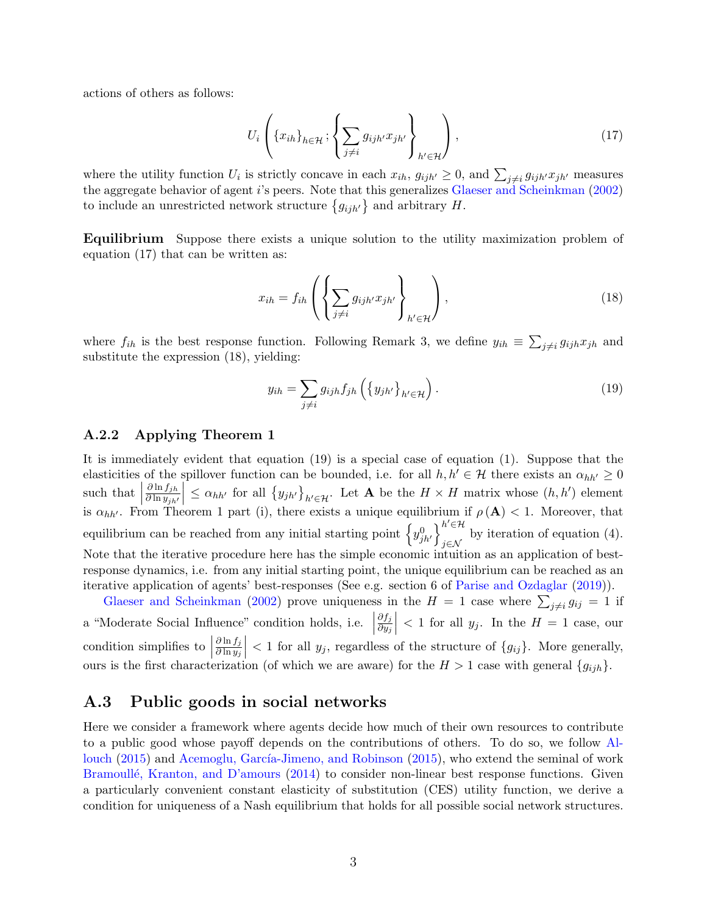actions of others as follows:

$$U_i\left(\{x_{ih}\}_{h\in\mathcal{H}};\left\{\sum_{j\neq i} g_{ijh'}x_{jh'}\right\}_{h'\in\mathcal{H}}\right), \tag{17}$$

where the utility function $U_i$ is strictly concave in each $x_{ih}$, $g_{ijh'} \geq 0$, and $\sum_{j\neq i} g_{ijh'}x_{jh'}$ measures the aggregate behavior of agent $i$'s peers. Note that this generalizes Glaeser and Scheinkman (2002) to include an unrestricted network structure $\{g_{ijh'}\}$ and arbitrary $H$.

**Equilibrium** Suppose there exists a unique solution to the utility maximization problem of equation (17) that can be written as:

$$x_{ih} = f_{ih}\left(\left\{\sum_{j\neq i} g_{ijh'}x_{jh'}\right\}_{h'\in\mathcal{H}}\right), \tag{18}$$

where $f_{ih}$ is the best response function. Following Remark 3, we define $y_{ih} \equiv \sum_{j\neq i} g_{ijh}x_{jh}$ and substitute the expression (18), yielding:

$$y_{ih} = \sum_{j\neq i} g_{ijh} f_{jh}\left(\{y_{jh'}\}_{h'\in\mathcal{H}}\right). \tag{19}$$

### A.2.2 Applying Theorem 1

It is immediately evident that equation (19) is a special case of equation (1). Suppose that the elasticities of the spillover function can be bounded, i.e. for all $h, h' \in \mathcal{H}$ there exists an $\alpha_{hh'} \geq 0$ such that $\left|\frac{\partial \ln f_{jh}}{\partial \ln y_{jh'}}\right| \leq \alpha_{hh'}$ for all $\{y_{jh'}\}_{h'\in\mathcal{H}}$. Let $\mathbf{A}$ be the $H \times H$ matrix whose $(h, h')$ element is $\alpha_{hh'}$. From Theorem 1 part (i), there exists a unique equilibrium if $\rho(\mathbf{A}) < 1$. Moreover, that equilibrium can be reached from any initial starting point $\left\{y^0_{jh'}\right\}^{h'\in\mathcal{H}}_{j\in\mathcal{N}}$ by iteration of equation (4). Note that the iterative procedure here has the simple economic intuition as an application of best-response dynamics, i.e. from any initial starting point, the unique equilibrium can be reached as an iterative application of agents' best-responses (See e.g. section 6 of Parise and Ozdaglar (2019)).

Glaeser and Scheinkman (2002) prove uniqueness in the $H = 1$ case where $\sum_{j\neq i} g_{ij} = 1$ if a "Moderate Social Influence" condition holds, i.e. $\left|\frac{\partial f_j}{\partial y_j}\right| < 1$ for all $y_j$. In the $H = 1$ case, our condition simplifies to $\left|\frac{\partial \ln f_j}{\partial \ln y_j}\right| < 1$ for all $y_j$, regardless of the structure of $\{g_{ij}\}$. More generally, ours is the first characterization (of which we are aware) for the $H > 1$ case with general $\{g_{ijh}\}$.

## A.3 Public goods in social networks

Here we consider a framework where agents decide how much of their own resources to contribute to a public good whose payoff depends on the contributions of others. To do so, we follow Allouch (2015) and Acemoglu, García-Jimeno, and Robinson (2015), who extend the seminal of work Bramoullé, Kranton, and D'amours (2014) to consider non-linear best response functions. Given a particularly convenient constant elasticity of substitution (CES) utility function, we derive a condition for uniqueness of a Nash equilibrium that holds for all possible social network structures.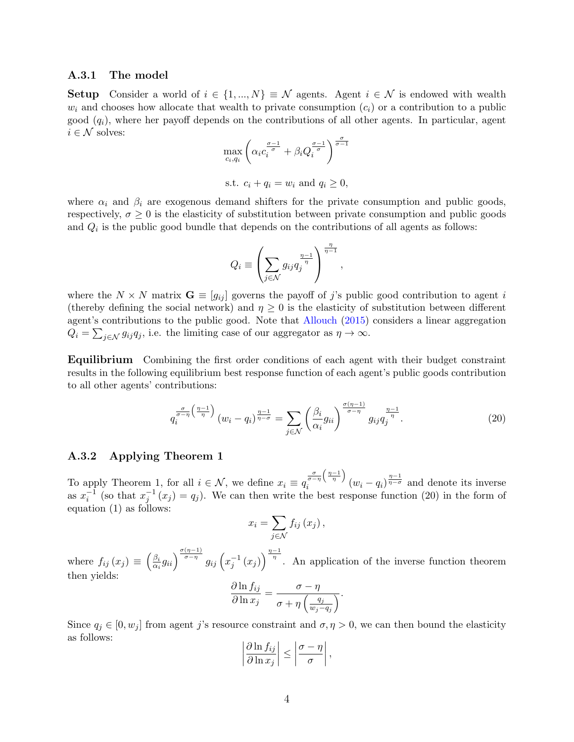### A.3.1 The model

**Setup** Consider a world of $i \in \{1, ..., N\} \equiv \mathcal{N}$ agents. Agent $i \in \mathcal{N}$ is endowed with wealth $w_i$ and chooses how allocate that wealth to private consumption ($c_i$) or a contribution to a public good ($q_i$), where her payoff depends on the contributions of all other agents. In particular, agent $i \in \mathcal{N}$ solves:

$$\max_{c_i, q_i} \left( \alpha_i c_i^{\frac{\sigma-1}{\sigma}} + \beta_i Q_i^{\frac{\sigma-1}{\sigma}} \right)^{\frac{\sigma}{\sigma-1}}$$

$$\text{s.t. } c_i + q_i = w_i \text{ and } q_i \geq 0,$$

where $\alpha_i$ and $\beta_i$ are exogenous demand shifters for the private consumption and public goods, respectively, $\sigma \geq 0$ is the elasticity of substitution between private consumption and public goods and $Q_i$ is the public good bundle that depends on the contributions of all agents as follows:

$$Q_i \equiv \left( \sum_{j \in \mathcal{N}} g_{ij} q_j^{\frac{\eta-1}{\eta}} \right)^{\frac{\eta}{\eta-1}},$$

where the $N \times N$ matrix $\mathbf{G} \equiv [g_{ij}]$ governs the payoff of $j$'s public good contribution to agent $i$ (thereby defining the social network) and $\eta \geq 0$ is the elasticity of substitution between different agent's contributions to the public good. Note that Allouch (2015) considers a linear aggregation $Q_i = \sum_{j \in \mathcal{N}} g_{ij} q_j$, i.e. the limiting case of our aggregator as $\eta \to \infty$.

**Equilibrium** Combining the first order conditions of each agent with their budget constraint results in the following equilibrium best response function of each agent's public goods contribution to all other agents' contributions:

$$q_i^{\frac{\sigma}{\sigma-\eta}\left(\frac{\eta-1}{\eta}\right)} (w_i - q_i)^{\frac{\eta-1}{\eta-\sigma}} = \sum_{j \in \mathcal{N}} \left( \frac{\beta_i}{\alpha_i} g_{ii} \right)^{\frac{\sigma(\eta-1)}{\sigma-\eta}} g_{ij} q_j^{\frac{\eta-1}{\eta}}. \tag{20}$$

### A.3.2 Applying Theorem 1

To apply Theorem 1, for all $i \in \mathcal{N}$, we define $x_i \equiv q_i^{\frac{\sigma}{\sigma-\eta}\left(\frac{\eta-1}{\eta}\right)} (w_i - q_i)^{\frac{\eta-1}{\eta-\sigma}}$ and denote its inverse as $x_i^{-1}$ (so that $x_j^{-1}(x_j) = q_j$). We can then write the best response function (20) in the form of equation (1) as follows:

$$x_i = \sum_{j \in \mathcal{N}} f_{ij}(x_j),$$

where $f_{ij}(x_j) \equiv \left( \frac{\beta_i}{\alpha_i} g_{ii} \right)^{\frac{\sigma(\eta-1)}{\sigma-\eta}} g_{ij} \left( x_j^{-1}(x_j) \right)^{\frac{\eta-1}{\eta}}$. An application of the inverse function theorem then yields:

$$\frac{\partial \ln f_{ij}}{\partial \ln x_j} = \frac{\sigma - \eta}{\sigma + \eta \left( \frac{q_j}{w_j - q_j} \right)}.$$

Since $q_j \in [0, w_j]$ from agent $j$'s resource constraint and $\sigma, \eta > 0$, we can then bound the elasticity as follows:

$$\left| \frac{\partial \ln f_{ij}}{\partial \ln x_j} \right| \leq \left| \frac{\sigma - \eta}{\sigma} \right|,$$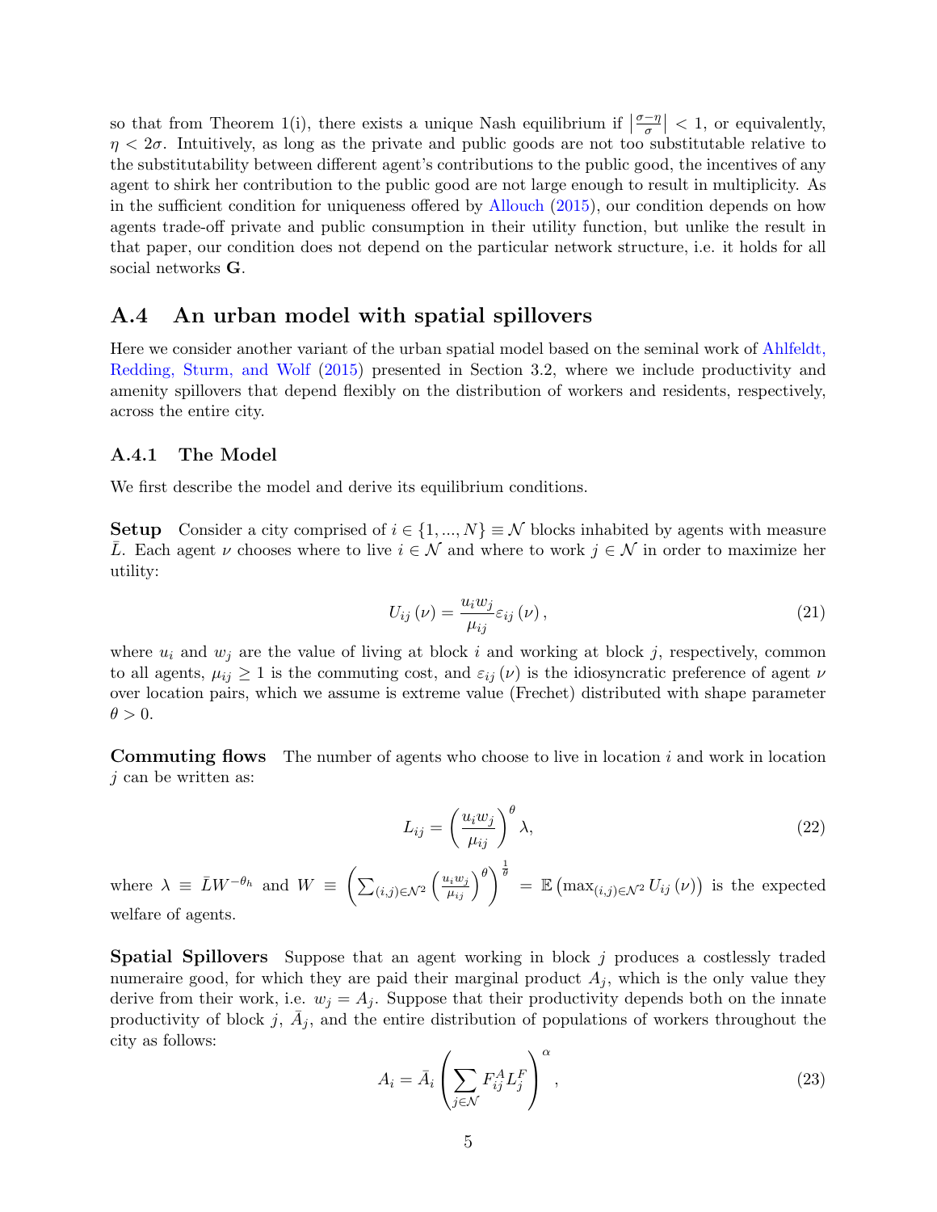so that from Theorem 1(i), there exists a unique Nash equilibrium if $\left|\frac{\sigma-\eta}{\sigma}\right| < 1$, or equivalently, $\eta < 2\sigma$. Intuitively, as long as the private and public goods are not too substitutable relative to the substitutability between different agent's contributions to the public good, the incentives of any agent to shirk her contribution to the public good are not large enough to result in multiplicity. As in the sufficient condition for uniqueness offered by Allouch (2015), our condition depends on how agents trade-off private and public consumption in their utility function, but unlike the result in that paper, our condition does not depend on the particular network structure, i.e. it holds for all social networks $\mathbf{G}$.

## A.4 An urban model with spatial spillovers

Here we consider another variant of the urban spatial model based on the seminal work of Ahlfeldt, Redding, Sturm, and Wolf (2015) presented in Section 3.2, where we include productivity and amenity spillovers that depend flexibly on the distribution of workers and residents, respectively, across the entire city.

### A.4.1 The Model

We first describe the model and derive its equilibrium conditions.

**Setup** Consider a city comprised of $i \in \{1, ..., N\} \equiv \mathcal{N}$ blocks inhabited by agents with measure $\bar{L}$. Each agent $\nu$ chooses where to live $i \in \mathcal{N}$ and where to work $j \in \mathcal{N}$ in order to maximize her utility:

$$U_{ij}(\nu) = \frac{u_i w_j}{\mu_{ij}} \varepsilon_{ij}(\nu), \tag{21}$$

where $u_i$ and $w_j$ are the value of living at block $i$ and working at block $j$, respectively, common to all agents, $\mu_{ij} \geq 1$ is the commuting cost, and $\varepsilon_{ij}(\nu)$ is the idiosyncratic preference of agent $\nu$ over location pairs, which we assume is extreme value (Frechet) distributed with shape parameter $\theta > 0$.

**Commuting flows** The number of agents who choose to live in location $i$ and work in location $j$ can be written as:

$$L_{ij} = \left(\frac{u_i w_j}{\mu_{ij}}\right)^{\theta} \lambda, \tag{22}$$

where $\lambda \equiv \bar{L} W^{-\theta_h}$ and $W \equiv \left(\sum_{(i,j) \in \mathcal{N}^2} \left(\frac{u_i w_j}{\mu_{ij}}\right)^{\theta}\right)^{\frac{1}{\theta}} = \mathbb{E}\left(\max_{(i,j) \in \mathcal{N}^2} U_{ij}(\nu)\right)$ is the expected welfare of agents.

**Spatial Spillovers** Suppose that an agent working in block $j$ produces a costlessly traded numeraire good, for which they are paid their marginal product $A_j$, which is the only value they derive from their work, i.e. $w_j = A_j$. Suppose that their productivity depends both on the innate productivity of block $j$, $\bar{A}_j$, and the entire distribution of populations of workers throughout the city as follows:

$$A_i = \bar{A}_i \left(\sum_{j \in \mathcal{N}} F_{ij}^A L_j^F\right)^{\alpha}, \tag{23}$$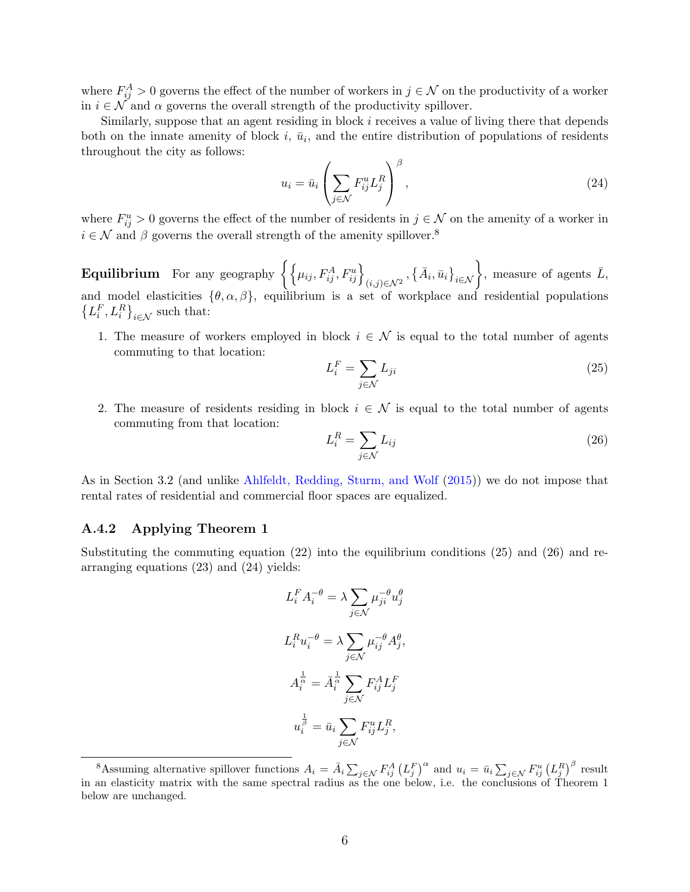where $F_{ij}^A > 0$ governs the effect of the number of workers in $j \in \mathcal{N}$ on the productivity of a worker in $i \in \mathcal{N}$ and $\alpha$ governs the overall strength of the productivity spillover.

Similarly, suppose that an agent residing in block $i$ receives a value of living there that depends both on the innate amenity of block $i$, $\bar{u}_i$, and the entire distribution of populations of residents throughout the city as follows:

$$u_i = \bar{u}_i \left( \sum_{j \in \mathcal{N}} F_{ij}^u L_j^R \right)^{\beta}, \tag{24}$$

where $F_{ij}^u > 0$ governs the effect of the number of residents in $j \in \mathcal{N}$ on the amenity of a worker in $i \in \mathcal{N}$ and $\beta$ governs the overall strength of the amenity spillover.[8]

**Equilibrium** For any geography $\left\{ \left\{ \mu_{ij}, F_{ij}^A, F_{ij}^u \right\}_{(i,j) \in \mathcal{N}^2}, \left\{ \bar{A}_i, \bar{u}_i \right\}_{i \in \mathcal{N}} \right\}$, measure of agents $\bar{L}$, and model elasticities $\{\theta, \alpha, \beta\}$, equilibrium is a set of workplace and residential populations $\left\{ L_i^F, L_i^R \right\}_{i \in \mathcal{N}}$ such that:

1. The measure of workers employed in block $i \in \mathcal{N}$ is equal to the total number of agents commuting to that location:
$$L_i^F = \sum_{j \in \mathcal{N}} L_{ji} \tag{25}$$

2. The measure of residents residing in block $i \in \mathcal{N}$ is equal to the total number of agents commuting from that location:
$$L_i^R = \sum_{j \in \mathcal{N}} L_{ij} \tag{26}$$

As in Section 3.2 (and unlike Ahlfeldt, Redding, Sturm, and Wolf (2015)) we do not impose that rental rates of residential and commercial floor spaces are equalized.

### A.4.2 Applying Theorem 1

Substituting the commuting equation (22) into the equilibrium conditions (25) and (26) and rearranging equations (23) and (24) yields:

$$L_i^F A_i^{-\theta} = \lambda \sum_{j \in \mathcal{N}} \mu_{ji}^{-\theta} u_j^{\theta}$$

$$L_i^R u_i^{-\theta} = \lambda \sum_{j \in \mathcal{N}} \mu_{ij}^{-\theta} A_j^{\theta},$$

$$A_i^{\frac{1}{\alpha}} = \bar{A}_i^{\frac{1}{\alpha}} \sum_{j \in \mathcal{N}} F_{ij}^A L_j^F$$

$$u_i^{\frac{1}{\beta}} = \bar{u}_i \sum_{j \in \mathcal{N}} F_{ij}^u L_j^R,$$

[8] Assuming alternative spillover functions $A_i = \bar{A}_i \sum_{j \in \mathcal{N}} F_{ij}^A \left(L_j^F\right)^{\alpha}$ and $u_i = \bar{u}_i \sum_{j \in \mathcal{N}} F_{ij}^u \left(L_j^R\right)^{\beta}$ result in an elasticity matrix with the same spectral radius as the one below, i.e. the conclusions of Theorem 1 below are unchanged.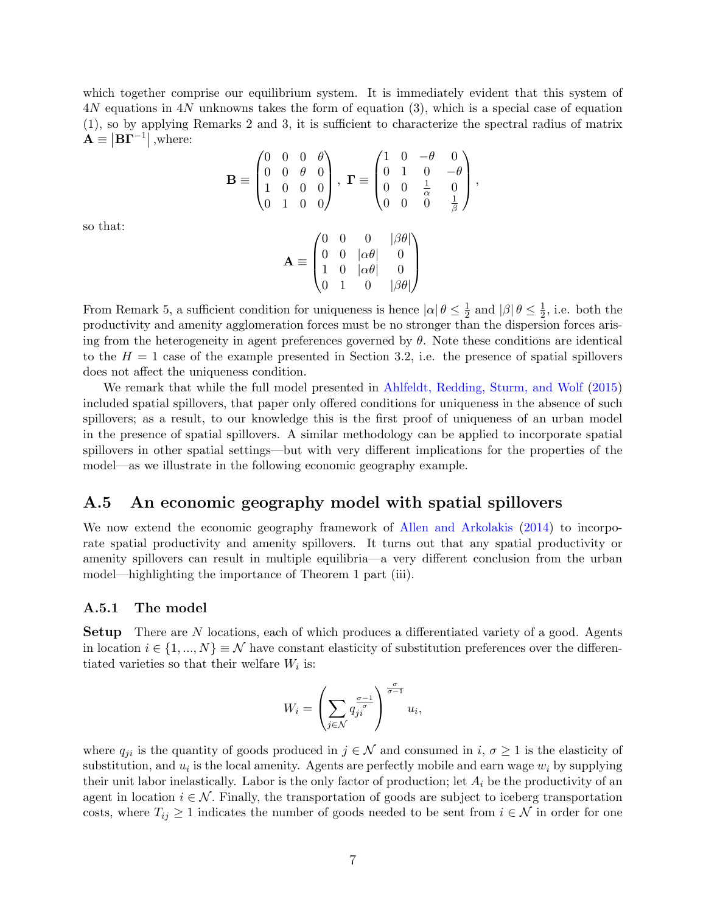which together comprise our equilibrium system. It is immediately evident that this system of $4N$ equations in $4N$ unknowns takes the form of equation (3), which is a special case of equation (1), so by applying Remarks 2 and 3, it is sufficient to characterize the spectral radius of matrix $\mathbf{A} \equiv \left|\mathbf{B}\mathbf{\Gamma}^{-1}\right|$,where:

$$\mathbf{B} \equiv \begin{pmatrix} 0 & 0 & 0 & \theta \\ 0 & 0 & \theta & 0 \\ 1 & 0 & 0 & 0 \\ 0 & 1 & 0 & 0 \end{pmatrix}, \ \mathbf{\Gamma} \equiv \begin{pmatrix} 1 & 0 & -\theta & 0 \\ 0 & 1 & 0 & -\theta \\ 0 & 0 & \frac{1}{\alpha} & 0 \\ 0 & 0 & 0 & \frac{1}{\beta} \end{pmatrix},$$

so that:

$$\mathbf{A} \equiv \begin{pmatrix} 0 & 0 & 0 & |\beta\theta| \\ 0 & 0 & |\alpha\theta| & 0 \\ 1 & 0 & |\alpha\theta| & 0 \\ 0 & 1 & 0 & |\beta\theta| \end{pmatrix}$$

From Remark 5, a sufficient condition for uniqueness is hence $|\alpha|\,\theta \leq \frac{1}{2}$ and $|\beta|\,\theta \leq \frac{1}{2}$, i.e. both the productivity and amenity agglomeration forces must be no stronger than the dispersion forces arising from the heterogeneity in agent preferences governed by $\theta$. Note these conditions are identical to the $H = 1$ case of the example presented in Section 3.2, i.e. the presence of spatial spillovers does not affect the uniqueness condition.

We remark that while the full model presented in Ahlfeldt, Redding, Sturm, and Wolf (2015) included spatial spillovers, that paper only offered conditions for uniqueness in the absence of such spillovers; as a result, to our knowledge this is the first proof of uniqueness of an urban model in the presence of spatial spillovers. A similar methodology can be applied to incorporate spatial spillovers in other spatial settings—but with very different implications for the properties of the model—as we illustrate in the following economic geography example.

## A.5 An economic geography model with spatial spillovers

We now extend the economic geography framework of Allen and Arkolakis (2014) to incorporate spatial productivity and amenity spillovers. It turns out that any spatial productivity or amenity spillovers can result in multiple equilibria—a very different conclusion from the urban model—highlighting the importance of Theorem 1 part (iii).

### A.5.1 The model

**Setup** There are $N$ locations, each of which produces a differentiated variety of a good. Agents in location $i \in \{1, ..., N\} \equiv \mathcal{N}$ have constant elasticity of substitution preferences over the differentiated varieties so that their welfare $W_i$ is:

$$W_i = \left(\sum_{j \in \mathcal{N}} q_{ji}^{\frac{\sigma-1}{\sigma}}\right)^{\frac{\sigma}{\sigma-1}} u_i,$$

where $q_{ji}$ is the quantity of goods produced in $j \in \mathcal{N}$ and consumed in $i$, $\sigma \geq 1$ is the elasticity of substitution, and $u_i$ is the local amenity. Agents are perfectly mobile and earn wage $w_i$ by supplying their unit labor inelastically. Labor is the only factor of production; let $A_i$ be the productivity of an agent in location $i \in \mathcal{N}$. Finally, the transportation of goods are subject to iceberg transportation costs, where $T_{ij} \geq 1$ indicates the number of goods needed to be sent from $i \in \mathcal{N}$ in order for one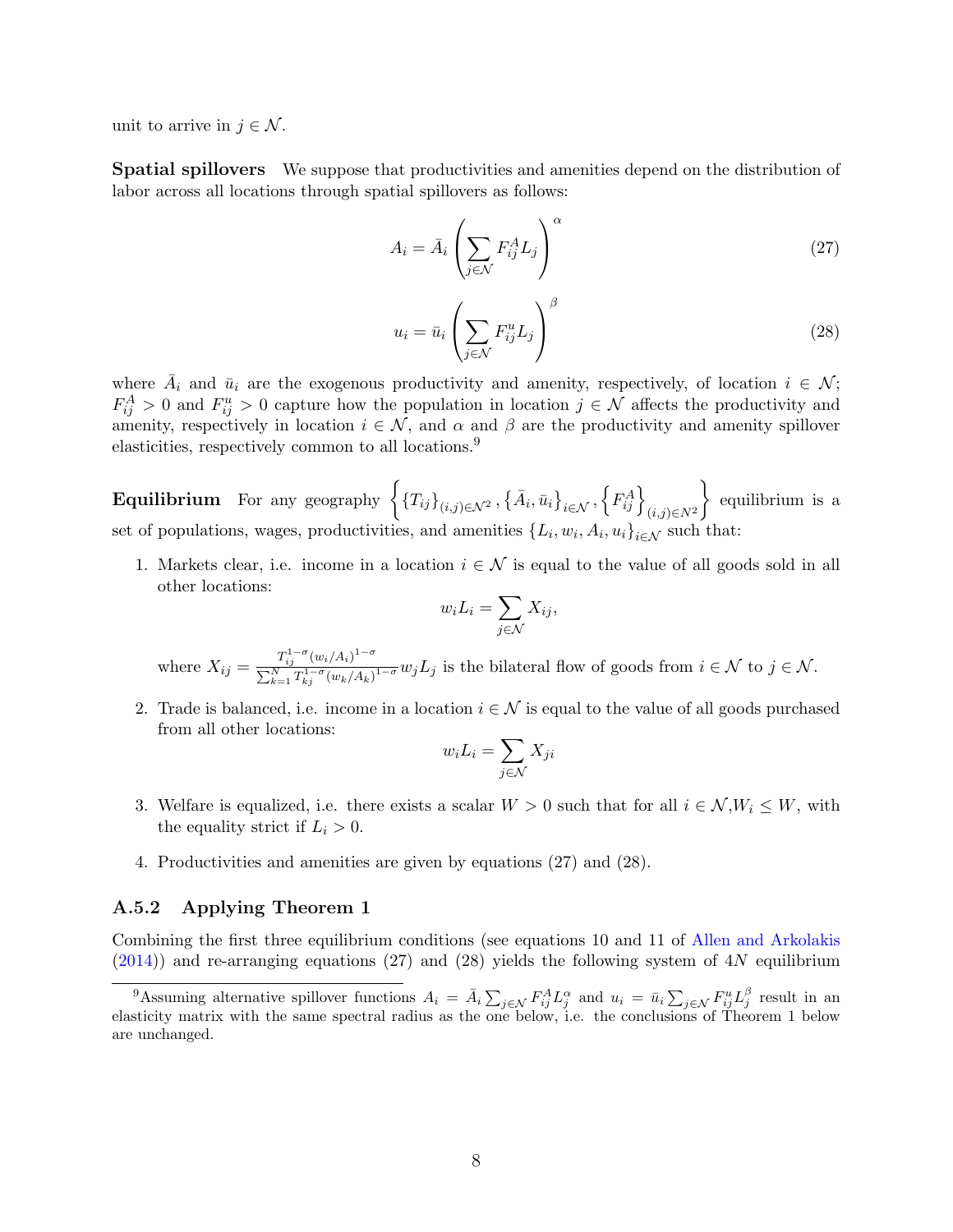unit to arrive in $j \in \mathcal{N}$.

**Spatial spillovers** We suppose that productivities and amenities depend on the distribution of labor across all locations through spatial spillovers as follows:

$$A_i = \bar{A}_i \left( \sum_{j \in \mathcal{N}} F_{ij}^A L_j \right)^{\alpha} \tag{27}$$

$$u_i = \bar{u}_i \left( \sum_{j \in \mathcal{N}} F_{ij}^u L_j \right)^{\beta} \tag{28}$$

where $\bar{A}_i$ and $\bar{u}_i$ are the exogenous productivity and amenity, respectively, of location $i \in \mathcal{N}$; $F_{ij}^A > 0$ and $F_{ij}^u > 0$ capture how the population in location $j \in \mathcal{N}$ affects the productivity and amenity, respectively in location $i \in \mathcal{N}$, and $\alpha$ and $\beta$ are the productivity and amenity spillover elasticities, respectively common to all locations.[9]

**Equilibrium** For any geography $\left\{ \{T_{ij}\}_{(i,j) \in \mathcal{N}^2}, \{\bar{A}_i, \bar{u}_i\}_{i \in \mathcal{N}}, \left\{F_{ij}^A\right\}_{(i,j) \in N^2} \right\}$ equilibrium is a set of populations, wages, productivities, and amenities $\{L_i, w_i, A_i, u_i\}_{i \in \mathcal{N}}$ such that:

1. Markets clear, i.e. income in a location $i \in \mathcal{N}$ is equal to the value of all goods sold in all other locations:
$$w_i L_i = \sum_{j \in \mathcal{N}} X_{ij},$$
where $X_{ij} = \frac{T_{ij}^{1-\sigma} (w_i/A_i)^{1-\sigma}}{\sum_{k=1}^N T_{kj}^{1-\sigma} (w_k/A_k)^{1-\sigma}} w_j L_j$ is the bilateral flow of goods from $i \in \mathcal{N}$ to $j \in \mathcal{N}$.

2. Trade is balanced, i.e. income in a location $i \in \mathcal{N}$ is equal to the value of all goods purchased from all other locations:
$$w_i L_i = \sum_{j \in \mathcal{N}} X_{ji}$$

3. Welfare is equalized, i.e. there exists a scalar $W > 0$ such that for all $i \in \mathcal{N}, W_i \leq W$, with the equality strict if $L_i > 0$.

4. Productivities and amenities are given by equations (27) and (28).

### A.5.2 Applying Theorem 1

Combining the first three equilibrium conditions (see equations 10 and 11 of Allen and Arkolakis (2014)) and re-arranging equations (27) and (28) yields the following system of $4N$ equilibrium

[9] Assuming alternative spillover functions $A_i = \bar{A}_i \sum_{j \in \mathcal{N}} F_{ij}^A L_j^{\alpha}$ and $u_i = \bar{u}_i \sum_{j \in \mathcal{N}} F_{ij}^u L_j^{\beta}$ result in an elasticity matrix with the same spectral radius as the one below, i.e. the conclusions of Theorem 1 below are unchanged.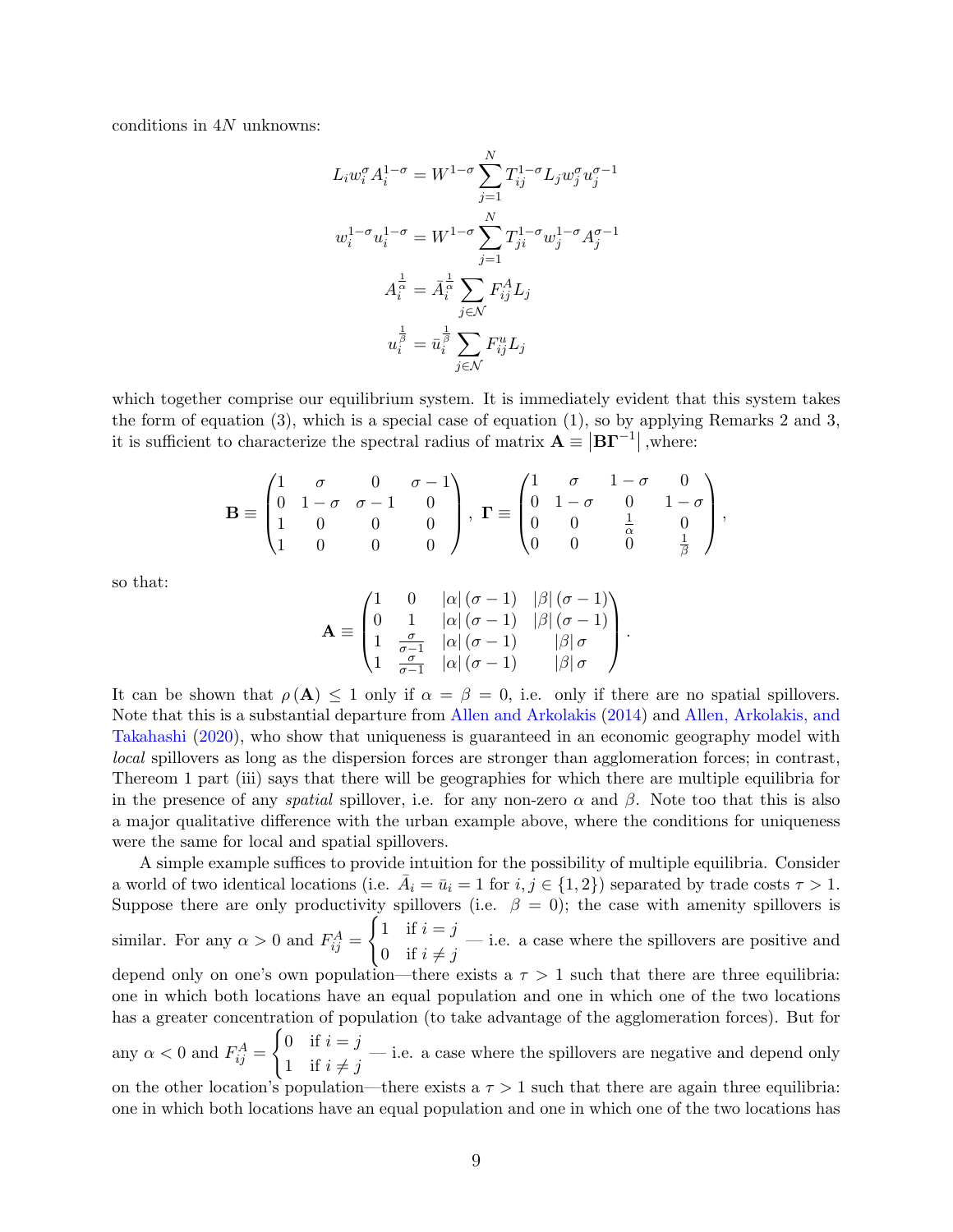conditions in $4N$ unknowns:

$$L_i w_i^{\sigma} A_i^{1-\sigma} = W^{1-\sigma} \sum_{j=1}^{N} T_{ij}^{1-\sigma} L_j w_j^{\sigma} u_j^{\sigma-1}$$

$$w_i^{1-\sigma} u_i^{1-\sigma} = W^{1-\sigma} \sum_{j=1}^{N} T_{ji}^{1-\sigma} w_j^{1-\sigma} A_j^{\sigma-1}$$

$$A_i^{\frac{1}{\alpha}} = \bar{A}_i^{\frac{1}{\alpha}} \sum_{j \in \mathcal{N}} F_{ij}^{A} L_j$$

$$u_i^{\frac{1}{\beta}} = \bar{u}_i^{\frac{1}{\beta}} \sum_{j \in \mathcal{N}} F_{ij}^{u} L_j$$

which together comprise our equilibrium system. It is immediately evident that this system takes the form of equation (3), which is a special case of equation (1), so by applying Remarks 2 and 3, it is sufficient to characterize the spectral radius of matrix $\mathbf{A} \equiv \left|\mathbf{B}\mathbf{\Gamma}^{-1}\right|$ ,where:

$$\mathbf{B} \equiv \begin{pmatrix} 1 & \sigma & 0 & \sigma-1 \\ 0 & 1-\sigma & \sigma-1 & 0 \\ 1 & 0 & 0 & 0 \\ 1 & 0 & 0 & 0 \end{pmatrix}, \; \mathbf{\Gamma} \equiv \begin{pmatrix} 1 & \sigma & 1-\sigma & 0 \\ 0 & 1-\sigma & 0 & 1-\sigma \\ 0 & 0 & \frac{1}{\alpha} & 0 \\ 0 & 0 & 0 & \frac{1}{\beta} \end{pmatrix},$$

so that:

$$\mathbf{A} \equiv \begin{pmatrix} 1 & 0 & |\alpha|(\sigma-1) & |\beta|(\sigma-1) \\ 0 & 1 & |\alpha|(\sigma-1) & |\beta|(\sigma-1) \\ 1 & \frac{\sigma}{\sigma-1} & |\alpha|(\sigma-1) & |\beta|\sigma \\ 1 & \frac{\sigma}{\sigma-1} & |\alpha|(\sigma-1) & |\beta|\sigma \end{pmatrix}.$$

It can be shown that $\rho(\mathbf{A}) \leq 1$ only if $\alpha = \beta = 0$, i.e. only if there are no spatial spillovers. Note that this is a substantial departure from Allen and Arkolakis (2014) and Allen, Arkolakis, and Takahashi (2020), who show that uniqueness is guaranteed in an economic geography model with *local* spillovers as long as the dispersion forces are stronger than agglomeration forces; in contrast, Thereom 1 part (iii) says that there will be geographies for which there are multiple equilibria for in the presence of any *spatial* spillover, i.e. for any non-zero $\alpha$ and $\beta$. Note too that this is also a major qualitative difference with the urban example above, where the conditions for uniqueness were the same for local and spatial spillovers.

A simple example suffices to provide intuition for the possibility of multiple equilibria. Consider a world of two identical locations (i.e. $\bar{A}_i = \bar{u}_i = 1$ for $i, j \in \{1, 2\}$) separated by trade costs $\tau > 1$. Suppose there are only productivity spillovers (i.e. $\beta = 0$); the case with amenity spillovers is similar. For any $\alpha > 0$ and $F_{ij}^{A} = \begin{cases} 1 & \text{if } i = j \\ 0 & \text{if } i \neq j \end{cases}$ — i.e. a case where the spillovers are positive and depend only on one's own population—there exists a $\tau > 1$ such that there are three equilibria: one in which both locations have an equal population and one in which one of the two locations has a greater concentration of population (to take advantage of the agglomeration forces). But for any $\alpha < 0$ and $F_{ij}^{A} = \begin{cases} 0 & \text{if } i = j \\ 1 & \text{if } i \neq j \end{cases}$ — i.e. a case where the spillovers are negative and depend only on the other location's population—there exists a $\tau > 1$ such that there are again three equilibria: one in which both locations have an equal population and one in which one of the two locations has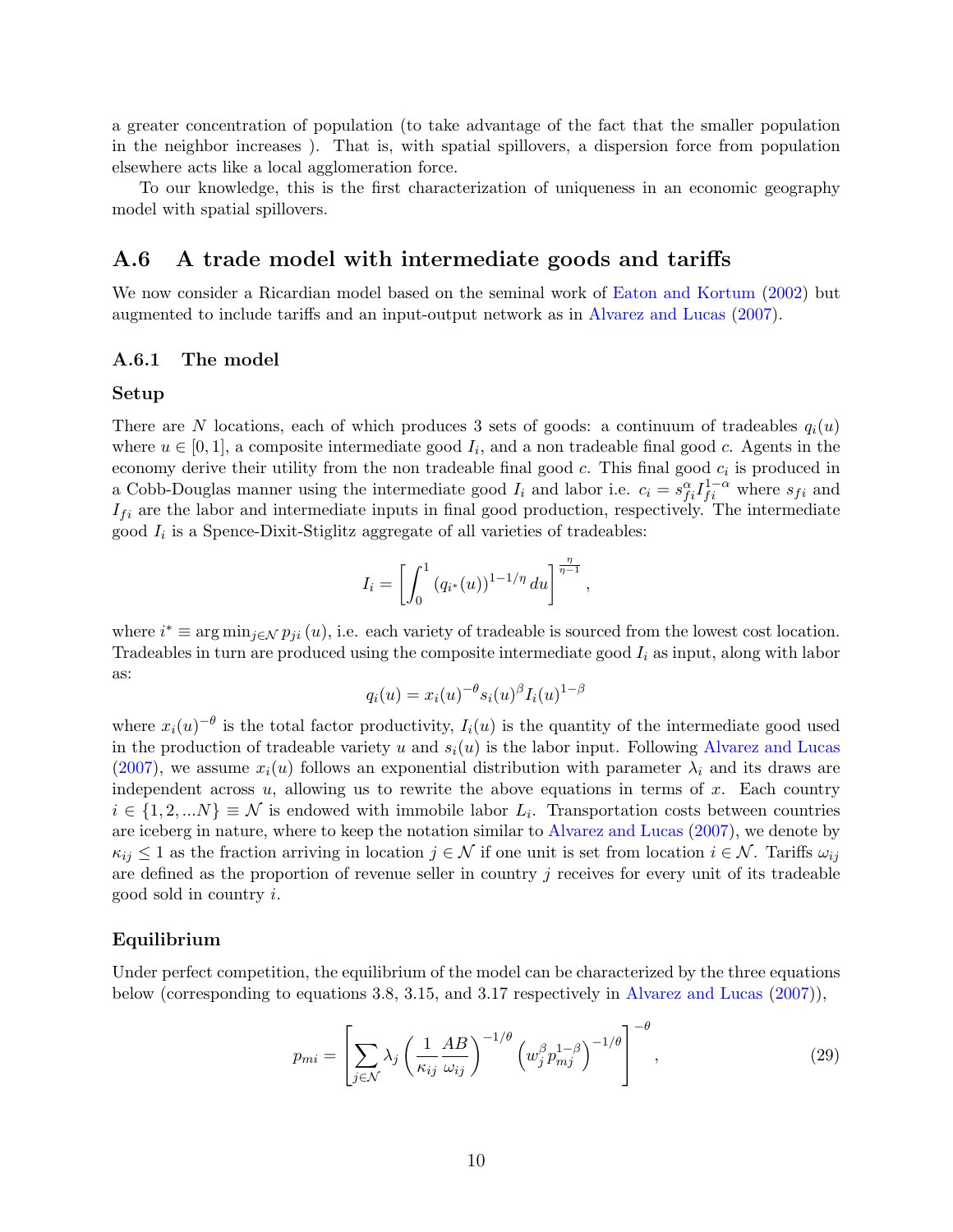a greater concentration of population (to take advantage of the fact that the smaller population in the neighbor increases ). That is, with spatial spillovers, a dispersion force from population elsewhere acts like a local agglomeration force.

To our knowledge, this is the first characterization of uniqueness in an economic geography model with spatial spillovers.

## A.6 A trade model with intermediate goods and tariffs

We now consider a Ricardian model based on the seminal work of Eaton and Kortum (2002) but augmented to include tariffs and an input-output network as in Alvarez and Lucas (2007).

### A.6.1 The model

#### Setup

There are $N$ locations, each of which produces 3 sets of goods: a continuum of tradeables $q_i(u)$ where $u \in [0,1]$, a composite intermediate good $I_i$, and a non tradeable final good $c$. Agents in the economy derive their utility from the non tradeable final good $c$. This final good $c_i$ is produced in a Cobb-Douglas manner using the intermediate good $I_i$ and labor i.e. $c_i = s_{fi}^{\alpha} I_{fi}^{1-\alpha}$ where $s_{fi}$ and $I_{fi}$ are the labor and intermediate inputs in final good production, respectively. The intermediate good $I_i$ is a Spence-Dixit-Stiglitz aggregate of all varieties of tradeables:

$$I_i = \left[\int_0^1 \left(q_{i^*}(u)\right)^{1-1/\eta} du\right]^{\frac{\eta}{\eta-1}},$$

where $i^* \equiv \arg\min_{j\in\mathcal{N}} p_{ji}(u)$, i.e. each variety of tradeable is sourced from the lowest cost location. Tradeables in turn are produced using the composite intermediate good $I_i$ as input, along with labor as:

$$q_i(u) = x_i(u)^{-\theta} s_i(u)^{\beta} I_i(u)^{1-\beta}$$

where $x_i(u)^{-\theta}$ is the total factor productivity, $I_i(u)$ is the quantity of the intermediate good used in the production of tradeable variety $u$ and $s_i(u)$ is the labor input. Following Alvarez and Lucas (2007), we assume $x_i(u)$ follows an exponential distribution with parameter $\lambda_i$ and its draws are independent across $u$, allowing us to rewrite the above equations in terms of $x$. Each country $i \in \{1, 2, ...N\} \equiv \mathcal{N}$ is endowed with immobile labor $L_i$. Transportation costs between countries are iceberg in nature, where to keep the notation similar to Alvarez and Lucas (2007), we denote by $\kappa_{ij} \le 1$ as the fraction arriving in location $j \in \mathcal{N}$ if one unit is set from location $i \in \mathcal{N}$. Tariffs $\omega_{ij}$ are defined as the proportion of revenue seller in country $j$ receives for every unit of its tradeable good sold in country $i$.

#### Equilibrium

Under perfect competition, the equilibrium of the model can be characterized by the three equations below (corresponding to equations 3.8, 3.15, and 3.17 respectively in Alvarez and Lucas (2007)),

$$p_{mi} = \left[\sum_{j\in\mathcal{N}} \lambda_j \left(\frac{1}{\kappa_{ij}} \frac{AB}{\omega_{ij}}\right)^{-1/\theta} \left(w_j^{\beta} p_{mj}^{1-\beta}\right)^{-1/\theta}\right]^{-\theta}, \tag{29}$$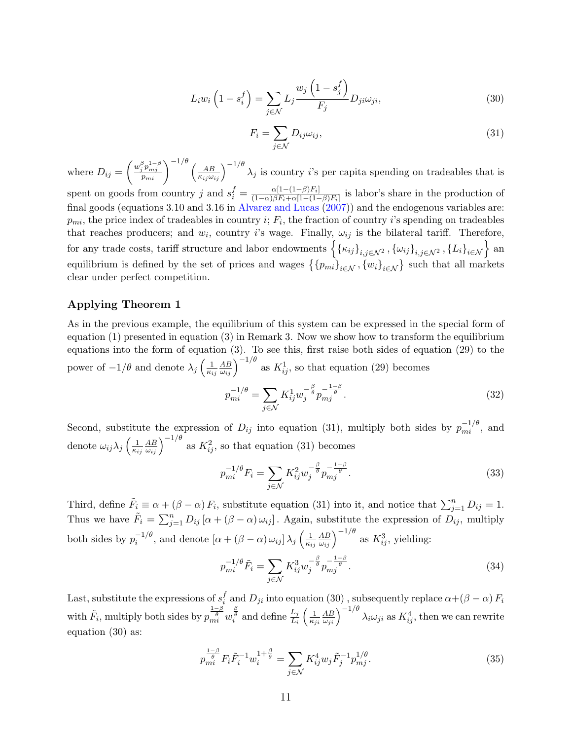$$
L_i w_i \left(1 - s_i^f\right) = \sum_{j \in \mathcal{N}} L_j \frac{w_j \left(1 - s_j^f\right)}{F_j} D_{ji} \omega_{ji}, \tag{30}
$$

$$
F_i = \sum_{j \in \mathcal{N}} D_{ij} \omega_{ij}, \tag{31}
$$

where $D_{ij} = \left(\frac{w_j^{\beta} p_{mj}^{1-\beta}}{p_{mi}}\right)^{-1/\theta} \left(\frac{AB}{\kappa_{ij}\omega_{ij}}\right)^{-1/\theta} \lambda_j$ is country $i$'s per capita spending on tradeables that is spent on goods from country $j$ and $s_i^f = \frac{\alpha[1-(1-\beta)F_i]}{(1-\alpha)\beta F_i + \alpha[1-(1-\beta)F_i]}$ is labor's share in the production of final goods (equations 3.10 and 3.16 in Alvarez and Lucas (2007)) and the endogenous variables are: $p_{mi}$, the price index of tradeables in country $i$; $F_i$, the fraction of country $i$'s spending on tradeables that reaches producers; and $w_i$, country $i$'s wage. Finally, $\omega_{ij}$ is the bilateral tariff. Therefore, for any trade costs, tariff structure and labor endowments $\left\{\{\kappa_{ij}\}_{i,j\in\mathcal{N}^2}, \{\omega_{ij}\}_{i,j\in\mathcal{N}^2}, \{L_i\}_{i\in\mathcal{N}}\right\}$ an equilibrium is defined by the set of prices and wages $\left\{\{p_{mi}\}_{i\in\mathcal{N}}, \{w_i\}_{i\in\mathcal{N}}\right\}$ such that all markets clear under perfect competition.

### Applying Theorem 1

As in the previous example, the equilibrium of this system can be expressed in the special form of equation (1) presented in equation (3) in Remark 3. Now we show how to transform the equilibrium equations into the form of equation (3). To see this, first raise both sides of equation (29) to the power of $-1/\theta$ and denote $\lambda_j \left(\frac{1}{\kappa_{ij}} \frac{AB}{\omega_{ij}}\right)^{-1/\theta}$ as $K_{ij}^1$, so that equation (29) becomes

$$
p_{mi}^{-1/\theta} = \sum_{j\in\mathcal{N}} K_{ij}^1 w_j^{-\frac{\beta}{\theta}} p_{mj}^{-\frac{1-\beta}{\theta}}. \tag{32}
$$

Second, substitute the expression of $D_{ij}$ into equation (31), multiply both sides by $p_{mi}^{-1/\theta}$, and denote $\omega_{ij}\lambda_j \left(\frac{1}{\kappa_{ij}} \frac{AB}{\omega_{ij}}\right)^{-1/\theta}$ as $K_{ij}^2$, so that equation (31) becomes

$$
p_{mi}^{-1/\theta} F_i = \sum_{j\in\mathcal{N}} K_{ij}^2 w_j^{-\frac{\beta}{\theta}} p_{mj}^{-\frac{1-\beta}{\theta}}. \tag{33}
$$

Third, define $\tilde{F}_i \equiv \alpha + (\beta - \alpha) F_i$, substitute equation (31) into it, and notice that $\sum_{j=1}^n D_{ij} = 1$. Thus we have $\tilde{F}_i = \sum_{j=1}^n D_{ij} \left[\alpha + (\beta - \alpha)\omega_{ij}\right]$. Again, substitute the expression of $D_{ij}$, multiply both sides by $p_i^{-1/\theta}$, and denote $\left[\alpha + (\beta - \alpha)\omega_{ij}\right] \lambda_j \left(\frac{1}{\kappa_{ij}} \frac{AB}{\omega_{ij}}\right)^{-1/\theta}$ as $K_{ij}^3$, yielding:

$$
p_{mi}^{-1/\theta} \tilde{F}_i = \sum_{j\in\mathcal{N}} K_{ij}^3 w_j^{-\frac{\beta}{\theta}} p_{mj}^{-\frac{1-\beta}{\theta}}. \tag{34}
$$

Last, substitute the expressions of $s_i^f$ and $D_{ji}$ into equation (30), subsequently replace $\alpha + (\beta - \alpha) F_i$ with $\tilde{F}_i$, multiply both sides by $p_{mi}^{\frac{1-\beta}{\theta}} w_i^{\frac{\beta}{\theta}}$ and define $\frac{L_j}{L_i}\left(\frac{1}{\kappa_{ji}} \frac{AB}{\omega_{ji}}\right)^{-1/\theta} \lambda_i \omega_{ji}$ as $K_{ij}^4$, then we can rewrite equation (30) as:

$$
p_{mi}^{\frac{1-\beta}{\theta}} F_i \tilde{F}_i^{-1} w_i^{1+\frac{\beta}{\theta}} = \sum_{j\in\mathcal{N}} K_{ij}^4 w_j \tilde{F}_j^{-1} p_{mj}^{1/\theta}. \tag{35}
$$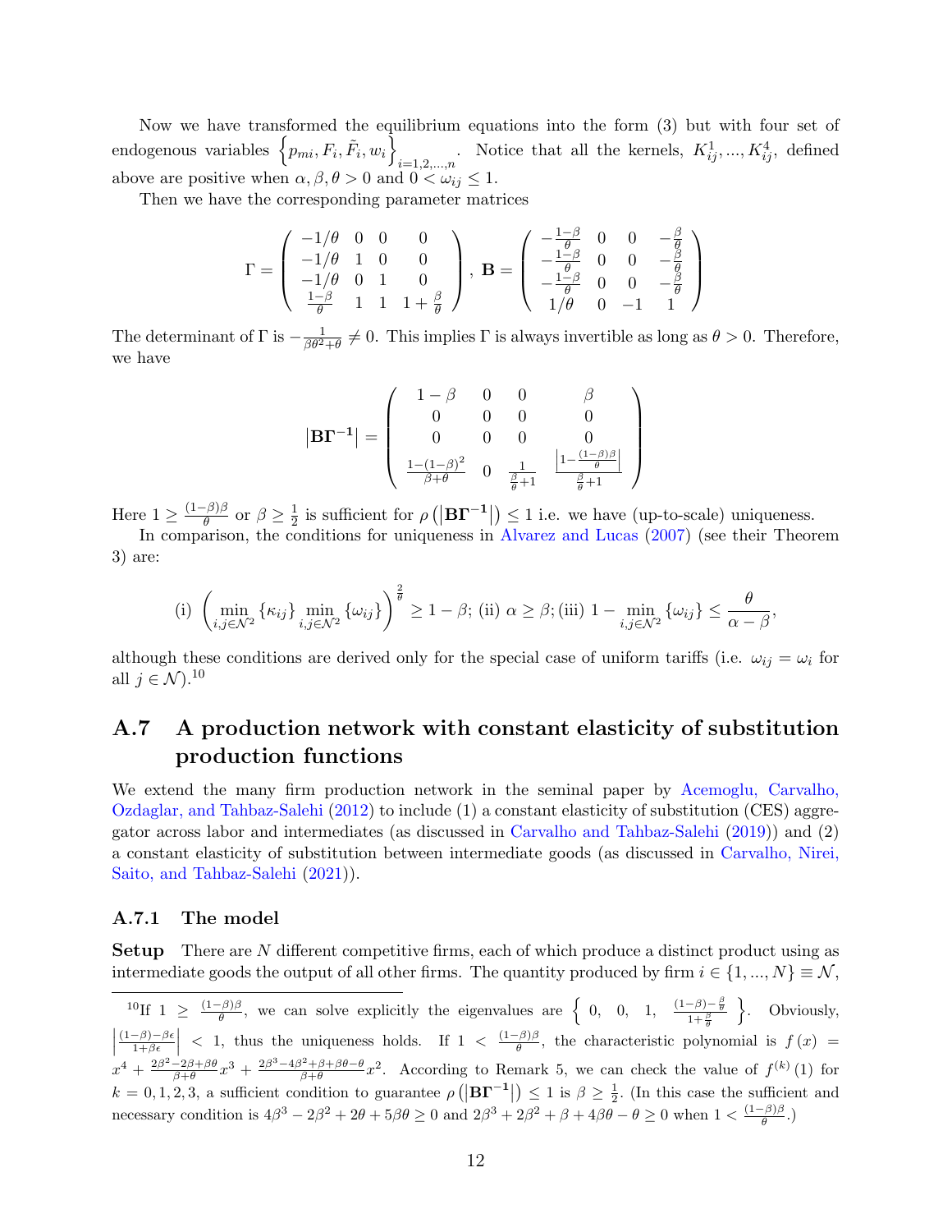Now we have transformed the equilibrium equations into the form (3) but with four set of endogenous variables $\left\{p_{mi}, F_i, \tilde{F}_i, w_i\right\}_{i=1,2,...,n}$. Notice that all the kernels, $K_{ij}^1, ..., K_{ij}^4$, defined above are positive when $\alpha, \beta, \theta > 0$ and $0 < \omega_{ij} \leq 1$.

Then we have the corresponding parameter matrices

$$\Gamma = \begin{pmatrix} -1/\theta & 0 & 0 & 0 \\ -1/\theta & 1 & 0 & 0 \\ -1/\theta & 0 & 1 & 0 \\ \frac{1-\beta}{\theta} & 1 & 1 & 1+\frac{\beta}{\theta} \end{pmatrix}, \ \mathbf{B} = \begin{pmatrix} -\frac{1-\beta}{\theta} & 0 & 0 & -\frac{\beta}{\theta} \\ -\frac{1-\beta}{\theta} & 0 & 0 & -\frac{\beta}{\theta} \\ -\frac{1-\beta}{\theta} & 0 & 0 & -\frac{\beta}{\theta} \\ 1/\theta & 0 & -1 & 1 \end{pmatrix}$$

The determinant of $\Gamma$ is $-\frac{1}{\beta\theta^2+\theta} \neq 0$. This implies $\Gamma$ is always invertible as long as $\theta > 0$. Therefore, we have

$$\left|\mathbf{B\Gamma^{-1}}\right| = \begin{pmatrix} 1-\beta & 0 & 0 & \beta \\ 0 & 0 & 0 & 0 \\ 0 & 0 & 0 & 0 \\ \frac{1-(1-\beta)^2}{\beta+\theta} & 0 & \frac{1}{\frac{\beta}{\theta}+1} & \frac{\left|1-\frac{(1-\beta)\beta}{\theta}\right|}{\frac{\beta}{\theta}+1} \end{pmatrix}$$

Here $1 \geq \frac{(1-\beta)\beta}{\theta}$ or $\beta \geq \frac{1}{2}$ is sufficient for $\rho\left(\left|\mathbf{B\Gamma^{-1}}\right|\right) \leq 1$ i.e. we have (up-to-scale) uniqueness.

In comparison, the conditions for uniqueness in Alvarez and Lucas (2007) (see their Theorem 3) are:

$$\text{(i)} \ \left(\min_{i,j\in\mathcal{N}^2}\{\kappa_{ij}\}\min_{i,j\in\mathcal{N}^2}\{\omega_{ij}\}\right)^{\frac{2}{\theta}} \geq 1-\beta; \ \text{(ii)} \ \alpha \geq \beta; \text{(iii)} \ 1-\min_{i,j\in\mathcal{N}^2}\{\omega_{ij}\} \leq \frac{\theta}{\alpha-\beta},$$

although these conditions are derived only for the special case of uniform tariffs (i.e. $\omega_{ij} = \omega_i$ for all $j \in \mathcal{N}$).[10]

## A.7 A production network with constant elasticity of substitution production functions

We extend the many firm production network in the seminal paper by Acemoglu, Carvalho, Ozdaglar, and Tahbaz-Salehi (2012) to include (1) a constant elasticity of substitution (CES) aggregator across labor and intermediates (as discussed in Carvalho and Tahbaz-Salehi (2019)) and (2) a constant elasticity of substitution between intermediate goods (as discussed in Carvalho, Nirei, Saito, and Tahbaz-Salehi (2021)).

### A.7.1 The model

**Setup** There are $N$ different competitive firms, each of which produce a distinct product using as intermediate goods the output of all other firms. The quantity produced by firm $i \in \{1, ..., N\} \equiv \mathcal{N}$,

[10] If $1 \geq \frac{(1-\beta)\beta}{\theta}$, we can solve explicitly the eigenvalues are $\left\{ 0, \ 0, \ 1, \ \frac{(1-\beta)-\frac{\beta}{\theta}}{1+\frac{\beta}{\theta}} \right\}$. Obviously, $\left|\frac{(1-\beta)-\beta\epsilon}{1+\beta\epsilon}\right| < 1$, thus the uniqueness holds. If $1 < \frac{(1-\beta)\beta}{\theta}$, the characteristic polynomial is $f(x) = x^4 + \frac{2\beta^2-2\beta+\beta\theta}{\beta+\theta}x^3 + \frac{2\beta^3-4\beta^2+\beta+\beta\theta-\theta}{\beta+\theta}x^2$. According to Remark 5, we can check the value of $f^{(k)}(1)$ for $k = 0, 1, 2, 3$, a sufficient condition to guarantee $\rho\left(\left|\mathbf{B\Gamma^{-1}}\right|\right) \leq 1$ is $\beta \geq \frac{1}{2}$. (In this case the sufficient and necessary condition is $4\beta^3 - 2\beta^2 + 2\theta + 5\beta\theta \geq 0$ and $2\beta^3 + 2\beta^2 + \beta + 4\beta\theta - \theta \geq 0$ when $1 < \frac{(1-\beta)\beta}{\theta}$.)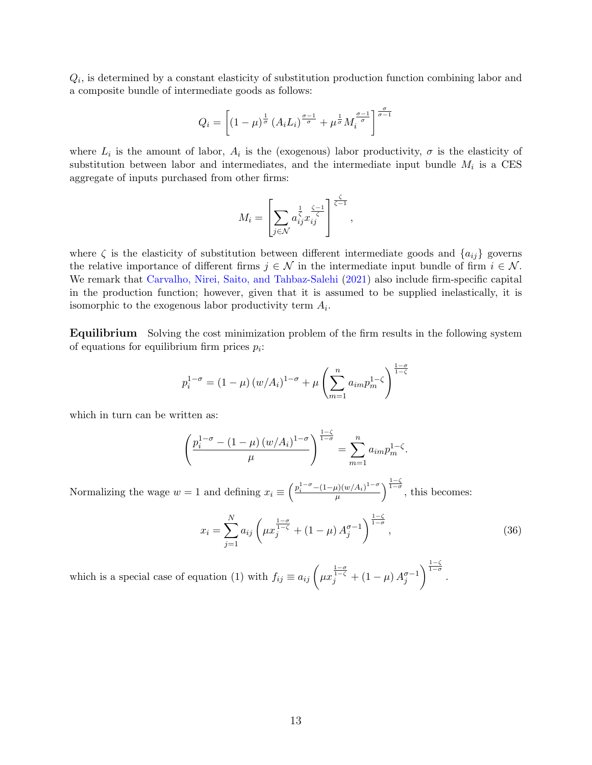$Q_i$, is determined by a constant elasticity of substitution production function combining labor and a composite bundle of intermediate goods as follows:

$$Q_i = \left[ (1-\mu)^{\frac{1}{\sigma}} \left(A_i L_i\right)^{\frac{\sigma-1}{\sigma}} + \mu^{\frac{1}{\sigma}} M_i^{\frac{\sigma-1}{\sigma}} \right]^{\frac{\sigma}{\sigma-1}}$$

where $L_i$ is the amount of labor, $A_i$ is the (exogenous) labor productivity, $\sigma$ is the elasticity of substitution between labor and intermediates, and the intermediate input bundle $M_i$ is a CES aggregate of inputs purchased from other firms:

$$M_i = \left[ \sum_{j \in \mathcal{N}} a_{ij}^{\frac{1}{\zeta}} x_{ij}^{\frac{\zeta-1}{\zeta}} \right]^{\frac{\zeta}{\zeta-1}},$$

where $\zeta$ is the elasticity of substitution between different intermediate goods and $\{a_{ij}\}$ governs the relative importance of different firms $j \in \mathcal{N}$ in the intermediate input bundle of firm $i \in \mathcal{N}$. We remark that Carvalho, Nirei, Saito, and Tahbaz-Salehi (2021) also include firm-specific capital in the production function; however, given that it is assumed to be supplied inelastically, it is isomorphic to the exogenous labor productivity term $A_i$.

**Equilibrium** Solving the cost minimization problem of the firm results in the following system of equations for equilibrium firm prices $p_i$:

$$p_i^{1-\sigma} = (1-\mu)\left(w/A_i\right)^{1-\sigma} + \mu \left( \sum_{m=1}^{n} a_{im} p_m^{1-\zeta} \right)^{\frac{1-\sigma}{1-\zeta}}$$

which in turn can be written as:

$$\left( \frac{p_i^{1-\sigma} - (1-\mu)\left(w/A_i\right)^{1-\sigma}}{\mu} \right)^{\frac{1-\zeta}{1-\sigma}} = \sum_{m=1}^{n} a_{im} p_m^{1-\zeta}.$$

Normalizing the wage $w=1$ and defining $x_i \equiv \left( \frac{p_i^{1-\sigma} - (1-\mu)(w/A_i)^{1-\sigma}}{\mu} \right)^{\frac{1-\zeta}{1-\sigma}}$, this becomes:

$$x_i = \sum_{j=1}^{N} a_{ij} \left( \mu x_j^{\frac{1-\sigma}{1-\zeta}} + (1-\mu) A_j^{\sigma-1} \right)^{\frac{1-\zeta}{1-\sigma}}, \tag{36}$$

which is a special case of equation (1) with $f_{ij} \equiv a_{ij} \left( \mu x_j^{\frac{1-\sigma}{1-\zeta}} + (1-\mu) A_j^{\sigma-1} \right)^{\frac{1-\zeta}{1-\sigma}}$.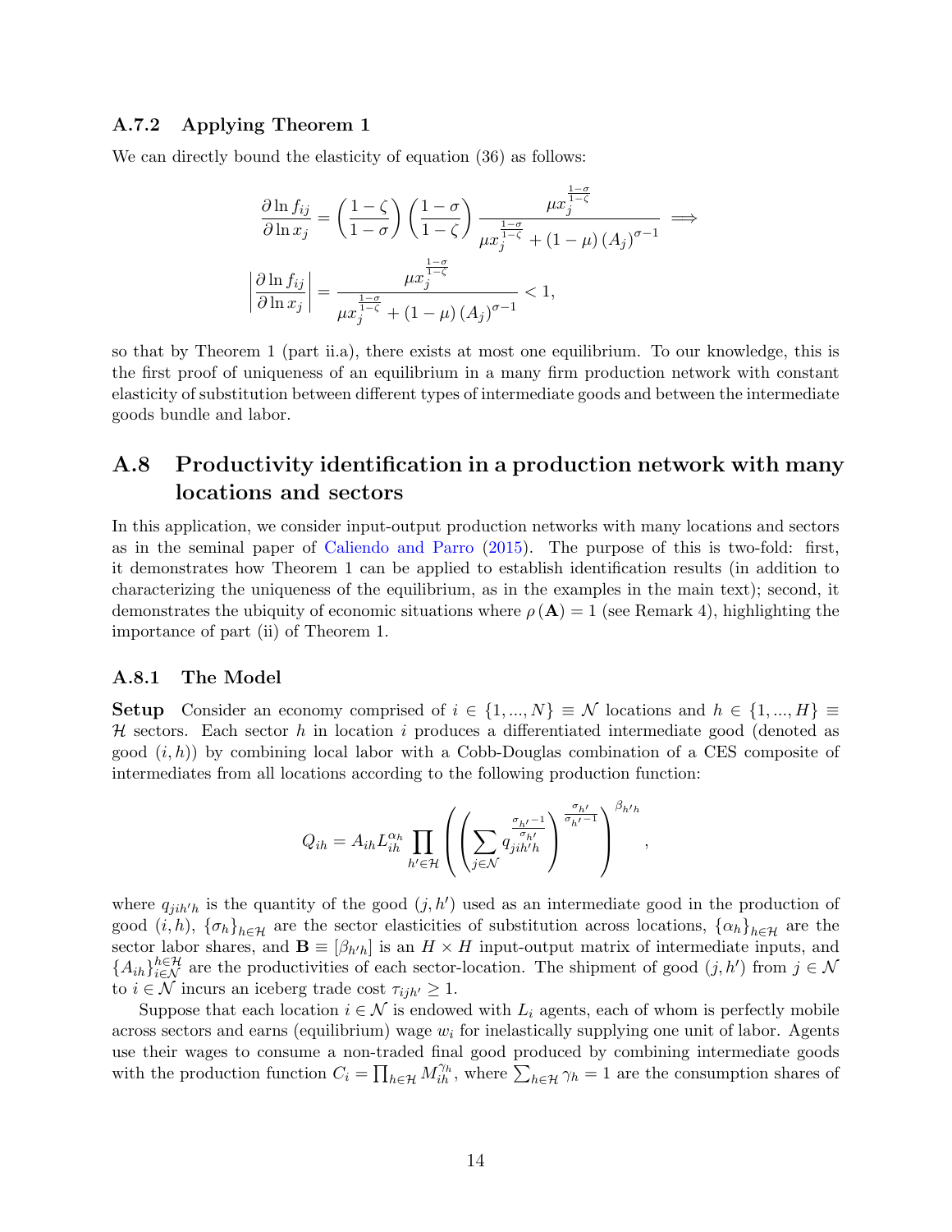### A.7.2 Applying Theorem 1

We can directly bound the elasticity of equation (36) as follows:

$$\frac{\partial \ln f_{ij}}{\partial \ln x_j} = \left(\frac{1-\zeta}{1-\sigma}\right)\left(\frac{1-\sigma}{1-\zeta}\right)\frac{\mu x_j^{\frac{1-\sigma}{1-\zeta}}}{\mu x_j^{\frac{1-\sigma}{1-\zeta}} + (1-\mu)(A_j)^{\sigma-1}} \implies$$

$$\left|\frac{\partial \ln f_{ij}}{\partial \ln x_j}\right| = \frac{\mu x_j^{\frac{1-\sigma}{1-\zeta}}}{\mu x_j^{\frac{1-\sigma}{1-\zeta}} + (1-\mu)(A_j)^{\sigma-1}} < 1,$$

so that by Theorem 1 (part ii.a), there exists at most one equilibrium. To our knowledge, this is the first proof of uniqueness of an equilibrium in a many firm production network with constant elasticity of substitution between different types of intermediate goods and between the intermediate goods bundle and labor.

## A.8 Productivity identification in a production network with many locations and sectors

In this application, we consider input-output production networks with many locations and sectors as in the seminal paper of Caliendo and Parro (2015). The purpose of this is two-fold: first, it demonstrates how Theorem 1 can be applied to establish identification results (in addition to characterizing the uniqueness of the equilibrium, as in the examples in the main text); second, it demonstrates the ubiquity of economic situations where $\rho(\mathbf{A}) = 1$ (see Remark 4), highlighting the importance of part (ii) of Theorem 1.

### A.8.1 The Model

**Setup** Consider an economy comprised of $i \in \{1, ..., N\} \equiv \mathcal{N}$ locations and $h \in \{1, ..., H\} \equiv \mathcal{H}$ sectors. Each sector $h$ in location $i$ produces a differentiated intermediate good (denoted as good $(i,h)$) by combining local labor with a Cobb-Douglas combination of a CES composite of intermediates from all locations according to the following production function:

$$Q_{ih} = A_{ih} L_{ih}^{\alpha_h} \prod_{h' \in \mathcal{H}} \left( \left( \sum_{j \in \mathcal{N}} q_{jih'h}^{\frac{\sigma_{h'}-1}{\sigma_{h'}}} \right)^{\frac{\sigma_{h'}}{\sigma_{h'}-1}} \right)^{\beta_{h'h}},$$

where $q_{jih'h}$ is the quantity of the good $(j,h')$ used as an intermediate good in the production of good $(i,h)$, $\{\sigma_h\}_{h\in\mathcal{H}}$ are the sector elasticities of substitution across locations, $\{\alpha_h\}_{h\in\mathcal{H}}$ are the sector labor shares, and $\mathbf{B} \equiv [\beta_{h'h}]$ is an $H \times H$ input-output matrix of intermediate inputs, and $\{A_{ih}\}_{i\in\mathcal{N}}^{h\in\mathcal{H}}$ are the productivities of each sector-location. The shipment of good $(j,h')$ from $j \in \mathcal{N}$ to $i \in \mathcal{N}$ incurs an iceberg trade cost $\tau_{ijh'} \geq 1$.

Suppose that each location $i \in \mathcal{N}$ is endowed with $L_i$ agents, each of whom is perfectly mobile across sectors and earns (equilibrium) wage $w_i$ for inelastically supplying one unit of labor. Agents use their wages to consume a non-traded final good produced by combining intermediate goods with the production function $C_i = \prod_{h\in\mathcal{H}} M_{ih}^{\gamma_h}$, where $\sum_{h\in\mathcal{H}} \gamma_h = 1$ are the consumption shares of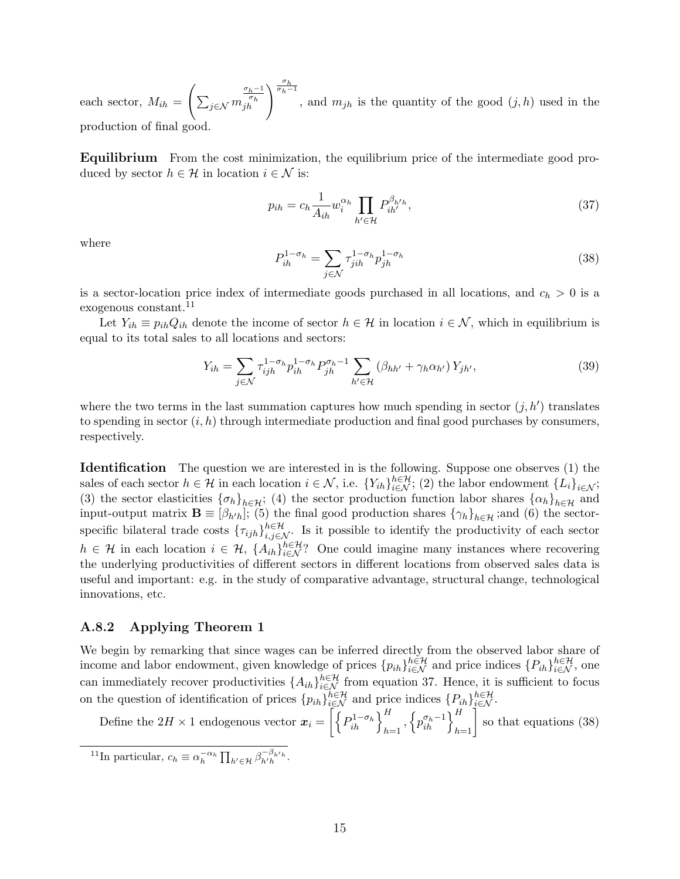each sector, $M_{ih} = \left( \sum_{j \in \mathcal{N}} m_{jh}^{\frac{\sigma_h - 1}{\sigma_h}} \right)^{\frac{\sigma_h}{\sigma_h - 1}}$, and $m_{jh}$ is the quantity of the good $(j, h)$ used in the production of final good.

**Equilibrium** From the cost minimization, the equilibrium price of the intermediate good produced by sector $h \in \mathcal{H}$ in location $i \in \mathcal{N}$ is:

$$p_{ih} = c_h \frac{1}{A_{ih}} w_i^{\alpha_h} \prod_{h' \in \mathcal{H}} P_{ih'}^{\beta_{h'h}}, \tag{37}$$

where

$$P_{ih}^{1-\sigma_h} = \sum_{j \in \mathcal{N}} \tau_{jih}^{1-\sigma_h} p_{jh}^{1-\sigma_h} \tag{38}$$

is a sector-location price index of intermediate goods purchased in all locations, and $c_h > 0$ is a exogenous constant.[11]

Let $Y_{ih} \equiv p_{ih} Q_{ih}$ denote the income of sector $h \in \mathcal{H}$ in location $i \in \mathcal{N}$, which in equilibrium is equal to its total sales to all locations and sectors:

$$Y_{ih} = \sum_{j \in \mathcal{N}} \tau_{ijh}^{1-\sigma_h} p_{ih}^{1-\sigma_h} P_{jh}^{\sigma_h - 1} \sum_{h' \in \mathcal{H}} \left( \beta_{hh'} + \gamma_h \alpha_{h'} \right) Y_{jh'}, \tag{39}$$

where the two terms in the last summation captures how much spending in sector $(j, h')$ translates to spending in sector $(i, h)$ through intermediate production and final good purchases by consumers, respectively.

**Identification** The question we are interested in is the following. Suppose one observes (1) the sales of each sector $h \in \mathcal{H}$ in each location $i \in \mathcal{N}$, i.e. $\{Y_{ih}\}_{i \in \mathcal{N}}^{h \in \mathcal{H}}$; (2) the labor endowment $\{L_i\}_{i \in \mathcal{N}}$; (3) the sector elasticities $\{\sigma_h\}_{h \in \mathcal{H}}$; (4) the sector production function labor shares $\{\alpha_h\}_{h \in \mathcal{H}}$ and input-output matrix $\mathbf{B} \equiv [\beta_{h'h}]$; (5) the final good production shares $\{\gamma_h\}_{h \in \mathcal{H}}$ ;and (6) the sector-specific bilateral trade costs $\{\tau_{ijh}\}_{i,j \in \mathcal{N}}^{h \in \mathcal{H}}$. Is it possible to identify the productivity of each sector $h \in \mathcal{H}$ in each location $i \in \mathcal{H}$, $\{A_{ih}\}_{i \in \mathcal{N}}^{h \in \mathcal{H}}$? One could imagine many instances where recovering the underlying productivities of different sectors in different locations from observed sales data is useful and important: e.g. in the study of comparative advantage, structural change, technological innovations, etc.

### A.8.2 Applying Theorem 1

We begin by remarking that since wages can be inferred directly from the observed labor share of income and labor endowment, given knowledge of prices $\{p_{ih}\}_{i \in \mathcal{N}}^{h \in \mathcal{H}}$ and price indices $\{P_{ih}\}_{i \in \mathcal{N}}^{h \in \mathcal{H}}$, one can immediately recover productivities $\{A_{ih}\}_{i \in \mathcal{N}}^{h \in \mathcal{H}}$ from equation 37. Hence, it is sufficient to focus on the question of identification of prices $\{p_{ih}\}_{i \in \mathcal{N}}^{h \in \mathcal{H}}$ and price indices $\{P_{ih}\}_{i \in \mathcal{N}}^{h \in \mathcal{H}}$.

Define the $2H \times 1$ endogenous vector $\boldsymbol{x}_i = \left[ \left\{ P_{ih}^{1-\sigma_h} \right\}_{h=1}^{H}, \left\{ p_{ih}^{\sigma_h - 1} \right\}_{h=1}^{H} \right]$ so that equations (38)

[11] In particular, $c_h \equiv \alpha_h^{-\alpha_h} \prod_{h' \in \mathcal{H}} \beta_{h'h}^{-\beta_{h'h}}$.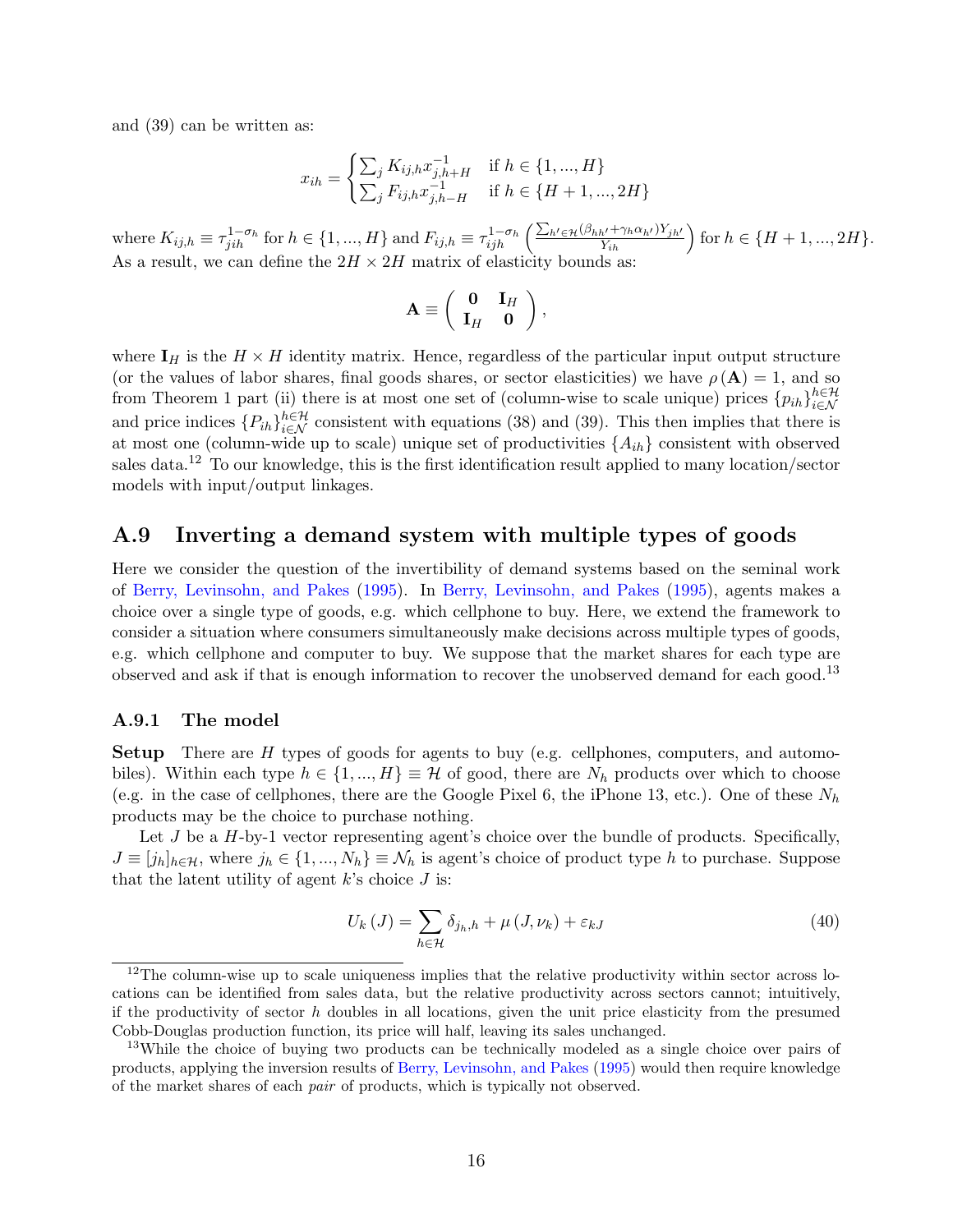and (39) can be written as:

$$x_{ih} = \begin{cases} \sum_j K_{ij,h} x_{j,h+H}^{-1} & \text{if } h \in \{1,...,H\} \\ \sum_j F_{ij,h} x_{j,h-H}^{-1} & \text{if } h \in \{H+1,...,2H\} \end{cases}$$

where $K_{ij,h} \equiv \tau_{jih}^{1-\sigma_h}$ for $h \in \{1,...,H\}$ and $F_{ij,h} \equiv \tau_{ijh}^{1-\sigma_h} \left( \frac{\sum_{h' \in \mathcal{H}} (\beta_{hh'} + \gamma_h \alpha_{h'}) Y_{jh'}}{Y_{ih}} \right)$ for $h \in \{H+1,...,2H\}$. As a result, we can define the $2H \times 2H$ matrix of elasticity bounds as:

$$\mathbf{A} \equiv \begin{pmatrix} \mathbf{0} & \mathbf{I}_H \\ \mathbf{I}_H & \mathbf{0} \end{pmatrix},$$

where $\mathbf{I}_H$ is the $H \times H$ identity matrix. Hence, regardless of the particular input output structure (or the values of labor shares, final goods shares, or sector elasticities) we have $\rho(\mathbf{A}) = 1$, and so from Theorem 1 part (ii) there is at most one set of (column-wise to scale unique) prices $\{p_{ih}\}_{i \in \mathcal{N}}^{h \in \mathcal{H}}$ and price indices $\{P_{ih}\}_{i \in \mathcal{N}}^{h \in \mathcal{H}}$ consistent with equations (38) and (39). This then implies that there is at most one (column-wide up to scale) unique set of productivities $\{A_{ih}\}$ consistent with observed sales data.[12] To our knowledge, this is the first identification result applied to many location/sector models with input/output linkages.

## A.9 Inverting a demand system with multiple types of goods

Here we consider the question of the invertibility of demand systems based on the seminal work of Berry, Levinsohn, and Pakes (1995). In Berry, Levinsohn, and Pakes (1995), agents makes a choice over a single type of goods, e.g. which cellphone to buy. Here, we extend the framework to consider a situation where consumers simultaneously make decisions across multiple types of goods, e.g. which cellphone and computer to buy. We suppose that the market shares for each type are observed and ask if that is enough information to recover the unobserved demand for each good.[13]

### A.9.1 The model

**Setup** There are $H$ types of goods for agents to buy (e.g. cellphones, computers, and automobiles). Within each type $h \in \{1,...,H\} \equiv \mathcal{H}$ of good, there are $N_h$ products over which to choose (e.g. in the case of cellphones, there are the Google Pixel 6, the iPhone 13, etc.). One of these $N_h$ products may be the choice to purchase nothing.

Let $J$ be a $H$-by-1 vector representing agent's choice over the bundle of products. Specifically, $J \equiv [j_h]_{h \in \mathcal{H}}$, where $j_h \in \{1,...,N_h\} \equiv \mathcal{N}_h$ is agent's choice of product type $h$ to purchase. Suppose that the latent utility of agent $k$'s choice $J$ is:

$$U_k(J) = \sum_{h \in \mathcal{H}} \delta_{j_h,h} + \mu(J, \nu_k) + \varepsilon_{kJ} \tag{40}$$

[12] The column-wise up to scale uniqueness implies that the relative productivity within sector across locations can be identified from sales data, but the relative productivity across sectors cannot; intuitively, if the productivity of sector $h$ doubles in all locations, given the unit price elasticity from the presumed Cobb-Douglas production function, its price will half, leaving its sales unchanged.

[13] While the choice of buying two products can be technically modeled as a single choice over pairs of products, applying the inversion results of Berry, Levinsohn, and Pakes (1995) would then require knowledge of the market shares of each *pair* of products, which is typically not observed.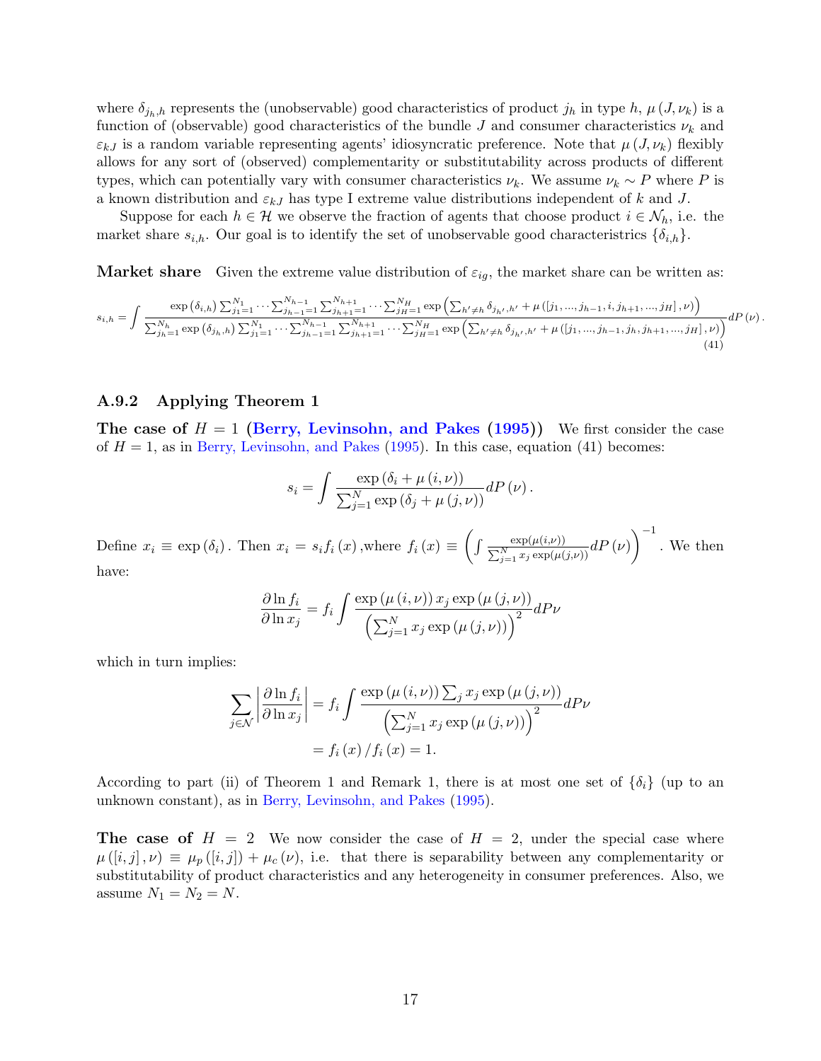where $\delta_{j_h,h}$ represents the (unobservable) good characteristics of product $j_h$ in type $h$, $\mu(J,\nu_k)$ is a function of (observable) good characteristics of the bundle $J$ and consumer characteristics $\nu_k$ and $\varepsilon_{kJ}$ is a random variable representing agents' idiosyncratic preference. Note that $\mu(J,\nu_k)$ flexibly allows for any sort of (observed) complementarity or substitutability across products of different types, which can potentially vary with consumer characteristics $\nu_k$. We assume $\nu_k \sim P$ where $P$ is a known distribution and $\varepsilon_{kJ}$ has type I extreme value distributions independent of $k$ and $J$.

Suppose for each $h \in \mathcal{H}$ we observe the fraction of agents that choose product $i \in \mathcal{N}_h$, i.e. the market share $s_{i,h}$. Our goal is to identify the set of unobservable good characteristrics $\{\delta_{i,h}\}$.

**Market share** Given the extreme value distribution of $\varepsilon_{ig}$, the market share can be written as:

$$s_{i,h} = \int \frac{\exp(\delta_{i,h}) \sum_{j_1=1}^{N_1} \cdots \sum_{j_{h-1}=1}^{N_{h-1}} \sum_{j_{h+1}=1}^{N_{h+1}} \cdots \sum_{j_H=1}^{N_H} \exp\left(\sum_{h' \neq h} \delta_{j_{h'},h'} + \mu([j_1,...,j_{h-1},i,j_{h+1},...,j_H],\nu)\right)}{\sum_{j_h=1}^{N_h} \exp(\delta_{j_h,h}) \sum_{j_1=1}^{N_1} \cdots \sum_{j_{h-1}=1}^{N_{h-1}} \sum_{j_{h+1}=1}^{N_{h+1}} \cdots \sum_{j_H=1}^{N_H} \exp\left(\sum_{h' \neq h} \delta_{j_{h'},h'} + \mu([j_1,...,j_{h-1},j_h,j_{h+1},...,j_H],\nu)\right)} dP(\nu). \tag{41}$$

### A.9.2 Applying Theorem 1

**The case of $H = 1$ (Berry, Levinsohn, and Pakes (1995))** We first consider the case of $H = 1$, as in Berry, Levinsohn, and Pakes (1995). In this case, equation (41) becomes:

$$s_i = \int \frac{\exp(\delta_i + \mu(i,\nu))}{\sum_{j=1}^{N} \exp(\delta_j + \mu(j,\nu))} dP(\nu).$$

Define $x_i \equiv \exp(\delta_i)$. Then $x_i = s_i f_i(x)$ ,where $f_i(x) \equiv \left(\int \frac{\exp(\mu(i,\nu))}{\sum_{j=1}^{N} x_j \exp(\mu(j,\nu))} dP(\nu)\right)^{-1}$. We then have:

$$\frac{\partial \ln f_i}{\partial \ln x_j} = f_i \int \frac{\exp(\mu(i,\nu))\, x_j \exp(\mu(j,\nu))}{\left(\sum_{j=1}^{N} x_j \exp(\mu(j,\nu))\right)^2} dP\nu$$

which in turn implies:

$$\begin{aligned}
\sum_{j \in \mathcal{N}} \left|\frac{\partial \ln f_i}{\partial \ln x_j}\right| &= f_i \int \frac{\exp(\mu(i,\nu)) \sum_j x_j \exp(\mu(j,\nu))}{\left(\sum_{j=1}^{N} x_j \exp(\mu(j,\nu))\right)^2} dP\nu \\
&= f_i(x) / f_i(x) = 1.
\end{aligned}$$

According to part (ii) of Theorem 1 and Remark 1, there is at most one set of $\{\delta_i\}$ (up to an unknown constant), as in Berry, Levinsohn, and Pakes (1995).

**The case of $H = 2$** We now consider the case of $H = 2$, under the special case where $\mu([i,j],\nu) \equiv \mu_p([i,j]) + \mu_c(\nu)$, i.e. that there is separability between any complementarity or substitutability of product characteristics and any heterogeneity in consumer preferences. Also, we assume $N_1 = N_2 = N$.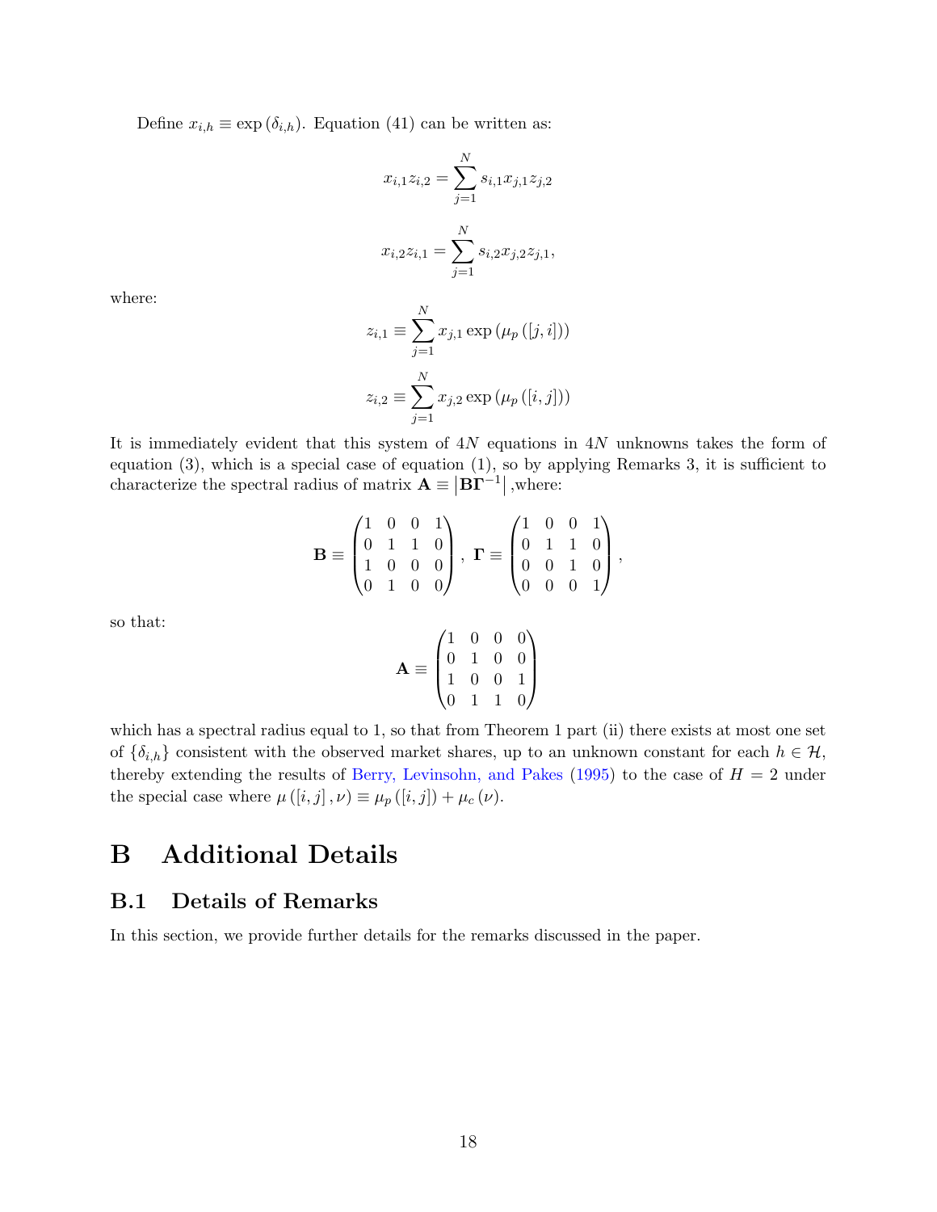Define $x_{i,h} \equiv \exp(\delta_{i,h})$. Equation (41) can be written as:

$$x_{i,1} z_{i,2} = \sum_{j=1}^{N} s_{i,1} x_{j,1} z_{j,2}$$

$$x_{i,2} z_{i,1} = \sum_{j=1}^{N} s_{i,2} x_{j,2} z_{j,1},$$

where:

$$z_{i,1} \equiv \sum_{j=1}^{N} x_{j,1} \exp(\mu_p([j,i]))$$

$$z_{i,2} \equiv \sum_{j=1}^{N} x_{j,2} \exp(\mu_p([i,j]))$$

It is immediately evident that this system of $4N$ equations in $4N$ unknowns takes the form of equation (3), which is a special case of equation (1), so by applying Remarks 3, it is sufficient to characterize the spectral radius of matrix $\mathbf{A} \equiv \left|\mathbf{B}\boldsymbol{\Gamma}^{-1}\right|$ ,where:

$$\mathbf{B} \equiv \begin{pmatrix} 1 & 0 & 0 & 1 \\ 0 & 1 & 1 & 0 \\ 1 & 0 & 0 & 0 \\ 0 & 1 & 0 & 0 \end{pmatrix}, \ \boldsymbol{\Gamma} \equiv \begin{pmatrix} 1 & 0 & 0 & 1 \\ 0 & 1 & 1 & 0 \\ 0 & 0 & 1 & 0 \\ 0 & 0 & 0 & 1 \end{pmatrix},$$

so that:

$$\mathbf{A} \equiv \begin{pmatrix} 1 & 0 & 0 & 0 \\ 0 & 1 & 0 & 0 \\ 1 & 0 & 0 & 1 \\ 0 & 1 & 1 & 0 \end{pmatrix}$$

which has a spectral radius equal to 1, so that from Theorem 1 part (ii) there exists at most one set of $\{\delta_{i,h}\}$ consistent with the observed market shares, up to an unknown constant for each $h \in \mathcal{H}$, thereby extending the results of Berry, Levinsohn, and Pakes (1995) to the case of $H = 2$ under the special case where $\mu([i,j], \nu) \equiv \mu_p([i,j]) + \mu_c(\nu)$.

# B Additional Details

## B.1 Details of Remarks

In this section, we provide further details for the remarks discussed in the paper.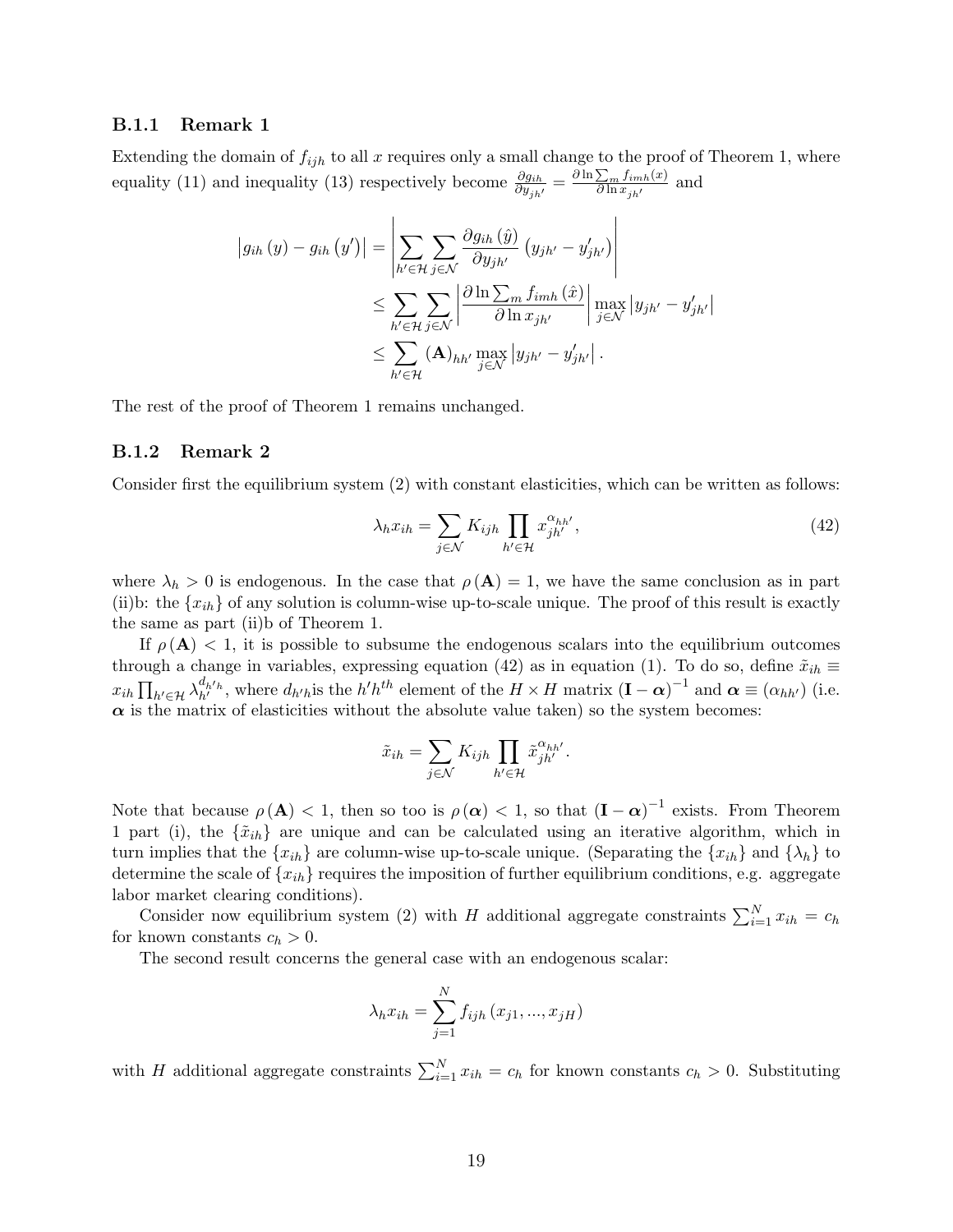### B.1.1 Remark 1

Extending the domain of $f_{ijh}$ to all $x$ requires only a small change to the proof of Theorem 1, where equality (11) and inequality (13) respectively become $\frac{\partial g_{ih}}{\partial y_{jh'}} = \frac{\partial \ln \sum_m f_{imh}(x)}{\partial \ln x_{jh'}}$ and

$$
\begin{aligned}
\left|g_{ih}(y) - g_{ih}(y')\right| &= \left|\sum_{h' \in \mathcal{H}} \sum_{j \in \mathcal{N}} \frac{\partial g_{ih}(\hat{y})}{\partial y_{jh'}} \left(y_{jh'} - y'_{jh'}\right)\right| \\
&\leq \sum_{h' \in \mathcal{H}} \sum_{j \in \mathcal{N}} \left|\frac{\partial \ln \sum_m f_{imh}(\hat{x})}{\partial \ln x_{jh'}}\right| \max_{j \in \mathcal{N}} \left|y_{jh'} - y'_{jh'}\right| \\
&\leq \sum_{h' \in \mathcal{H}} (\mathbf{A})_{hh'} \max_{j \in \mathcal{N}} \left|y_{jh'} - y'_{jh'}\right|.
\end{aligned}
$$

The rest of the proof of Theorem 1 remains unchanged.

### B.1.2 Remark 2

Consider first the equilibrium system (2) with constant elasticities, which can be written as follows:

$$
\lambda_h x_{ih} = \sum_{j \in \mathcal{N}} K_{ijh} \prod_{h' \in \mathcal{H}} x_{jh'}^{\alpha_{hh'}}, \tag{42}
$$

where $\lambda_h > 0$ is endogenous. In the case that $\rho(\mathbf{A}) = 1$, we have the same conclusion as in part (ii)b: the $\{x_{ih}\}$ of any solution is column-wise up-to-scale unique. The proof of this result is exactly the same as part (ii)b of Theorem 1.

If $\rho(\mathbf{A}) < 1$, it is possible to subsume the endogenous scalars into the equilibrium outcomes through a change in variables, expressing equation (42) as in equation (1). To do so, define $\tilde{x}_{ih} \equiv x_{ih} \prod_{h' \in \mathcal{H}} \lambda_{h'}^{d_{h'h}}$, where $d_{h'h}$is the $h'h^{th}$ element of the $H \times H$ matrix $(\mathbf{I} - \boldsymbol{\alpha})^{-1}$ and $\boldsymbol{\alpha} \equiv (\alpha_{hh'})$ (i.e. $\boldsymbol{\alpha}$ is the matrix of elasticities without the absolute value taken) so the system becomes:

$$
\tilde{x}_{ih} = \sum_{j \in \mathcal{N}} K_{ijh} \prod_{h' \in \mathcal{H}} \tilde{x}_{jh'}^{\alpha_{hh'}}.
$$

Note that because $\rho(\mathbf{A}) < 1$, then so too is $\rho(\boldsymbol{\alpha}) < 1$, so that $(\mathbf{I} - \boldsymbol{\alpha})^{-1}$ exists. From Theorem 1 part (i), the $\{\tilde{x}_{ih}\}$ are unique and can be calculated using an iterative algorithm, which in turn implies that the $\{x_{ih}\}$ are column-wise up-to-scale unique. (Separating the $\{x_{ih}\}$ and $\{\lambda_h\}$ to determine the scale of $\{x_{ih}\}$ requires the imposition of further equilibrium conditions, e.g. aggregate labor market clearing conditions).

Consider now equilibrium system (2) with $H$ additional aggregate constraints $\sum_{i=1}^{N} x_{ih} = c_h$ for known constants $c_h > 0$.

The second result concerns the general case with an endogenous scalar:

$$
\lambda_h x_{ih} = \sum_{j=1}^{N} f_{ijh}(x_{j1}, ..., x_{jH})
$$

with $H$ additional aggregate constraints $\sum_{i=1}^{N} x_{ih} = c_h$ for known constants $c_h > 0$. Substituting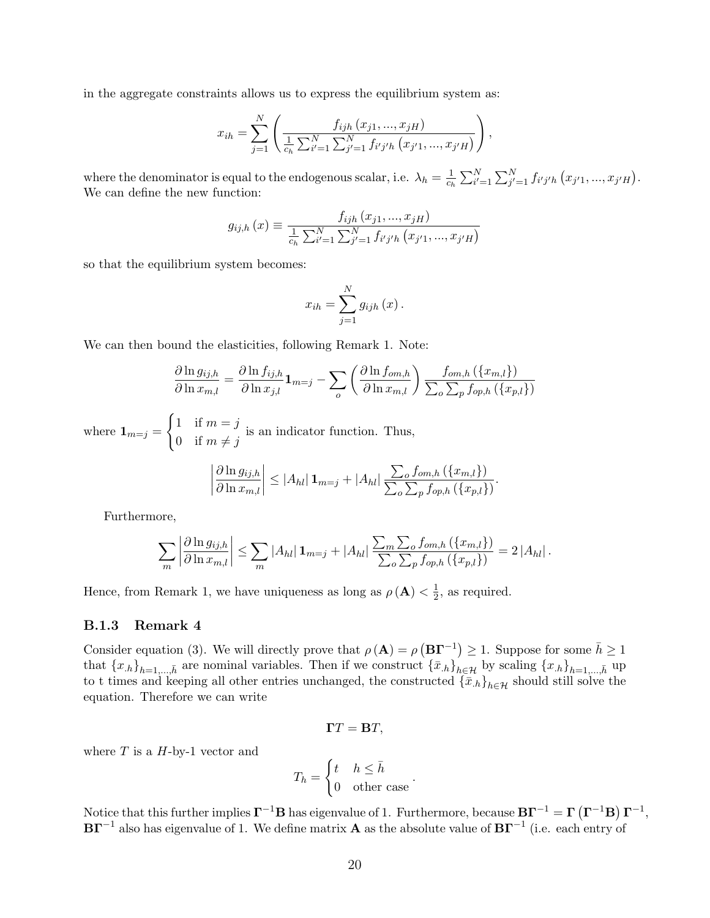in the aggregate constraints allows us to express the equilibrium system as:

$$x_{ih} = \sum_{j=1}^{N} \left( \frac{f_{ijh}\left(x_{j1},...,x_{jH}\right)}{\frac{1}{c_h}\sum_{i'=1}^{N}\sum_{j'=1}^{N} f_{i'j'h}\left(x_{j'1},...,x_{j'H}\right)} \right),$$

where the denominator is equal to the endogenous scalar, i.e. $\lambda_h = \frac{1}{c_h}\sum_{i'=1}^{N}\sum_{j'=1}^{N} f_{i'j'h}\left(x_{j'1},...,x_{j'H}\right)$. We can define the new function:

$$g_{ij,h}\left(x\right) \equiv \frac{f_{ijh}\left(x_{j1},...,x_{jH}\right)}{\frac{1}{c_h}\sum_{i'=1}^{N}\sum_{j'=1}^{N} f_{i'j'h}\left(x_{j'1},...,x_{j'H}\right)}$$

so that the equilibrium system becomes:

$$x_{ih} = \sum_{j=1}^{N} g_{ijh}\left(x\right).$$

We can then bound the elasticities, following Remark 1. Note:

$$\frac{\partial \ln g_{ij,h}}{\partial \ln x_{m,l}} = \frac{\partial \ln f_{ij,h}}{\partial \ln x_{j,l}} \mathbf{1}_{m=j} - \sum_{o} \left( \frac{\partial \ln f_{om,h}}{\partial \ln x_{m,l}} \right) \frac{f_{om,h}\left(\{x_{m,l}\}\right)}{\sum_o \sum_p f_{op,h}\left(\{x_{p,l}\}\right)}$$

where $\mathbf{1}_{m=j} = \begin{cases} 1 & \text{if } m = j \\ 0 & \text{if } m \neq j \end{cases}$ is an indicator function. Thus,

$$\left| \frac{\partial \ln g_{ij,h}}{\partial \ln x_{m,l}} \right| \leq \left|A_{hl}\right| \mathbf{1}_{m=j} + \left|A_{hl}\right| \frac{\sum_o f_{om,h}\left(\{x_{m,l}\}\right)}{\sum_o \sum_p f_{op,h}\left(\{x_{p,l}\}\right)}.$$

Furthermore,

$$\sum_m \left| \frac{\partial \ln g_{ij,h}}{\partial \ln x_{m,l}} \right| \leq \sum_m \left|A_{hl}\right| \mathbf{1}_{m=j} + \left|A_{hl}\right| \frac{\sum_m \sum_o f_{om,h}\left(\{x_{m,l}\}\right)}{\sum_o \sum_p f_{op,h}\left(\{x_{p,l}\}\right)} = 2\left|A_{hl}\right|.$$

Hence, from Remark 1, we have uniqueness as long as $\rho\left(\mathbf{A}\right) < \frac{1}{2}$, as required.

### B.1.3 Remark 4

Consider equation (3). We will directly prove that $\rho\left(\mathbf{A}\right) = \rho\left(\mathbf{B}\mathbf{\Gamma}^{-1}\right) \geq 1$. Suppose for some $\bar{h} \geq 1$ that $\{x_{.h}\}_{h=1,...,\bar{h}}$ are nominal variables. Then if we construct $\{\bar{x}_{.h}\}_{h\in\mathcal{H}}$ by scaling $\{x_{.h}\}_{h=1,...,\bar{h}}$ up to t times and keeping all other entries unchanged, the constructed $\{\bar{x}_{.h}\}_{h\in\mathcal{H}}$ should still solve the equation. Therefore we can write

$$\mathbf{\Gamma} T = \mathbf{B} T,$$

where $T$ is a $H$-by-1 vector and

$$T_h = \begin{cases} t & h \leq \bar{h} \\ 0 & \text{other case} \end{cases}.$$

Notice that this further implies $\mathbf{\Gamma}^{-1}\mathbf{B}$ has eigenvalue of 1. Furthermore, because $\mathbf{B}\mathbf{\Gamma}^{-1} = \mathbf{\Gamma}\left(\mathbf{\Gamma}^{-1}\mathbf{B}\right)\mathbf{\Gamma}^{-1}$, $\mathbf{B}\mathbf{\Gamma}^{-1}$ also has eigenvalue of 1. We define matrix $\mathbf{A}$ as the absolute value of $\mathbf{B}\mathbf{\Gamma}^{-1}$ (i.e. each entry of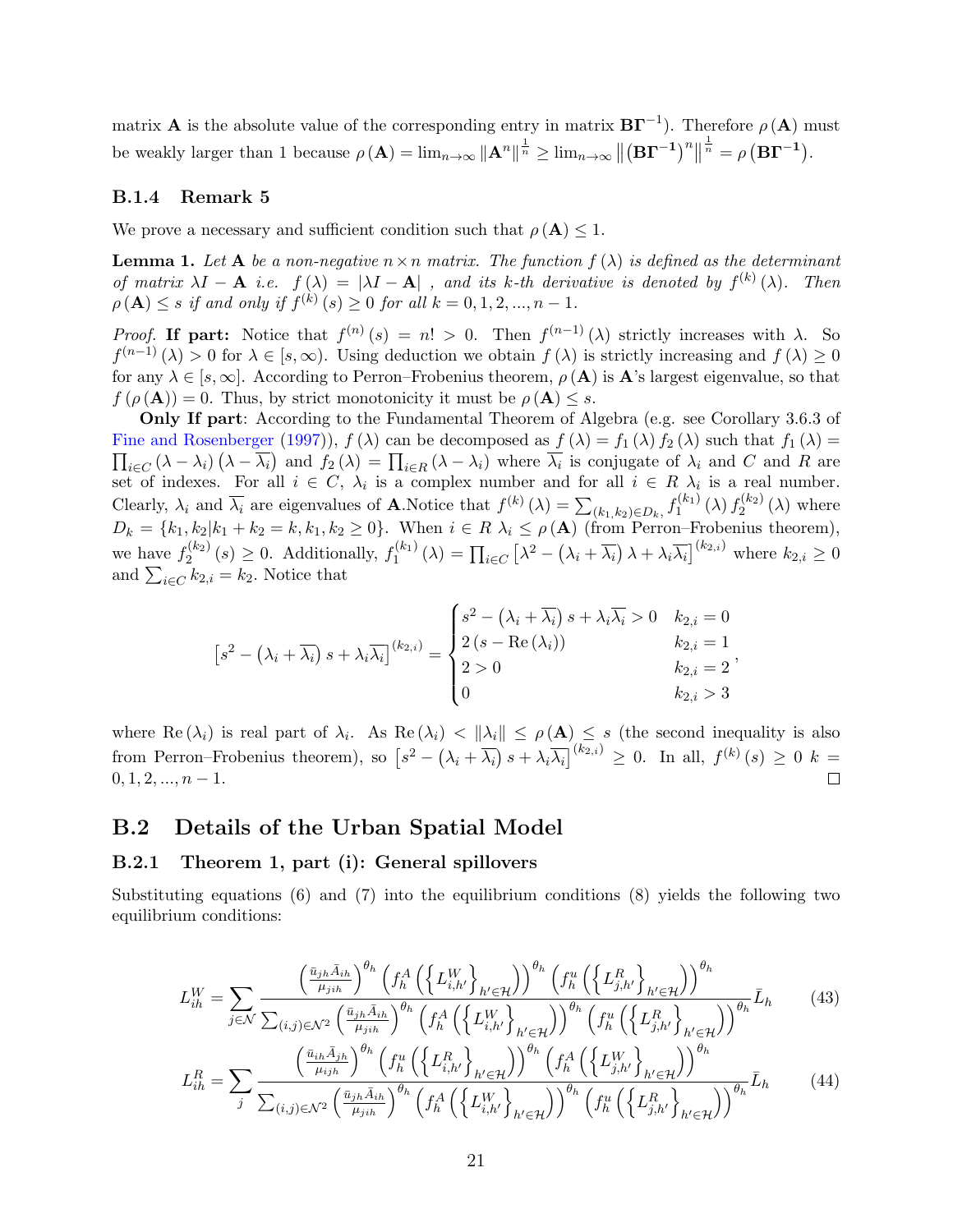matrix $\mathbf{A}$ is the absolute value of the corresponding entry in matrix $\mathbf{B\Gamma^{-1}}$). Therefore $\rho(\mathbf{A})$ must be weakly larger than 1 because $\rho(\mathbf{A}) = \lim_{n\to\infty} \|\mathbf{A}^n\|^{\frac{1}{n}} \geq \lim_{n\to\infty} \left\|\left(\mathbf{B\Gamma^{-1}}\right)^n\right\|^{\frac{1}{n}} = \rho\left(\mathbf{B\Gamma^{-1}}\right)$.

### B.1.4 Remark 5

We prove a necessary and sufficient condition such that $\rho(\mathbf{A}) \leq 1$.

**Lemma 1.** *Let $\mathbf{A}$ be a non-negative $n \times n$ matrix. The function $f(\lambda)$ is defined as the determinant of matrix $\lambda I - \mathbf{A}$ i.e. $f(\lambda) = |\lambda I - \mathbf{A}|$ , and its $k$-th derivative is denoted by $f^{(k)}(\lambda)$. Then $\rho(\mathbf{A}) \leq s$ if and only if $f^{(k)}(s) \geq 0$ for all $k = 0, 1, 2, ..., n-1$.*

*Proof.* **If part:** Notice that $f^{(n)}(s) = n! > 0$. Then $f^{(n-1)}(\lambda)$ strictly increases with $\lambda$. So $f^{(n-1)}(\lambda) > 0$ for $\lambda \in [s, \infty)$. Using deduction we obtain $f(\lambda)$ is strictly increasing and $f(\lambda) \geq 0$ for any $\lambda \in [s, \infty]$. According to Perron–Frobenius theorem, $\rho(\mathbf{A})$ is $\mathbf{A}$'s largest eigenvalue, so that $f(\rho(\mathbf{A})) = 0$. Thus, by strict monotonicity it must be $\rho(\mathbf{A}) \leq s$.

**Only If part**: According to the Fundamental Theorem of Algebra (e.g. see Corollary 3.6.3 of Fine and Rosenberger (1997)), $f(\lambda)$ can be decomposed as $f(\lambda) = f_1(\lambda) f_2(\lambda)$ such that $f_1(\lambda) = \prod_{i\in C}(\lambda - \lambda_i)\left(\lambda - \overline{\lambda_i}\right)$ and $f_2(\lambda) = \prod_{i\in R}(\lambda - \lambda_i)$ where $\overline{\lambda_i}$ is conjugate of $\lambda_i$ and $C$ and $R$ are set of indexes. For all $i \in C$, $\lambda_i$ is a complex number and for all $i \in R$ $\lambda_i$ is a real number. Clearly, $\lambda_i$ and $\overline{\lambda_i}$ are eigenvalues of $\mathbf{A}$.Notice that $f^{(k)}(\lambda) = \sum_{(k_1,k_2)\in D_k,} f_1^{(k_1)}(\lambda) f_2^{(k_2)}(\lambda)$ where $D_k = \{k_1, k_2 | k_1 + k_2 = k, k_1, k_2 \geq 0\}$. When $i \in R$ $\lambda_i \leq \rho(\mathbf{A})$ (from Perron–Frobenius theorem), we have $f_2^{(k_2)}(s) \geq 0$. Additionally, $f_1^{(k_1)}(\lambda) = \prod_{i\in C}\left[\lambda^2 - \left(\lambda_i + \overline{\lambda_i}\right)\lambda + \lambda_i\overline{\lambda_i}\right]^{(k_{2,i})}$ where $k_{2,i} \geq 0$ and $\sum_{i\in C} k_{2,i} = k_2$. Notice that

$$
\left[s^2 - \left(\lambda_i + \overline{\lambda_i}\right)s + \lambda_i\overline{\lambda_i}\right]^{(k_{2,i})} = \begin{cases} s^2 - \left(\lambda_i + \overline{\lambda_i}\right)s + \lambda_i\overline{\lambda_i} > 0 & k_{2,i} = 0 \\ 2\left(s - \mathrm{Re}\left(\lambda_i\right)\right) & k_{2,i} = 1 \\ 2 > 0 & k_{2,i} = 2 \\ 0 & k_{2,i} > 3 \end{cases},
$$

where $\mathrm{Re}(\lambda_i)$ is real part of $\lambda_i$. As $\mathrm{Re}(\lambda_i) < \|\lambda_i\| \leq \rho(\mathbf{A}) \leq s$ (the second inequality is also from Perron–Frobenius theorem), so $\left[s^2 - \left(\lambda_i + \overline{\lambda_i}\right)s + \lambda_i\overline{\lambda_i}\right]^{(k_{2,i})} \geq 0$. In all, $f^{(k)}(s) \geq 0$ $k = 0, 1, 2, ..., n-1$. ☐

## B.2 Details of the Urban Spatial Model

### B.2.1 Theorem 1, part (i): General spillovers

Substituting equations (6) and (7) into the equilibrium conditions (8) yields the following two equilibrium conditions:

$$
L_{ih}^W = \sum_{j\in\mathcal{N}} \frac{\left(\frac{\bar{u}_{jh}\bar{A}_{ih}}{\mu_{jih}}\right)^{\theta_h}\left(f_h^A\left(\left\{L_{i,h'}^W\right\}_{h'\in\mathcal{H}}\right)\right)^{\theta_h}\left(f_h^u\left(\left\{L_{j,h'}^R\right\}_{h'\in\mathcal{H}}\right)\right)^{\theta_h}}{\sum_{(i,j)\in\mathcal{N}^2}\left(\frac{\bar{u}_{jh}\bar{A}_{ih}}{\mu_{jih}}\right)^{\theta_h}\left(f_h^A\left(\left\{L_{i,h'}^W\right\}_{h'\in\mathcal{H}}\right)\right)^{\theta_h}\left(f_h^u\left(\left\{L_{j,h'}^R\right\}_{h'\in\mathcal{H}}\right)\right)^{\theta_h}}\bar{L}_h \tag{43}
$$

$$
L_{ih}^R = \sum_{j} \frac{\left(\frac{\bar{u}_{ih}\bar{A}_{jh}}{\mu_{ijh}}\right)^{\theta_h}\left(f_h^u\left(\left\{L_{i,h'}^R\right\}_{h'\in\mathcal{H}}\right)\right)^{\theta_h}\left(f_h^A\left(\left\{L_{j,h'}^W\right\}_{h'\in\mathcal{H}}\right)\right)^{\theta_h}}{\sum_{(i,j)\in\mathcal{N}^2}\left(\frac{\bar{u}_{jh}\bar{A}_{ih}}{\mu_{jih}}\right)^{\theta_h}\left(f_h^A\left(\left\{L_{i,h'}^W\right\}_{h'\in\mathcal{H}}\right)\right)^{\theta_h}\left(f_h^u\left(\left\{L_{j,h'}^R\right\}_{h'\in\mathcal{H}}\right)\right)^{\theta_h}}\bar{L}_h \tag{44}
$$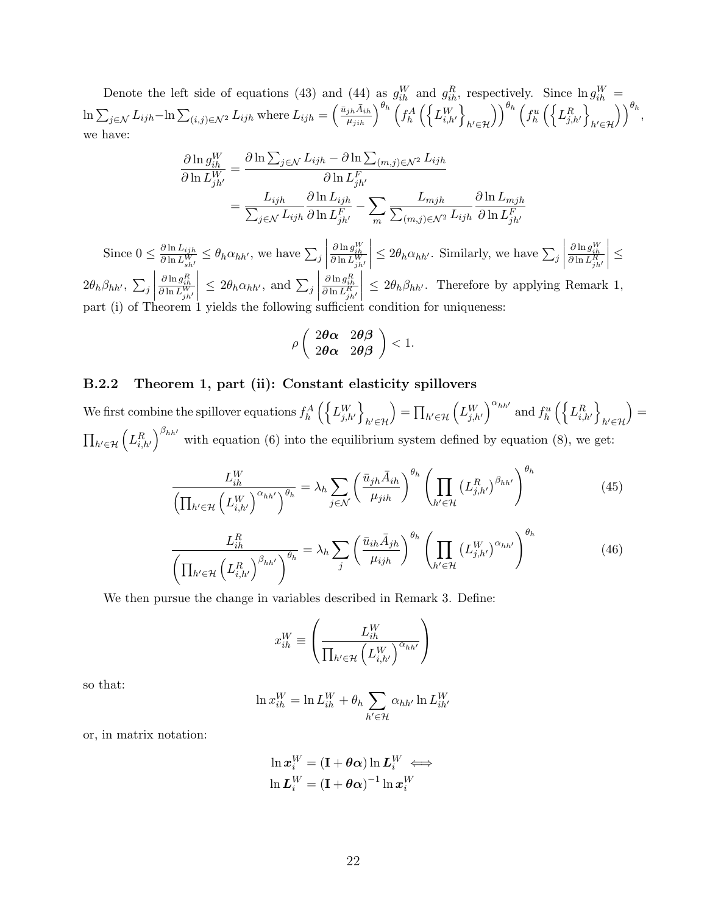Denote the left side of equations (43) and (44) as $g_{ih}^W$ and $g_{ih}^R$, respectively. Since $\ln g_{ih}^W = \ln \sum_{j\in\mathcal{N}} L_{ijh} - \ln \sum_{(i,j)\in\mathcal{N}^2} L_{ijh}$ where $L_{ijh} = \left(\frac{\bar{u}_{jh}\bar{A}_{ih}}{\mu_{jih}}\right)^{\theta_h} \left(f_h^A\left(\left\{L_{i,h'}^W\right\}_{h'\in\mathcal{H}}\right)\right)^{\theta_h} \left(f_h^u\left(\left\{L_{j,h'}^R\right\}_{h'\in\mathcal{H}}\right)\right)^{\theta_h}$, we have:

$$\frac{\partial \ln g_{ih}^W}{\partial \ln L_{jh'}^W} = \frac{\partial \ln \sum_{j\in\mathcal{N}} L_{ijh} - \partial \ln \sum_{(m,j)\in\mathcal{N}^2} L_{ijh}}{\partial \ln L_{jh'}^F}$$

$$= \frac{L_{ijh}}{\sum_{j\in\mathcal{N}} L_{ijh}} \frac{\partial \ln L_{ijh}}{\partial \ln L_{jh'}^F} - \sum_m \frac{L_{mjh}}{\sum_{(m,j)\in\mathcal{N}^2} L_{ijh}} \frac{\partial \ln L_{mjh}}{\partial \ln L_{jh'}^F}$$

Since $0 \le \frac{\partial \ln L_{ijh}}{\partial \ln L_{sh'}^W} \le \theta_h \alpha_{hh'}$, we have $\sum_j \left|\frac{\partial \ln g_{ih}^W}{\partial \ln L_{jh'}^W}\right| \le 2\theta_h \alpha_{hh'}$. Similarly, we have $\sum_j \left|\frac{\partial \ln g_{ih}^W}{\partial \ln L_{jh'}^R}\right| \le 2\theta_h \beta_{hh'}$, $\sum_j \left|\frac{\partial \ln g_{ih}^R}{\partial \ln L_{jh'}^W}\right| \le 2\theta_h \alpha_{hh'}$, and $\sum_j \left|\frac{\partial \ln g_{ih}^R}{\partial \ln L_{jh'}^R}\right| \le 2\theta_h \beta_{hh'}$. Therefore by applying Remark 1, part (i) of Theorem 1 yields the following sufficient condition for uniqueness:

$$\rho \begin{pmatrix} 2\boldsymbol{\theta\alpha} & 2\boldsymbol{\theta\beta} \\ 2\boldsymbol{\theta\alpha} & 2\boldsymbol{\theta\beta} \end{pmatrix} < 1.$$

### B.2.2 Theorem 1, part (ii): Constant elasticity spillovers

We first combine the spillover equations $f_h^A\left(\left\{L_{j,h'}^W\right\}_{h'\in\mathcal{H}}\right) = \prod_{h'\in\mathcal{H}} \left(L_{j,h'}^W\right)^{\alpha_{hh'}}$ and $f_h^u\left(\left\{L_{i,h'}^R\right\}_{h'\in\mathcal{H}}\right) = \prod_{h'\in\mathcal{H}} \left(L_{i,h'}^R\right)^{\beta_{hh'}}$ with equation (6) into the equilibrium system defined by equation (8), we get:

$$\frac{L_{ih}^W}{\left(\prod_{h'\in\mathcal{H}} \left(L_{i,h'}^W\right)^{\alpha_{hh'}}\right)^{\theta_h}} = \lambda_h \sum_{j\in\mathcal{N}} \left(\frac{\bar{u}_{jh}\bar{A}_{ih}}{\mu_{jih}}\right)^{\theta_h} \left(\prod_{h'\in\mathcal{H}} \left(L_{j,h'}^R\right)^{\beta_{hh'}}\right)^{\theta_h} \tag{45}$$

$$\frac{L_{ih}^R}{\left(\prod_{h'\in\mathcal{H}} \left(L_{i,h'}^R\right)^{\beta_{hh'}}\right)^{\theta_h}} = \lambda_h \sum_{j} \left(\frac{\bar{u}_{ih}\bar{A}_{jh}}{\mu_{ijh}}\right)^{\theta_h} \left(\prod_{h'\in\mathcal{H}} \left(L_{j,h'}^W\right)^{\alpha_{hh'}}\right)^{\theta_h} \tag{46}$$

We then pursue the change in variables described in Remark 3. Define:

$$x_{ih}^W \equiv \left(\frac{L_{ih}^W}{\prod_{h'\in\mathcal{H}} \left(L_{i,h'}^W\right)^{\alpha_{hh'}}}\right)$$

so that:

$$\ln x_{ih}^W = \ln L_{ih}^W + \theta_h \sum_{h'\in\mathcal{H}} \alpha_{hh'} \ln L_{ih'}^W$$

or, in matrix notation:

$$\ln \boldsymbol{x}_i^W = (\mathbf{I} + \boldsymbol{\theta\alpha}) \ln \boldsymbol{L}_i^W \iff$$
$$\ln \boldsymbol{L}_i^W = (\mathbf{I} + \boldsymbol{\theta\alpha})^{-1} \ln \boldsymbol{x}_i^W$$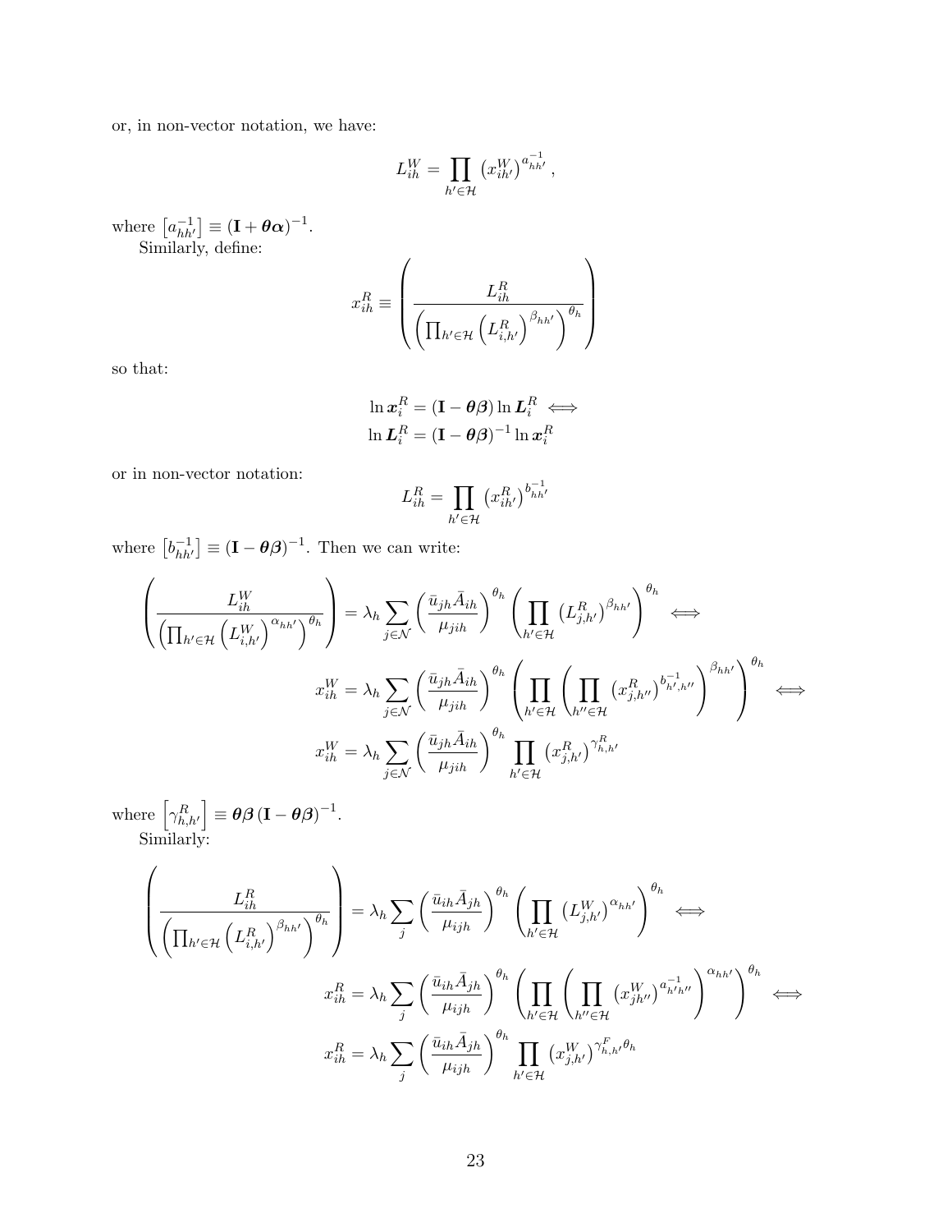or, in non-vector notation, we have:

$$L_{ih}^{W}=\prod_{h'\in\mathcal{H}}\left(x_{ih'}^{W}\right)^{a_{hh'}^{-1}},$$

where $\left[a_{hh'}^{-1}\right]\equiv(\mathbf{I}+\boldsymbol{\theta}\boldsymbol{\alpha})^{-1}$.

Similarly, define:

$$x_{ih}^{R}\equiv\left(\frac{L_{ih}^{R}}{\left(\prod_{h'\in\mathcal{H}}\left(L_{i,h'}^{R}\right)^{\beta_{hh'}}\right)^{\theta_h}}\right)$$

so that:

$$\begin{aligned}\ln\boldsymbol{x}_i^R&=(\mathbf{I}-\boldsymbol{\theta}\boldsymbol{\beta})\ln\boldsymbol{L}_i^R \iff\\ \ln\boldsymbol{L}_i^R&=(\mathbf{I}-\boldsymbol{\theta}\boldsymbol{\beta})^{-1}\ln\boldsymbol{x}_i^R\end{aligned}$$

or in non-vector notation:

$$L_{ih}^{R}=\prod_{h'\in\mathcal{H}}\left(x_{ih'}^{R}\right)^{b_{hh'}^{-1}}$$

where $\left[b_{hh'}^{-1}\right]\equiv(\mathbf{I}-\boldsymbol{\theta}\boldsymbol{\beta})^{-1}$. Then we can write:

$$\begin{aligned}\left(\frac{L_{ih}^{W}}{\left(\prod_{h'\in\mathcal{H}}\left(L_{i,h'}^{W}\right)^{\alpha_{hh'}}\right)^{\theta_h}}\right)&=\lambda_h\sum_{j\in\mathcal{N}}\left(\frac{\bar{u}_{jh}\bar{A}_{ih}}{\mu_{jih}}\right)^{\theta_h}\left(\prod_{h'\in\mathcal{H}}\left(L_{j,h'}^{R}\right)^{\beta_{hh'}}\right)^{\theta_h}\iff\\ x_{ih}^{W}&=\lambda_h\sum_{j\in\mathcal{N}}\left(\frac{\bar{u}_{jh}\bar{A}_{ih}}{\mu_{jih}}\right)^{\theta_h}\left(\prod_{h'\in\mathcal{H}}\left(\prod_{h''\in\mathcal{H}}\left(x_{j,h''}^{R}\right)^{b_{h',h''}^{-1}}\right)^{\beta_{hh'}}\right)^{\theta_h}\iff\\ x_{ih}^{W}&=\lambda_h\sum_{j\in\mathcal{N}}\left(\frac{\bar{u}_{jh}\bar{A}_{ih}}{\mu_{jih}}\right)^{\theta_h}\prod_{h'\in\mathcal{H}}\left(x_{j,h'}^{R}\right)^{\gamma_{h,h'}^{R}}\end{aligned}$$

where $\left[\gamma_{h,h'}^{R}\right]\equiv\boldsymbol{\theta}\boldsymbol{\beta}\left(\mathbf{I}-\boldsymbol{\theta}\boldsymbol{\beta}\right)^{-1}$.

Similarly:

$$\begin{aligned}\left(\frac{L_{ih}^{R}}{\left(\prod_{h'\in\mathcal{H}}\left(L_{i,h'}^{R}\right)^{\beta_{hh'}}\right)^{\theta_h}}\right)&=\lambda_h\sum_{j}\left(\frac{\bar{u}_{ih}\bar{A}_{jh}}{\mu_{ijh}}\right)^{\theta_h}\left(\prod_{h'\in\mathcal{H}}\left(L_{j,h'}^{W}\right)^{\alpha_{hh'}}\right)^{\theta_h}\iff\\ x_{ih}^{R}&=\lambda_h\sum_{j}\left(\frac{\bar{u}_{ih}\bar{A}_{jh}}{\mu_{ijh}}\right)^{\theta_h}\left(\prod_{h'\in\mathcal{H}}\left(\prod_{h''\in\mathcal{H}}\left(x_{jh''}^{W}\right)^{a_{h'h''}^{-1}}\right)^{\alpha_{hh'}}\right)^{\theta_h}\iff\\ x_{ih}^{R}&=\lambda_h\sum_{j}\left(\frac{\bar{u}_{ih}\bar{A}_{jh}}{\mu_{ijh}}\right)^{\theta_h}\prod_{h'\in\mathcal{H}}\left(x_{j,h'}^{W}\right)^{\gamma_{h,h'}^{F}\theta_h}\end{aligned}$$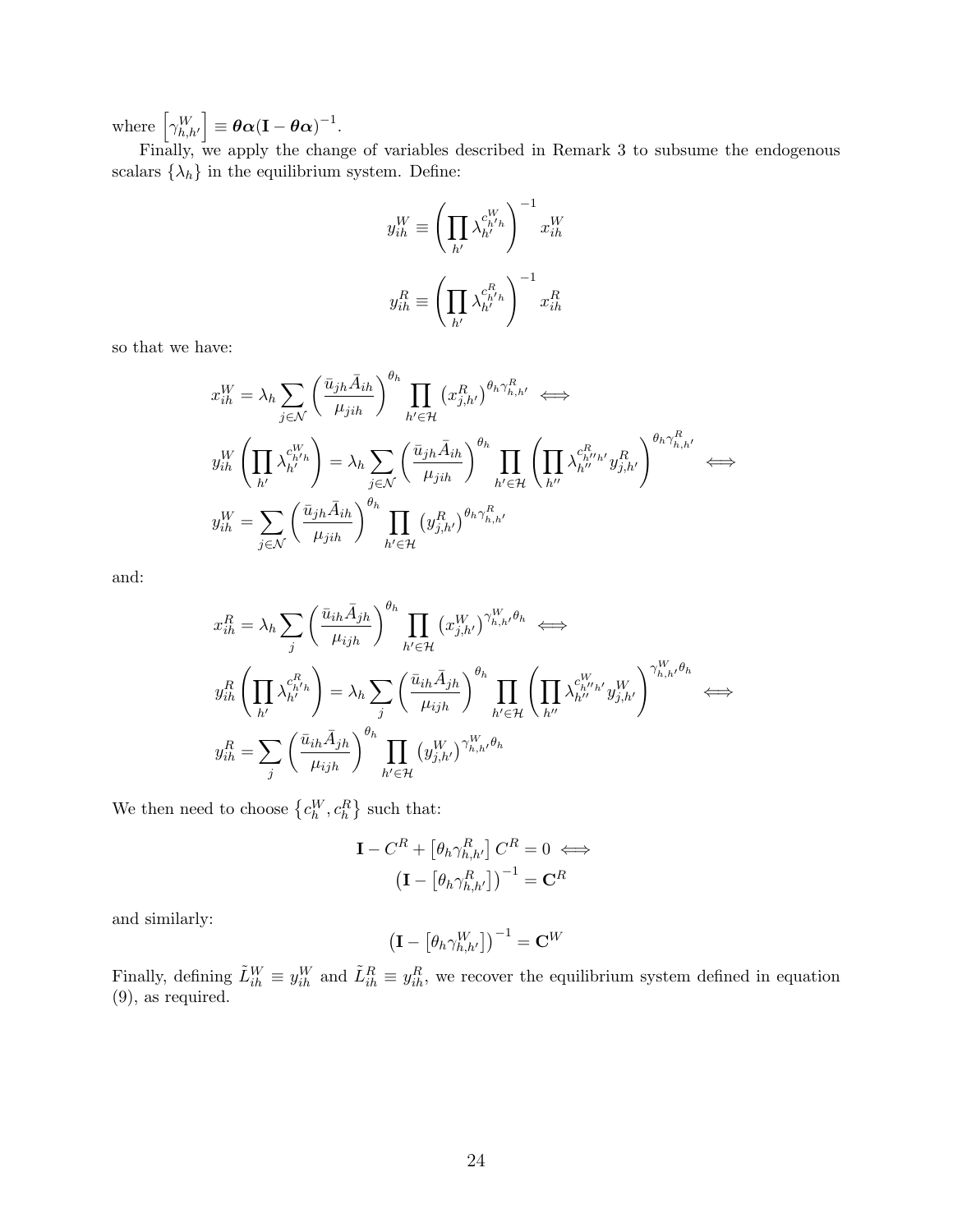where $\left[\gamma^W_{h,h'}\right] \equiv \boldsymbol{\theta\alpha}(\mathbf{I} - \boldsymbol{\theta\alpha})^{-1}$.

Finally, we apply the change of variables described in Remark 3 to subsume the endogenous scalars $\{\lambda_h\}$ in the equilibrium system. Define:

$$y^W_{ih} \equiv \left(\prod_{h'} \lambda_{h'}^{c^W_{h'h}}\right)^{-1} x^W_{ih}$$

$$y^R_{ih} \equiv \left(\prod_{h'} \lambda_{h'}^{c^R_{h'h}}\right)^{-1} x^R_{ih}$$

so that we have:

$$x^W_{ih} = \lambda_h \sum_{j\in\mathcal{N}} \left(\frac{\bar{u}_{jh}\bar{A}_{ih}}{\mu_{jih}}\right)^{\theta_h} \prod_{h'\in\mathcal{H}} \left(x^R_{j,h'}\right)^{\theta_h \gamma^R_{h,h'}} \iff$$

$$y^W_{ih}\left(\prod_{h'} \lambda_{h'}^{c^W_{h'h}}\right) = \lambda_h \sum_{j\in\mathcal{N}} \left(\frac{\bar{u}_{jh}\bar{A}_{ih}}{\mu_{jih}}\right)^{\theta_h} \prod_{h'\in\mathcal{H}} \left(\prod_{h''} \lambda_{h''}^{c^R_{h''h'}} y^R_{j,h'}\right)^{\theta_h \gamma^R_{h,h'}} \iff$$

$$y^W_{ih} = \sum_{j\in\mathcal{N}} \left(\frac{\bar{u}_{jh}\bar{A}_{ih}}{\mu_{jih}}\right)^{\theta_h} \prod_{h'\in\mathcal{H}} \left(y^R_{j,h'}\right)^{\theta_h \gamma^R_{h,h'}}$$

and:

$$x^R_{ih} = \lambda_h \sum_{j} \left(\frac{\bar{u}_{ih}\bar{A}_{jh}}{\mu_{ijh}}\right)^{\theta_h} \prod_{h'\in\mathcal{H}} \left(x^W_{j,h'}\right)^{\gamma^W_{h,h'}\theta_h} \iff$$

$$y^R_{ih}\left(\prod_{h'} \lambda_{h'}^{c^R_{h'h}}\right) = \lambda_h \sum_{j} \left(\frac{\bar{u}_{ih}\bar{A}_{jh}}{\mu_{ijh}}\right)^{\theta_h} \prod_{h'\in\mathcal{H}} \left(\prod_{h''} \lambda_{h''}^{c^W_{h''h'}} y^W_{j,h'}\right)^{\gamma^W_{h,h'}\theta_h} \iff$$

$$y^R_{ih} = \sum_{j} \left(\frac{\bar{u}_{ih}\bar{A}_{jh}}{\mu_{ijh}}\right)^{\theta_h} \prod_{h'\in\mathcal{H}} \left(y^W_{j,h'}\right)^{\gamma^W_{h,h'}\theta_h}$$

We then need to choose $\left\{c^W_h, c^R_h\right\}$ such that:

$$\mathbf{I} - C^R + \left[\theta_h \gamma^R_{h,h'}\right] C^R = 0 \iff$$
$$\left(\mathbf{I} - \left[\theta_h \gamma^R_{h,h'}\right]\right)^{-1} = \mathbf{C}^R$$

and similarly:

$$\left(\mathbf{I} - \left[\theta_h \gamma^W_{h,h'}\right]\right)^{-1} = \mathbf{C}^W$$

Finally, defining $\tilde{L}^W_{ih} \equiv y^W_{ih}$ and $\tilde{L}^R_{ih} \equiv y^R_{ih}$, we recover the equilibrium system defined in equation (9), as required.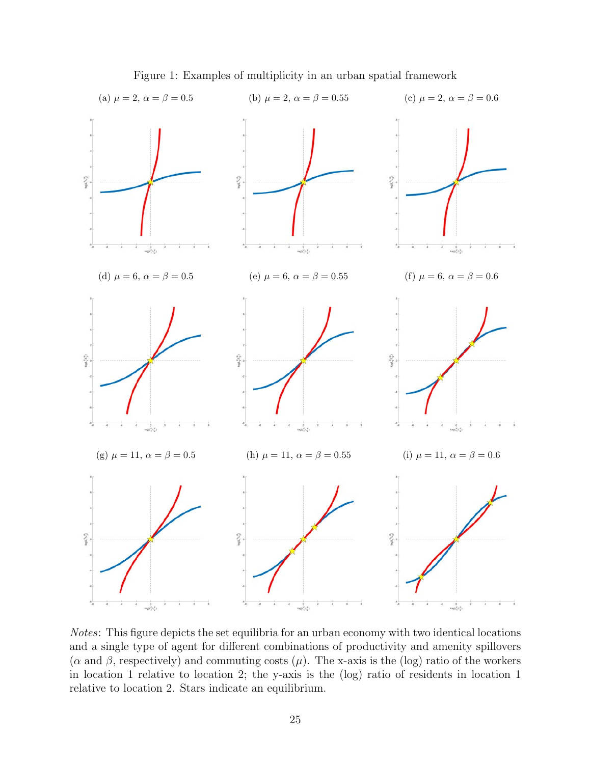Figure 1: Examples of multiplicity in an urban spatial framework

(a) $\mu = 2$, $\alpha = \beta = 0.5$

(b) $\mu = 2$, $\alpha = \beta = 0.55$

(c) $\mu = 2$, $\alpha = \beta = 0.6$

(d) $\mu = 6$, $\alpha = \beta = 0.5$

(e) $\mu = 6$, $\alpha = \beta = 0.55$

(f) $\mu = 6$, $\alpha = \beta = 0.6$

(g) $\mu = 11$, $\alpha = \beta = 0.5$

(h) $\mu = 11$, $\alpha = \beta = 0.55$

(i) $\mu = 11$, $\alpha = \beta = 0.6$

*Notes*: This figure depicts the set equilibria for an urban economy with two identical locations and a single type of agent for different combinations of productivity and amenity spillovers ($\alpha$ and $\beta$, respectively) and commuting costs ($\mu$). The x-axis is the (log) ratio of the workers in location 1 relative to location 2; the y-axis is the (log) ratio of residents in location 1 relative to location 2. Stars indicate an equilibrium.